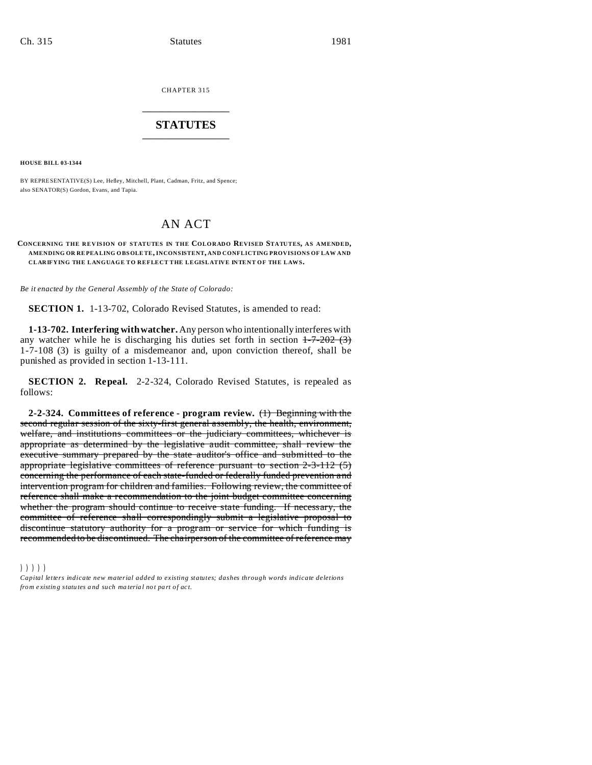CHAPTER 315

## STATUTES

**HOUSE BILL 03-1344**

BY REPRESENTATIVE(S) Lee, Hefley, Mitchell, Plant, Cadman, Fritz, and Spence;
also SENATOR(S) Gordon, Evans, and Tapia.

# AN ACT

**CONCERNING THE REVISION OF STATUTES IN THE COLORADO REVISED STATUTES, AS AMENDED, AMENDING OR REPEALING OBSOLETE, INCONSISTENT, AND CONFLICTING PROVISIONS OF LAW AND CLARIFYING THE LANGUAGE TO REFLECT THE LEGISLATIVE INTENT OF THE LAWS.**

*Be it enacted by the General Assembly of the State of Colorado:*

**SECTION 1.** 1-13-702, Colorado Revised Statutes, is amended to read:

**1-13-702. Interfering with watcher.** Any person who intentionally interferes with any watcher while he is discharging his duties set forth in section ~~1-7-202 (3)~~ 1-7-108 (3) is guilty of a misdemeanor and, upon conviction thereof, shall be punished as provided in section 1-13-111.

**SECTION 2. Repeal.** 2-2-324, Colorado Revised Statutes, is repealed as follows:

**2-2-324. Committees of reference - program review.** ~~(1) Beginning with the second regular session of the sixty-first general assembly, the health, environment, welfare, and institutions committees or the judiciary committees, whichever is appropriate as determined by the legislative audit committee, shall review the executive summary prepared by the state auditor's office and submitted to the appropriate legislative committees of reference pursuant to section 2-3-112 (5) concerning the performance of each state-funded or federally funded prevention and intervention program for children and families. Following review, the committee of reference shall make a recommendation to the joint budget committee concerning whether the program should continue to receive state funding. If necessary, the committee of reference shall correspondingly submit a legislative proposal to discontinue statutory authority for a program or service for which funding is recommended to be discontinued. The chairperson of the committee of reference may~~

*Capital letters indicate new material added to existing statutes; dashes through words indicate deletions from existing statutes and such material not part of act.*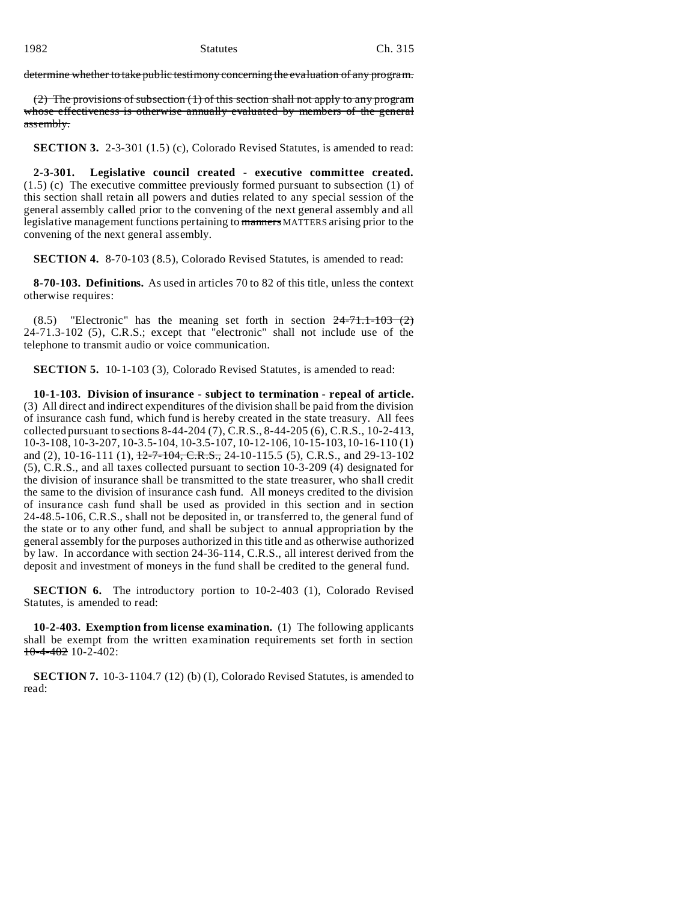~~determine whether to take public testimony concerning the evaluation of any program.~~

~~(2) The provisions of subsection (1) of this section shall not apply to any program whose effectiveness is otherwise annually evaluated by members of the general assembly.~~

**SECTION 3.** 2-3-301 (1.5) (c), Colorado Revised Statutes, is amended to read:

**2-3-301. Legislative council created - executive committee created.** (1.5) (c) The executive committee previously formed pursuant to subsection (1) of this section shall retain all powers and duties related to any special session of the general assembly called prior to the convening of the next general assembly and all legislative management functions pertaining to ~~manners~~ MATTERS arising prior to the convening of the next general assembly.

**SECTION 4.** 8-70-103 (8.5), Colorado Revised Statutes, is amended to read:

**8-70-103. Definitions.** As used in articles 70 to 82 of this title, unless the context otherwise requires:

(8.5) "Electronic" has the meaning set forth in section ~~24-71.1-103 (2)~~ 24-71.3-102 (5), C.R.S.; except that "electronic" shall not include use of the telephone to transmit audio or voice communication.

**SECTION 5.** 10-1-103 (3), Colorado Revised Statutes, is amended to read:

**10-1-103. Division of insurance - subject to termination - repeal of article.** (3) All direct and indirect expenditures of the division shall be paid from the division of insurance cash fund, which fund is hereby created in the state treasury. All fees collected pursuant to sections 8-44-204 (7), C.R.S., 8-44-205 (6), C.R.S., 10-2-413, 10-3-108, 10-3-207, 10-3.5-104, 10-3.5-107, 10-12-106, 10-15-103, 10-16-110 (1) and (2), 10-16-111 (1), ~~12-7-104, C.R.S.,~~ 24-10-115.5 (5), C.R.S., and 29-13-102 (5), C.R.S., and all taxes collected pursuant to section 10-3-209 (4) designated for the division of insurance shall be transmitted to the state treasurer, who shall credit the same to the division of insurance cash fund. All moneys credited to the division of insurance cash fund shall be used as provided in this section and in section 24-48.5-106, C.R.S., shall not be deposited in, or transferred to, the general fund of the state or to any other fund, and shall be subject to annual appropriation by the general assembly for the purposes authorized in this title and as otherwise authorized by law. In accordance with section 24-36-114, C.R.S., all interest derived from the deposit and investment of moneys in the fund shall be credited to the general fund.

**SECTION 6.** The introductory portion to 10-2-403 (1), Colorado Revised Statutes, is amended to read:

**10-2-403. Exemption from license examination.** (1) The following applicants shall be exempt from the written examination requirements set forth in section ~~10-4-402~~ 10-2-402:

**SECTION 7.** 10-3-1104.7 (12) (b) (I), Colorado Revised Statutes, is amended to read: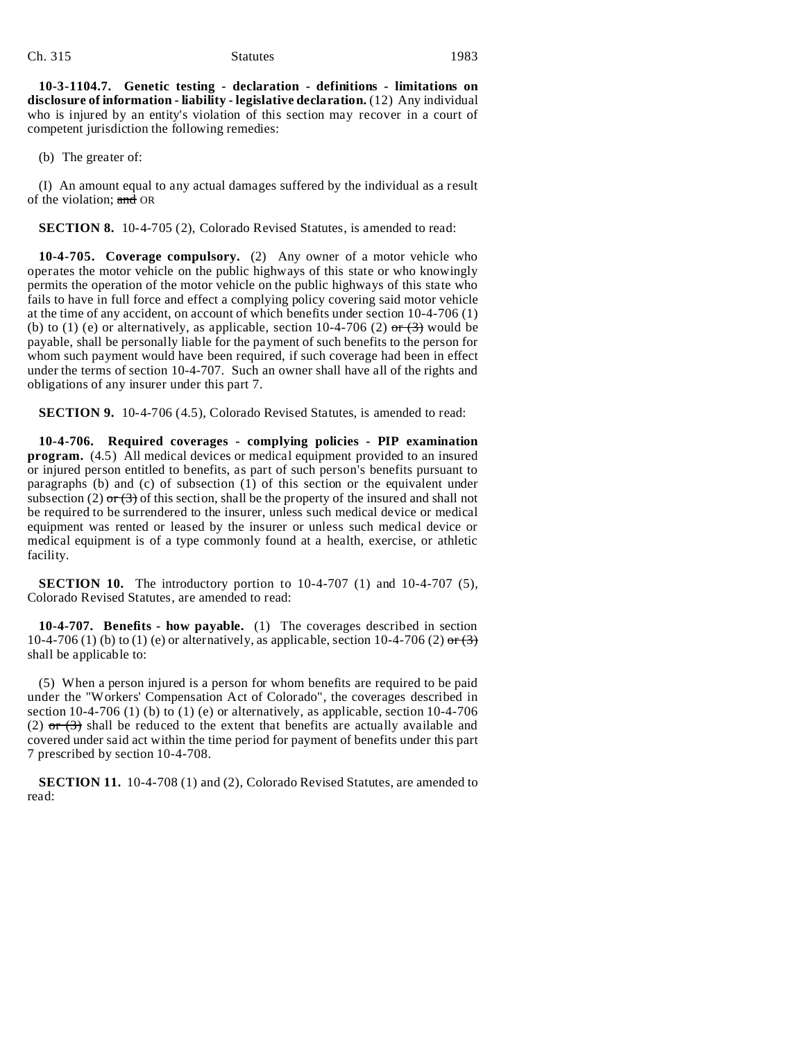**10-3-1104.7. Genetic testing - declaration - definitions - limitations on disclosure of information - liability - legislative declaration.** (12) Any individual who is injured by an entity's violation of this section may recover in a court of competent jurisdiction the following remedies:

(b) The greater of:

(I) An amount equal to any actual damages suffered by the individual as a result of the violation; ~~and~~ OR

**SECTION 8.** 10-4-705 (2), Colorado Revised Statutes, is amended to read:

**10-4-705. Coverage compulsory.** (2) Any owner of a motor vehicle who operates the motor vehicle on the public highways of this state or who knowingly permits the operation of the motor vehicle on the public highways of this state who fails to have in full force and effect a complying policy covering said motor vehicle at the time of any accident, on account of which benefits under section 10-4-706 (1) (b) to (1) (e) or alternatively, as applicable, section 10-4-706 (2) ~~or (3)~~ would be payable, shall be personally liable for the payment of such benefits to the person for whom such payment would have been required, if such coverage had been in effect under the terms of section 10-4-707. Such an owner shall have all of the rights and obligations of any insurer under this part 7.

**SECTION 9.** 10-4-706 (4.5), Colorado Revised Statutes, is amended to read:

**10-4-706. Required coverages - complying policies - PIP examination program.** (4.5) All medical devices or medical equipment provided to an insured or injured person entitled to benefits, as part of such person's benefits pursuant to paragraphs (b) and (c) of subsection (1) of this section or the equivalent under subsection (2) ~~or (3)~~ of this section, shall be the property of the insured and shall not be required to be surrendered to the insurer, unless such medical device or medical equipment was rented or leased by the insurer or unless such medical device or medical equipment is of a type commonly found at a health, exercise, or athletic facility.

**SECTION 10.** The introductory portion to 10-4-707 (1) and 10-4-707 (5), Colorado Revised Statutes, are amended to read:

**10-4-707. Benefits - how payable.** (1) The coverages described in section 10-4-706 (1) (b) to (1) (e) or alternatively, as applicable, section 10-4-706 (2) ~~or (3)~~ shall be applicable to:

(5) When a person injured is a person for whom benefits are required to be paid under the "Workers' Compensation Act of Colorado", the coverages described in section 10-4-706 (1) (b) to (1) (e) or alternatively, as applicable, section 10-4-706 (2) ~~or (3)~~ shall be reduced to the extent that benefits are actually available and covered under said act within the time period for payment of benefits under this part 7 prescribed by section 10-4-708.

**SECTION 11.** 10-4-708 (1) and (2), Colorado Revised Statutes, are amended to read: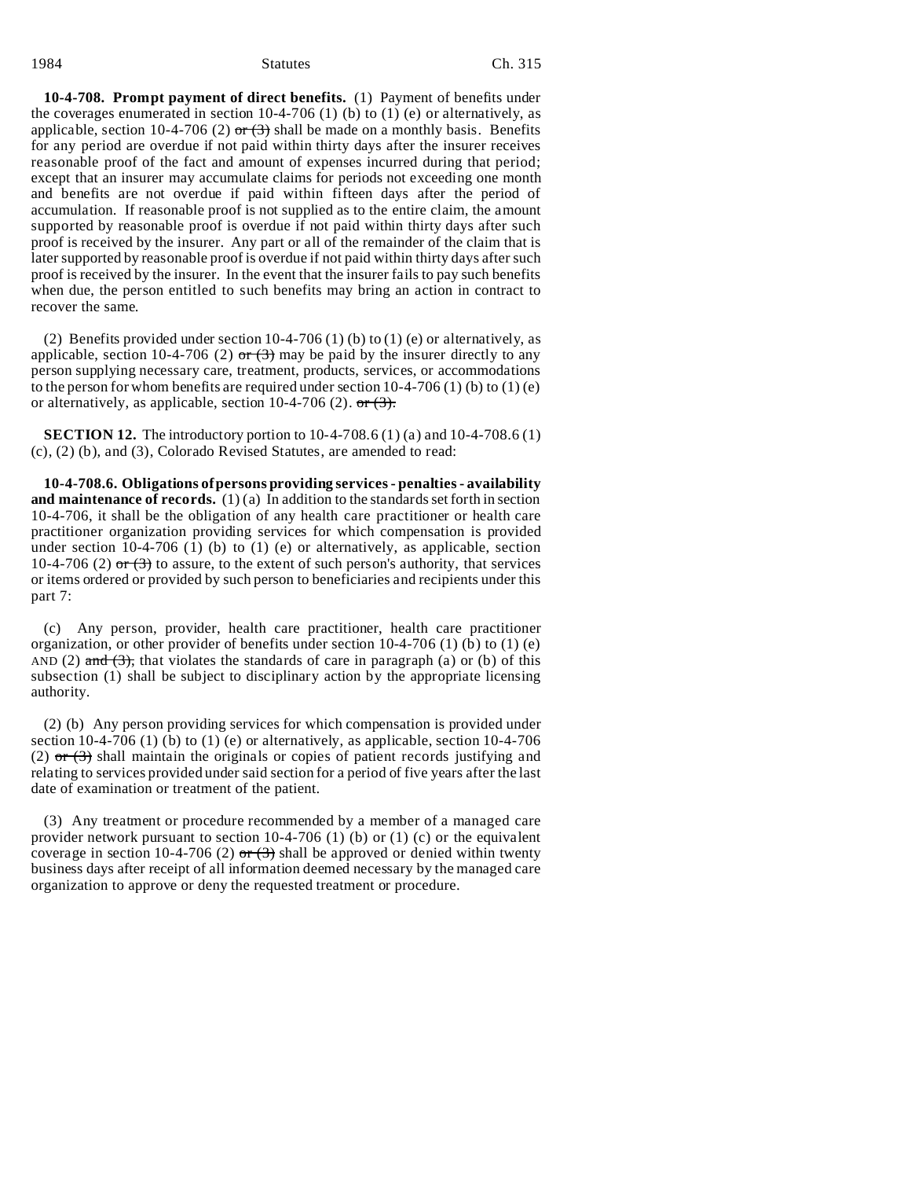**10-4-708. Prompt payment of direct benefits.** (1) Payment of benefits under the coverages enumerated in section 10-4-706 (1) (b) to (1) (e) or alternatively, as applicable, section 10-4-706 (2) ~~or (3)~~ shall be made on a monthly basis. Benefits for any period are overdue if not paid within thirty days after the insurer receives reasonable proof of the fact and amount of expenses incurred during that period; except that an insurer may accumulate claims for periods not exceeding one month and benefits are not overdue if paid within fifteen days after the period of accumulation. If reasonable proof is not supplied as to the entire claim, the amount supported by reasonable proof is overdue if not paid within thirty days after such proof is received by the insurer. Any part or all of the remainder of the claim that is later supported by reasonable proof is overdue if not paid within thirty days after such proof is received by the insurer. In the event that the insurer fails to pay such benefits when due, the person entitled to such benefits may bring an action in contract to recover the same.

(2) Benefits provided under section 10-4-706 (1) (b) to (1) (e) or alternatively, as applicable, section 10-4-706 (2) ~~or (3)~~ may be paid by the insurer directly to any person supplying necessary care, treatment, products, services, or accommodations to the person for whom benefits are required under section 10-4-706 (1) (b) to (1) (e) or alternatively, as applicable, section 10-4-706 (2). ~~or (3).~~

**SECTION 12.** The introductory portion to 10-4-708.6 (1) (a) and 10-4-708.6 (1) (c), (2) (b), and (3), Colorado Revised Statutes, are amended to read:

**10-4-708.6. Obligations of persons providing services - penalties - availability and maintenance of records.** (1) (a) In addition to the standards set forth in section 10-4-706, it shall be the obligation of any health care practitioner or health care practitioner organization providing services for which compensation is provided under section 10-4-706 (1) (b) to (1) (e) or alternatively, as applicable, section 10-4-706 (2) ~~or (3)~~ to assure, to the extent of such person's authority, that services or items ordered or provided by such person to beneficiaries and recipients under this part 7:

(c) Any person, provider, health care practitioner, health care practitioner organization, or other provider of benefits under section 10-4-706 (1) (b) to (1) (e) AND (2) ~~and (3),~~ that violates the standards of care in paragraph (a) or (b) of this subsection (1) shall be subject to disciplinary action by the appropriate licensing authority.

(2) (b) Any person providing services for which compensation is provided under section 10-4-706 (1) (b) to (1) (e) or alternatively, as applicable, section 10-4-706 (2) ~~or (3)~~ shall maintain the originals or copies of patient records justifying and relating to services provided under said section for a period of five years after the last date of examination or treatment of the patient.

(3) Any treatment or procedure recommended by a member of a managed care provider network pursuant to section 10-4-706 (1) (b) or (1) (c) or the equivalent coverage in section 10-4-706 (2) ~~or (3)~~ shall be approved or denied within twenty business days after receipt of all information deemed necessary by the managed care organization to approve or deny the requested treatment or procedure.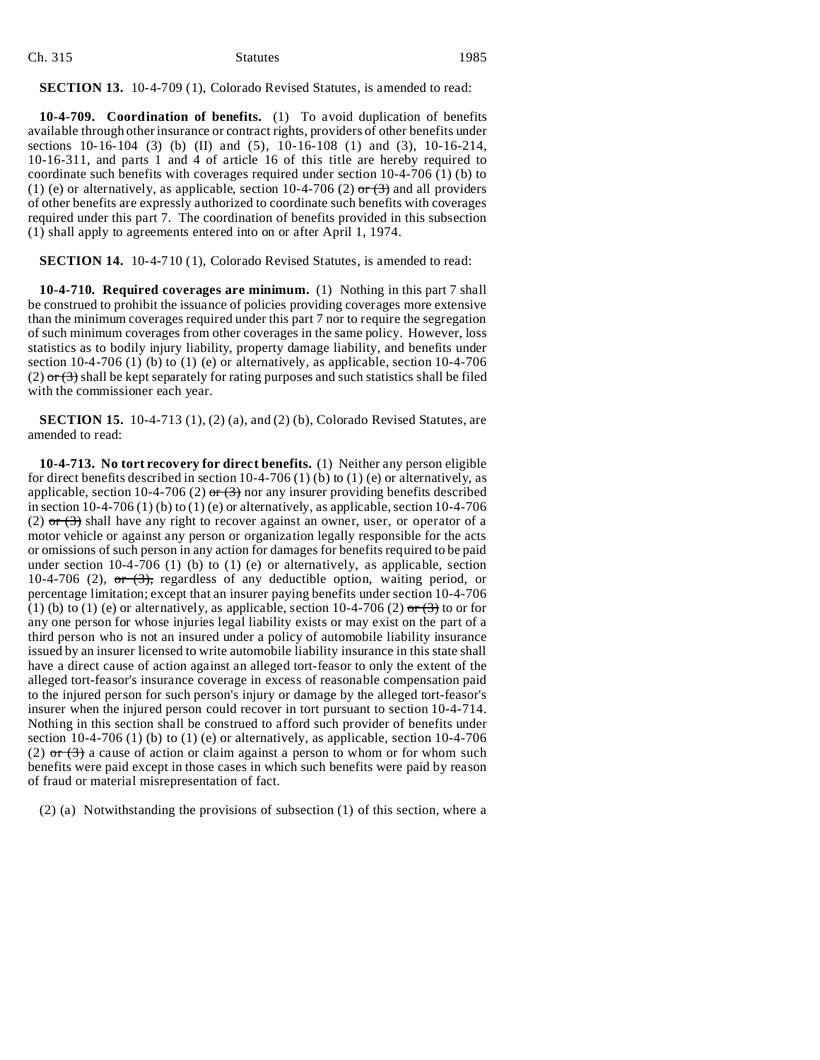**SECTION 13.** 10-4-709 (1), Colorado Revised Statutes, is amended to read:

**10-4-709. Coordination of benefits.** (1) To avoid duplication of benefits available through other insurance or contract rights, providers of other benefits under sections 10-16-104 (3) (b) (II) and (5), 10-16-108 (1) and (3), 10-16-214, 10-16-311, and parts 1 and 4 of article 16 of this title are hereby required to coordinate such benefits with coverages required under section 10-4-706 (1) (b) to (1) (e) or alternatively, as applicable, section 10-4-706 (2) ~~or (3)~~ and all providers of other benefits are expressly authorized to coordinate such benefits with coverages required under this part 7. The coordination of benefits provided in this subsection (1) shall apply to agreements entered into on or after April 1, 1974.

**SECTION 14.** 10-4-710 (1), Colorado Revised Statutes, is amended to read:

**10-4-710. Required coverages are minimum.** (1) Nothing in this part 7 shall be construed to prohibit the issuance of policies providing coverages more extensive than the minimum coverages required under this part 7 nor to require the segregation of such minimum coverages from other coverages in the same policy. However, loss statistics as to bodily injury liability, property damage liability, and benefits under section 10-4-706 (1) (b) to (1) (e) or alternatively, as applicable, section 10-4-706 (2) ~~or (3)~~ shall be kept separately for rating purposes and such statistics shall be filed with the commissioner each year.

**SECTION 15.** 10-4-713 (1), (2) (a), and (2) (b), Colorado Revised Statutes, are amended to read:

**10-4-713. No tort recovery for direct benefits.** (1) Neither any person eligible for direct benefits described in section 10-4-706 (1) (b) to (1) (e) or alternatively, as applicable, section 10-4-706 (2) ~~or (3)~~ nor any insurer providing benefits described in section 10-4-706 (1) (b) to (1) (e) or alternatively, as applicable, section 10-4-706 (2) ~~or (3)~~ shall have any right to recover against an owner, user, or operator of a motor vehicle or against any person or organization legally responsible for the acts or omissions of such person in any action for damages for benefits required to be paid under section 10-4-706 (1) (b) to (1) (e) or alternatively, as applicable, section 10-4-706 (2), ~~or (3),~~ regardless of any deductible option, waiting period, or percentage limitation; except that an insurer paying benefits under section 10-4-706 (1) (b) to (1) (e) or alternatively, as applicable, section 10-4-706 (2) ~~or (3)~~ to or for any one person for whose injuries legal liability exists or may exist on the part of a third person who is not an insured under a policy of automobile liability insurance issued by an insurer licensed to write automobile liability insurance in this state shall have a direct cause of action against an alleged tort-feasor to only the extent of the alleged tort-feasor's insurance coverage in excess of reasonable compensation paid to the injured person for such person's injury or damage by the alleged tort-feasor's insurer when the injured person could recover in tort pursuant to section 10-4-714. Nothing in this section shall be construed to afford such provider of benefits under section 10-4-706 (1) (b) to (1) (e) or alternatively, as applicable, section 10-4-706 (2) ~~or (3)~~ a cause of action or claim against a person to whom or for whom such benefits were paid except in those cases in which such benefits were paid by reason of fraud or material misrepresentation of fact.

(2) (a) Notwithstanding the provisions of subsection (1) of this section, where a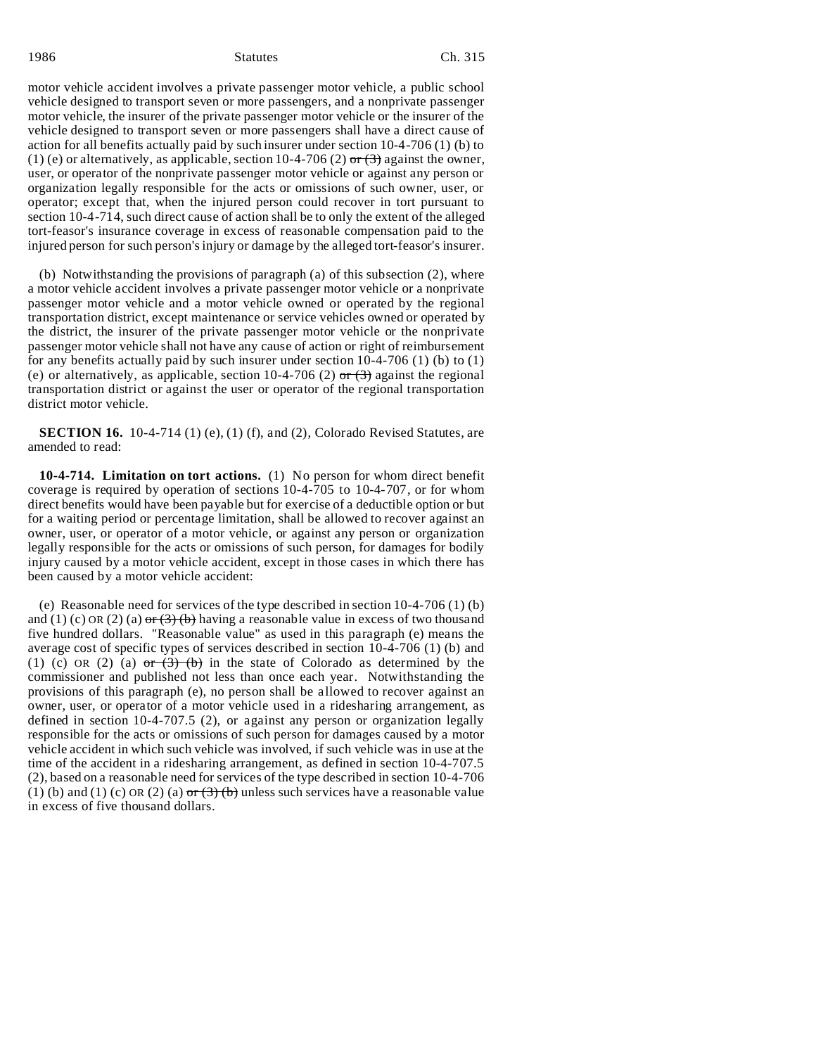motor vehicle accident involves a private passenger motor vehicle, a public school vehicle designed to transport seven or more passengers, and a nonprivate passenger motor vehicle, the insurer of the private passenger motor vehicle or the insurer of the vehicle designed to transport seven or more passengers shall have a direct cause of action for all benefits actually paid by such insurer under section 10-4-706 (1) (b) to (1) (e) or alternatively, as applicable, section 10-4-706 (2) ~~or (3)~~ against the owner, user, or operator of the nonprivate passenger motor vehicle or against any person or organization legally responsible for the acts or omissions of such owner, user, or operator; except that, when the injured person could recover in tort pursuant to section 10-4-714, such direct cause of action shall be to only the extent of the alleged tort-feasor's insurance coverage in excess of reasonable compensation paid to the injured person for such person's injury or damage by the alleged tort-feasor's insurer.

(b) Notwithstanding the provisions of paragraph (a) of this subsection (2), where a motor vehicle accident involves a private passenger motor vehicle or a nonprivate passenger motor vehicle and a motor vehicle owned or operated by the regional transportation district, except maintenance or service vehicles owned or operated by the district, the insurer of the private passenger motor vehicle or the nonprivate passenger motor vehicle shall not have any cause of action or right of reimbursement for any benefits actually paid by such insurer under section 10-4-706 (1) (b) to (1) (e) or alternatively, as applicable, section 10-4-706 (2) ~~or (3)~~ against the regional transportation district or against the user or operator of the regional transportation district motor vehicle.

**SECTION 16.** 10-4-714 (1) (e), (1) (f), and (2), Colorado Revised Statutes, are amended to read:

**10-4-714. Limitation on tort actions.** (1) No person for whom direct benefit coverage is required by operation of sections 10-4-705 to 10-4-707, or for whom direct benefits would have been payable but for exercise of a deductible option or but for a waiting period or percentage limitation, shall be allowed to recover against an owner, user, or operator of a motor vehicle, or against any person or organization legally responsible for the acts or omissions of such person, for damages for bodily injury caused by a motor vehicle accident, except in those cases in which there has been caused by a motor vehicle accident:

(e) Reasonable need for services of the type described in section 10-4-706 (1) (b) and (1) (c) OR (2) (a) ~~or (3) (b)~~ having a reasonable value in excess of two thousand five hundred dollars. "Reasonable value" as used in this paragraph (e) means the average cost of specific types of services described in section 10-4-706 (1) (b) and (1) (c) OR (2) (a) ~~or (3) (b)~~ in the state of Colorado as determined by the commissioner and published not less than once each year. Notwithstanding the provisions of this paragraph (e), no person shall be allowed to recover against an owner, user, or operator of a motor vehicle used in a ridesharing arrangement, as defined in section 10-4-707.5 (2), or against any person or organization legally responsible for the acts or omissions of such person for damages caused by a motor vehicle accident in which such vehicle was involved, if such vehicle was in use at the time of the accident in a ridesharing arrangement, as defined in section 10-4-707.5 (2), based on a reasonable need for services of the type described in section 10-4-706 (1) (b) and (1) (c) OR (2) (a) ~~or (3) (b)~~ unless such services have a reasonable value in excess of five thousand dollars.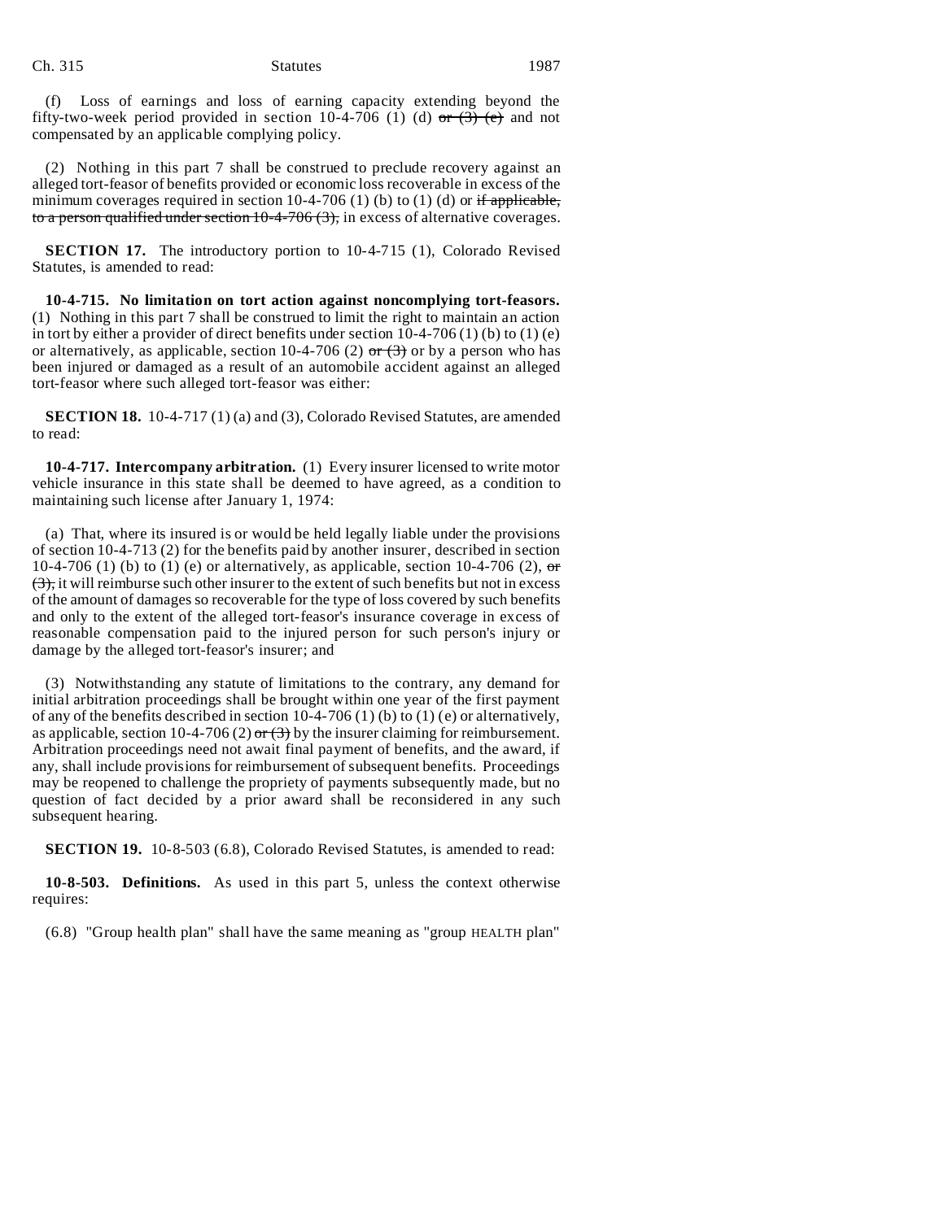(f) Loss of earnings and loss of earning capacity extending beyond the fifty-two-week period provided in section 10-4-706 (1) (d) ~~or (3) (e)~~ and not compensated by an applicable complying policy.

(2) Nothing in this part 7 shall be construed to preclude recovery against an alleged tort-feasor of benefits provided or economic loss recoverable in excess of the minimum coverages required in section 10-4-706 (1) (b) to (1) (d) or ~~if applicable, to a person qualified under section 10-4-706 (3),~~ in excess of alternative coverages.

**SECTION 17.** The introductory portion to 10-4-715 (1), Colorado Revised Statutes, is amended to read:

**10-4-715. No limitation on tort action against noncomplying tort-feasors.** (1) Nothing in this part 7 shall be construed to limit the right to maintain an action in tort by either a provider of direct benefits under section 10-4-706 (1) (b) to (1) (e) or alternatively, as applicable, section 10-4-706 (2) ~~or (3)~~ or by a person who has been injured or damaged as a result of an automobile accident against an alleged tort-feasor where such alleged tort-feasor was either:

**SECTION 18.** 10-4-717 (1) (a) and (3), Colorado Revised Statutes, are amended to read:

**10-4-717. Intercompany arbitration.** (1) Every insurer licensed to write motor vehicle insurance in this state shall be deemed to have agreed, as a condition to maintaining such license after January 1, 1974:

(a) That, where its insured is or would be held legally liable under the provisions of section 10-4-713 (2) for the benefits paid by another insurer, described in section 10-4-706 (1) (b) to (1) (e) or alternatively, as applicable, section 10-4-706 (2), ~~or (3),~~ it will reimburse such other insurer to the extent of such benefits but not in excess of the amount of damages so recoverable for the type of loss covered by such benefits and only to the extent of the alleged tort-feasor's insurance coverage in excess of reasonable compensation paid to the injured person for such person's injury or damage by the alleged tort-feasor's insurer; and

(3) Notwithstanding any statute of limitations to the contrary, any demand for initial arbitration proceedings shall be brought within one year of the first payment of any of the benefits described in section 10-4-706 (1) (b) to (1) (e) or alternatively, as applicable, section 10-4-706 (2) ~~or (3)~~ by the insurer claiming for reimbursement. Arbitration proceedings need not await final payment of benefits, and the award, if any, shall include provisions for reimbursement of subsequent benefits. Proceedings may be reopened to challenge the propriety of payments subsequently made, but no question of fact decided by a prior award shall be reconsidered in any such subsequent hearing.

**SECTION 19.** 10-8-503 (6.8), Colorado Revised Statutes, is amended to read:

**10-8-503. Definitions.** As used in this part 5, unless the context otherwise requires:

(6.8) "Group health plan" shall have the same meaning as "group HEALTH plan"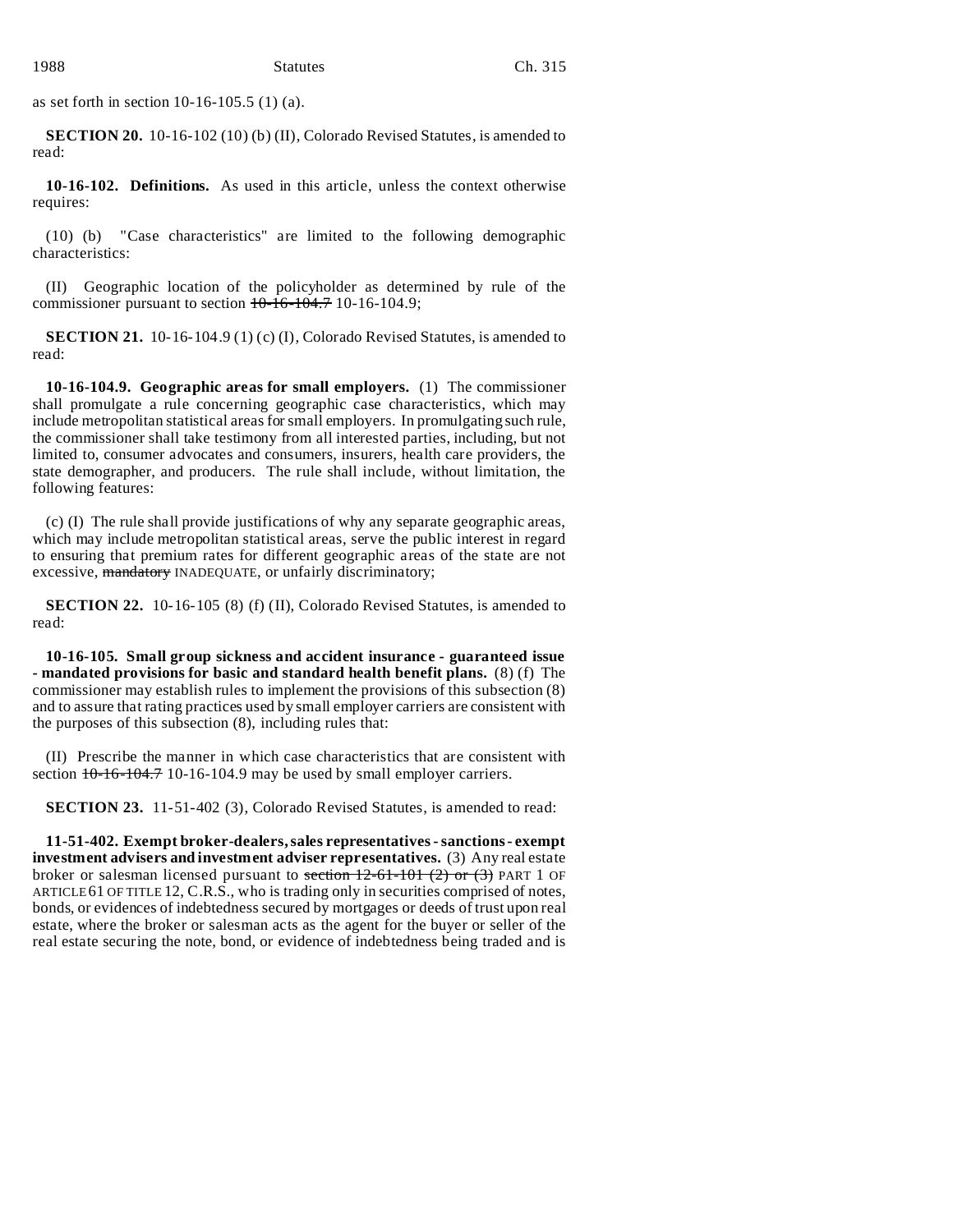as set forth in section 10-16-105.5 (1) (a).

**SECTION 20.** 10-16-102 (10) (b) (II), Colorado Revised Statutes, is amended to read:

**10-16-102. Definitions.** As used in this article, unless the context otherwise requires:

(10) (b) "Case characteristics" are limited to the following demographic characteristics:

(II) Geographic location of the policyholder as determined by rule of the commissioner pursuant to section ~~10-16-104.7~~ 10-16-104.9;

**SECTION 21.** 10-16-104.9 (1) (c) (I), Colorado Revised Statutes, is amended to read:

**10-16-104.9. Geographic areas for small employers.** (1) The commissioner shall promulgate a rule concerning geographic case characteristics, which may include metropolitan statistical areas for small employers. In promulgating such rule, the commissioner shall take testimony from all interested parties, including, but not limited to, consumer advocates and consumers, insurers, health care providers, the state demographer, and producers. The rule shall include, without limitation, the following features:

(c) (I) The rule shall provide justifications of why any separate geographic areas, which may include metropolitan statistical areas, serve the public interest in regard to ensuring that premium rates for different geographic areas of the state are not excessive, ~~mandatory~~ INADEQUATE, or unfairly discriminatory;

**SECTION 22.** 10-16-105 (8) (f) (II), Colorado Revised Statutes, is amended to read:

**10-16-105. Small group sickness and accident insurance - guaranteed issue - mandated provisions for basic and standard health benefit plans.** (8) (f) The commissioner may establish rules to implement the provisions of this subsection (8) and to assure that rating practices used by small employer carriers are consistent with the purposes of this subsection (8), including rules that:

(II) Prescribe the manner in which case characteristics that are consistent with section ~~10-16-104.7~~ 10-16-104.9 may be used by small employer carriers.

**SECTION 23.** 11-51-402 (3), Colorado Revised Statutes, is amended to read:

**11-51-402. Exempt broker-dealers, sales representatives - sanctions - exempt investment advisers and investment adviser representatives.** (3) Any real estate broker or salesman licensed pursuant to ~~section 12-61-101 (2) or (3)~~ PART 1 OF ARTICLE 61 OF TITLE 12, C.R.S., who is trading only in securities comprised of notes, bonds, or evidences of indebtedness secured by mortgages or deeds of trust upon real estate, where the broker or salesman acts as the agent for the buyer or seller of the real estate securing the note, bond, or evidence of indebtedness being traded and is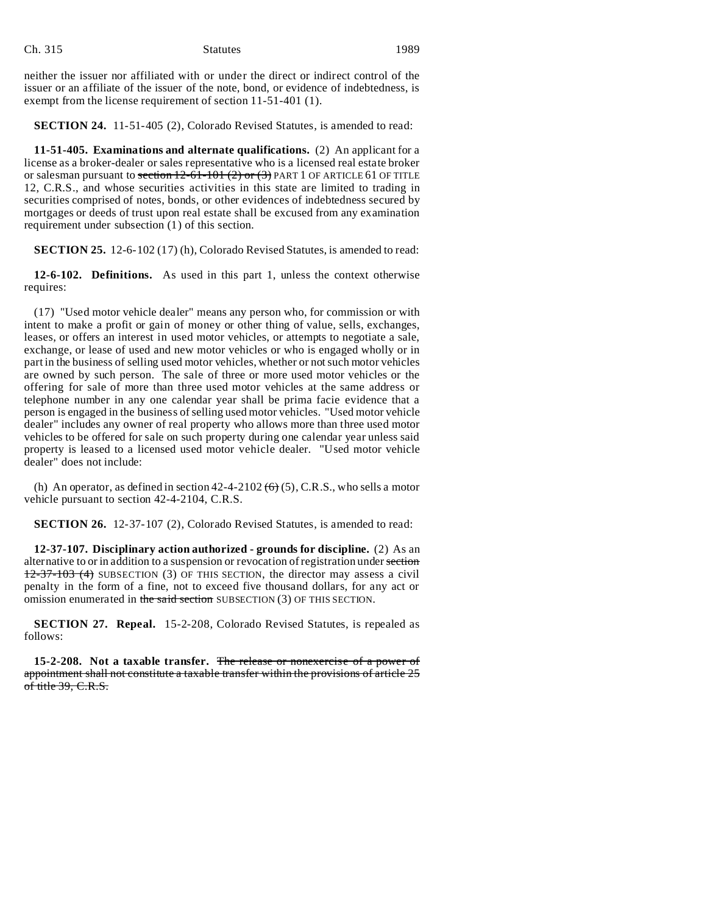neither the issuer nor affiliated with or under the direct or indirect control of the issuer or an affiliate of the issuer of the note, bond, or evidence of indebtedness, is exempt from the license requirement of section 11-51-401 (1).

**SECTION 24.** 11-51-405 (2), Colorado Revised Statutes, is amended to read:

**11-51-405. Examinations and alternate qualifications.** (2) An applicant for a license as a broker-dealer or sales representative who is a licensed real estate broker or salesman pursuant to ~~section 12-61-101 (2) or (3)~~ PART 1 OF ARTICLE 61 OF TITLE 12, C.R.S., and whose securities activities in this state are limited to trading in securities comprised of notes, bonds, or other evidences of indebtedness secured by mortgages or deeds of trust upon real estate shall be excused from any examination requirement under subsection (1) of this section.

**SECTION 25.** 12-6-102 (17) (h), Colorado Revised Statutes, is amended to read:

**12-6-102. Definitions.** As used in this part 1, unless the context otherwise requires:

(17) "Used motor vehicle dealer" means any person who, for commission or with intent to make a profit or gain of money or other thing of value, sells, exchanges, leases, or offers an interest in used motor vehicles, or attempts to negotiate a sale, exchange, or lease of used and new motor vehicles or who is engaged wholly or in part in the business of selling used motor vehicles, whether or not such motor vehicles are owned by such person. The sale of three or more used motor vehicles or the offering for sale of more than three used motor vehicles at the same address or telephone number in any one calendar year shall be prima facie evidence that a person is engaged in the business of selling used motor vehicles. "Used motor vehicle dealer" includes any owner of real property who allows more than three used motor vehicles to be offered for sale on such property during one calendar year unless said property is leased to a licensed used motor vehicle dealer. "Used motor vehicle dealer" does not include:

(h) An operator, as defined in section 42-4-2102 ~~(6)~~ (5), C.R.S., who sells a motor vehicle pursuant to section 42-4-2104, C.R.S.

**SECTION 26.** 12-37-107 (2), Colorado Revised Statutes, is amended to read:

**12-37-107. Disciplinary action authorized - grounds for discipline.** (2) As an alternative to or in addition to a suspension or revocation of registration under ~~section 12-37-103 (4)~~ SUBSECTION (3) OF THIS SECTION, the director may assess a civil penalty in the form of a fine, not to exceed five thousand dollars, for any act or omission enumerated in ~~the said section~~ SUBSECTION (3) OF THIS SECTION.

**SECTION 27. Repeal.** 15-2-208, Colorado Revised Statutes, is repealed as follows:

**15-2-208. Not a taxable transfer.** ~~The release or nonexercise of a power of appointment shall not constitute a taxable transfer within the provisions of article 25 of title 39, C.R.S.~~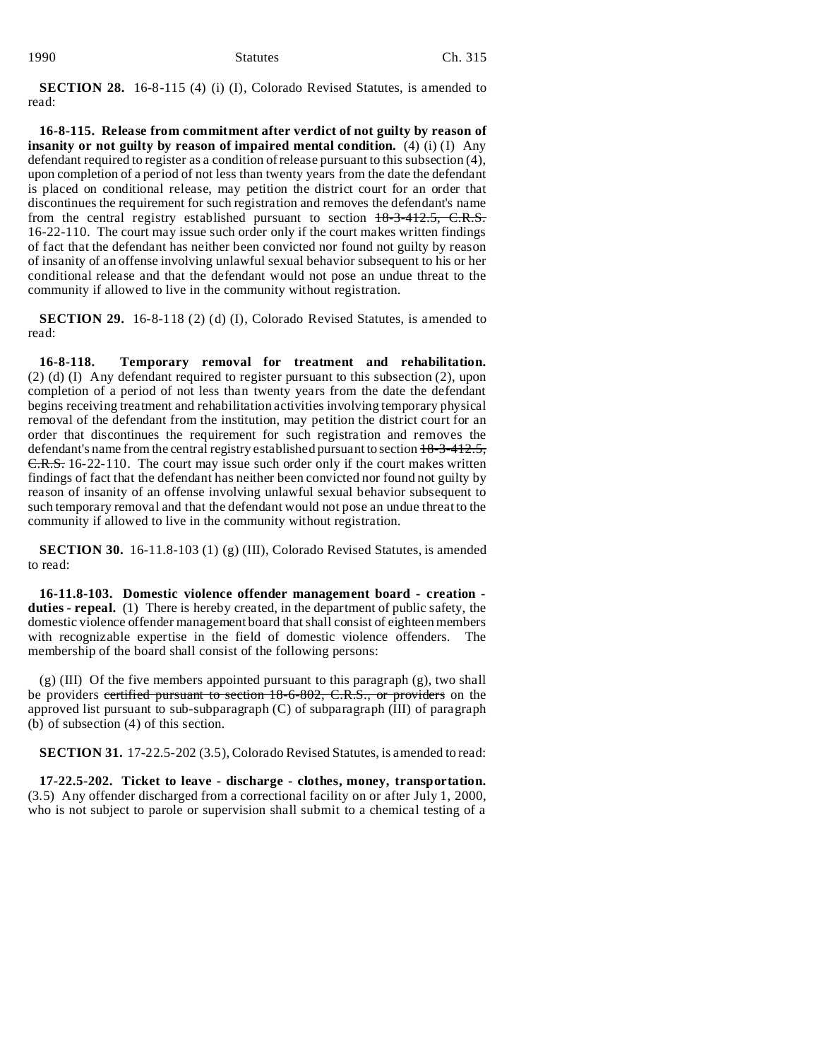**SECTION 28.** 16-8-115 (4) (i) (I), Colorado Revised Statutes, is amended to read:

**16-8-115. Release from commitment after verdict of not guilty by reason of insanity or not guilty by reason of impaired mental condition.** (4) (i) (I) Any defendant required to register as a condition of release pursuant to this subsection (4), upon completion of a period of not less than twenty years from the date the defendant is placed on conditional release, may petition the district court for an order that discontinues the requirement for such registration and removes the defendant's name from the central registry established pursuant to section ~~18-3-412.5, C.R.S.~~ 16-22-110. The court may issue such order only if the court makes written findings of fact that the defendant has neither been convicted nor found not guilty by reason of insanity of an offense involving unlawful sexual behavior subsequent to his or her conditional release and that the defendant would not pose an undue threat to the community if allowed to live in the community without registration.

**SECTION 29.** 16-8-118 (2) (d) (I), Colorado Revised Statutes, is amended to read:

**16-8-118. Temporary removal for treatment and rehabilitation.** (2) (d) (I) Any defendant required to register pursuant to this subsection (2), upon completion of a period of not less than twenty years from the date the defendant begins receiving treatment and rehabilitation activities involving temporary physical removal of the defendant from the institution, may petition the district court for an order that discontinues the requirement for such registration and removes the defendant's name from the central registry established pursuant to section ~~18-3-412.5, C.R.S.~~ 16-22-110. The court may issue such order only if the court makes written findings of fact that the defendant has neither been convicted nor found not guilty by reason of insanity of an offense involving unlawful sexual behavior subsequent to such temporary removal and that the defendant would not pose an undue threat to the community if allowed to live in the community without registration.

**SECTION 30.** 16-11.8-103 (1) (g) (III), Colorado Revised Statutes, is amended to read:

**16-11.8-103. Domestic violence offender management board - creation - duties - repeal.** (1) There is hereby created, in the department of public safety, the domestic violence offender management board that shall consist of eighteen members with recognizable expertise in the field of domestic violence offenders. The membership of the board shall consist of the following persons:

(g) (III) Of the five members appointed pursuant to this paragraph (g), two shall be providers ~~certified pursuant to section 18-6-802, C.R.S., or providers~~ on the approved list pursuant to sub-subparagraph (C) of subparagraph (III) of paragraph (b) of subsection (4) of this section.

**SECTION 31.** 17-22.5-202 (3.5), Colorado Revised Statutes, is amended to read:

**17-22.5-202. Ticket to leave - discharge - clothes, money, transportation.** (3.5) Any offender discharged from a correctional facility on or after July 1, 2000, who is not subject to parole or supervision shall submit to a chemical testing of a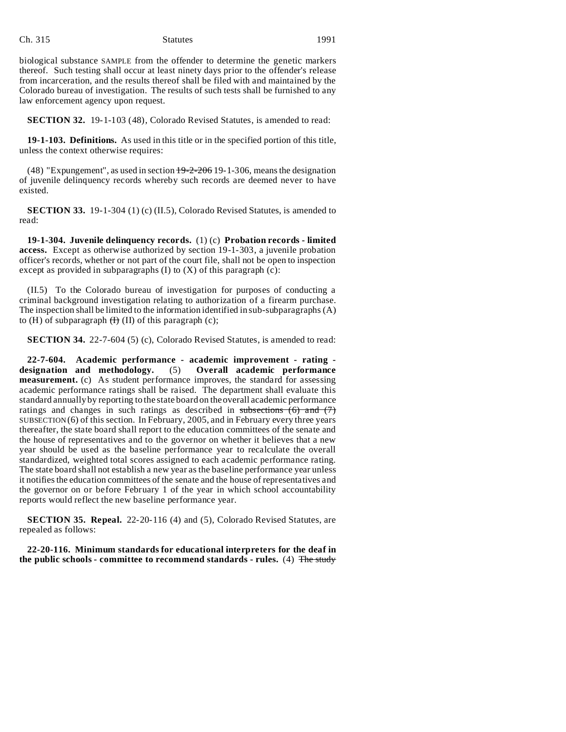biological substance SAMPLE from the offender to determine the genetic markers thereof. Such testing shall occur at least ninety days prior to the offender's release from incarceration, and the results thereof shall be filed with and maintained by the Colorado bureau of investigation. The results of such tests shall be furnished to any law enforcement agency upon request.

**SECTION 32.** 19-1-103 (48), Colorado Revised Statutes, is amended to read:

**19-1-103. Definitions.** As used in this title or in the specified portion of this title, unless the context otherwise requires:

(48) "Expungement", as used in section ~~19-2-206~~ 19-1-306, means the designation of juvenile delinquency records whereby such records are deemed never to have existed.

**SECTION 33.** 19-1-304 (1) (c) (II.5), Colorado Revised Statutes, is amended to read:

**19-1-304. Juvenile delinquency records.** (1) (c) **Probation records - limited access.** Except as otherwise authorized by section 19-1-303, a juvenile probation officer's records, whether or not part of the court file, shall not be open to inspection except as provided in subparagraphs (I) to (X) of this paragraph (c):

(II.5) To the Colorado bureau of investigation for purposes of conducting a criminal background investigation relating to authorization of a firearm purchase. The inspection shall be limited to the information identified in sub-subparagraphs (A) to (H) of subparagraph ~~(I)~~ (II) of this paragraph (c);

**SECTION 34.** 22-7-604 (5) (c), Colorado Revised Statutes, is amended to read:

**22-7-604. Academic performance - academic improvement - rating - designation and methodology.** (5) **Overall academic performance measurement.** (c) As student performance improves, the standard for assessing academic performance ratings shall be raised. The department shall evaluate this standard annually by reporting to the state board on the overall academic performance ratings and changes in such ratings as described in ~~subsections (6) and (7)~~ SUBSECTION (6) of this section. In February, 2005, and in February every three years thereafter, the state board shall report to the education committees of the senate and the house of representatives and to the governor on whether it believes that a new year should be used as the baseline performance year to recalculate the overall standardized, weighted total scores assigned to each academic performance rating. The state board shall not establish a new year as the baseline performance year unless it notifies the education committees of the senate and the house of representatives and the governor on or before February 1 of the year in which school accountability reports would reflect the new baseline performance year.

**SECTION 35. Repeal.** 22-20-116 (4) and (5), Colorado Revised Statutes, are repealed as follows:

**22-20-116. Minimum standards for educational interpreters for the deaf in the public schools - committee to recommend standards - rules.** (4) ~~The study~~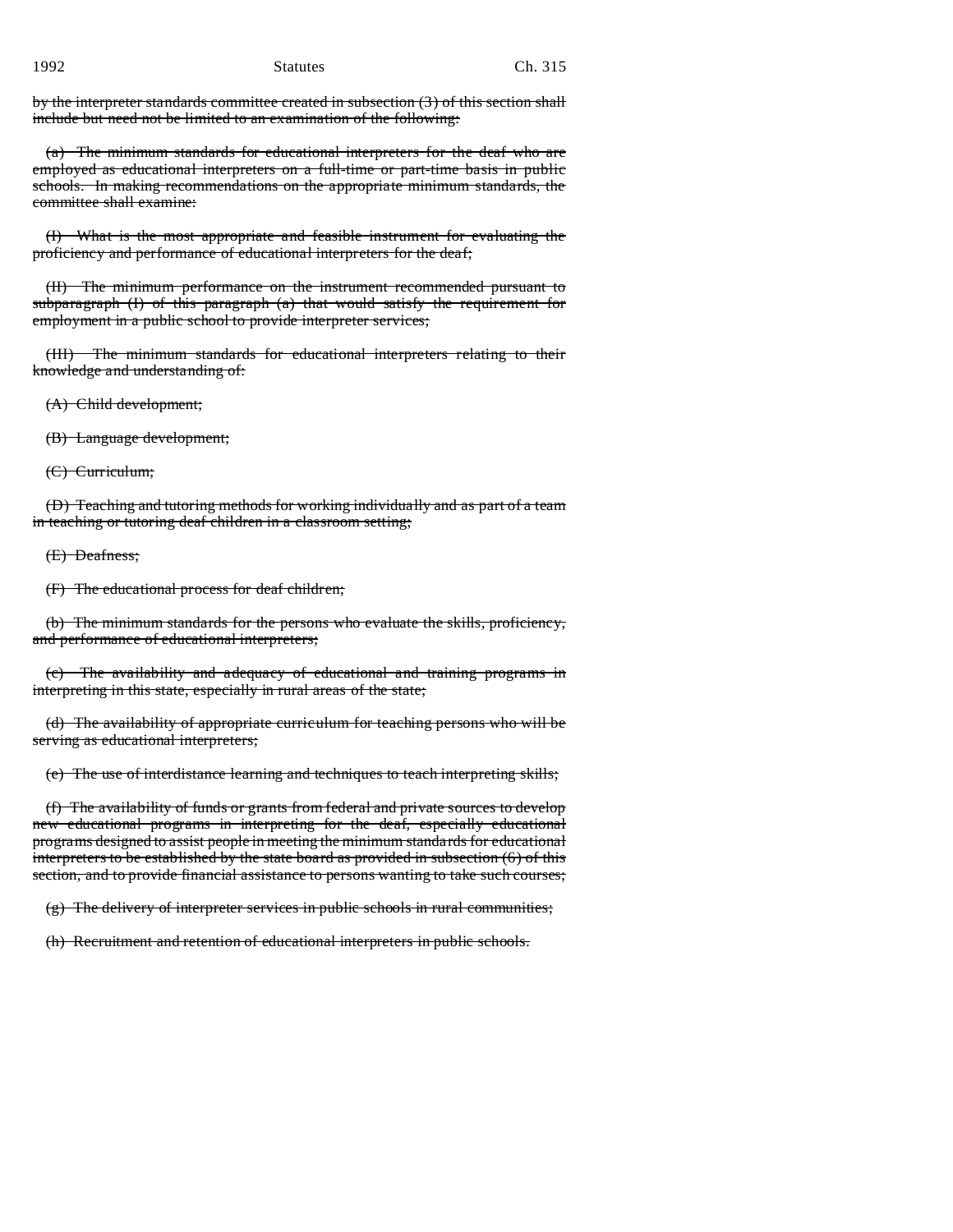~~by the interpreter standards committee created in subsection (3) of this section shall include but need not be limited to an examination of the following:~~

~~(a) The minimum standards for educational interpreters for the deaf who are employed as educational interpreters on a full-time or part-time basis in public schools. In making recommendations on the appropriate minimum standards, the committee shall examine:~~

~~(I) What is the most appropriate and feasible instrument for evaluating the proficiency and performance of educational interpreters for the deaf;~~

~~(II) The minimum performance on the instrument recommended pursuant to subparagraph (I) of this paragraph (a) that would satisfy the requirement for employment in a public school to provide interpreter services;~~

~~(III) The minimum standards for educational interpreters relating to their knowledge and understanding of:~~

~~(A) Child development;~~

~~(B) Language development;~~

~~(C) Curriculum;~~

~~(D) Teaching and tutoring methods for working individually and as part of a team in teaching or tutoring deaf children in a classroom setting;~~

~~(E) Deafness;~~

~~(F) The educational process for deaf children;~~

~~(b) The minimum standards for the persons who evaluate the skills, proficiency, and performance of educational interpreters;~~

~~(c) The availability and adequacy of educational and training programs in interpreting in this state, especially in rural areas of the state;~~

~~(d) The availability of appropriate curriculum for teaching persons who will be serving as educational interpreters;~~

~~(e) The use of interdistance learning and techniques to teach interpreting skills;~~

~~(f) The availability of funds or grants from federal and private sources to develop new educational programs in interpreting for the deaf, especially educational programs designed to assist people in meeting the minimum standards for educational interpreters to be established by the state board as provided in subsection (6) of this section, and to provide financial assistance to persons wanting to take such courses;~~

~~(g) The delivery of interpreter services in public schools in rural communities;~~

~~(h) Recruitment and retention of educational interpreters in public schools.~~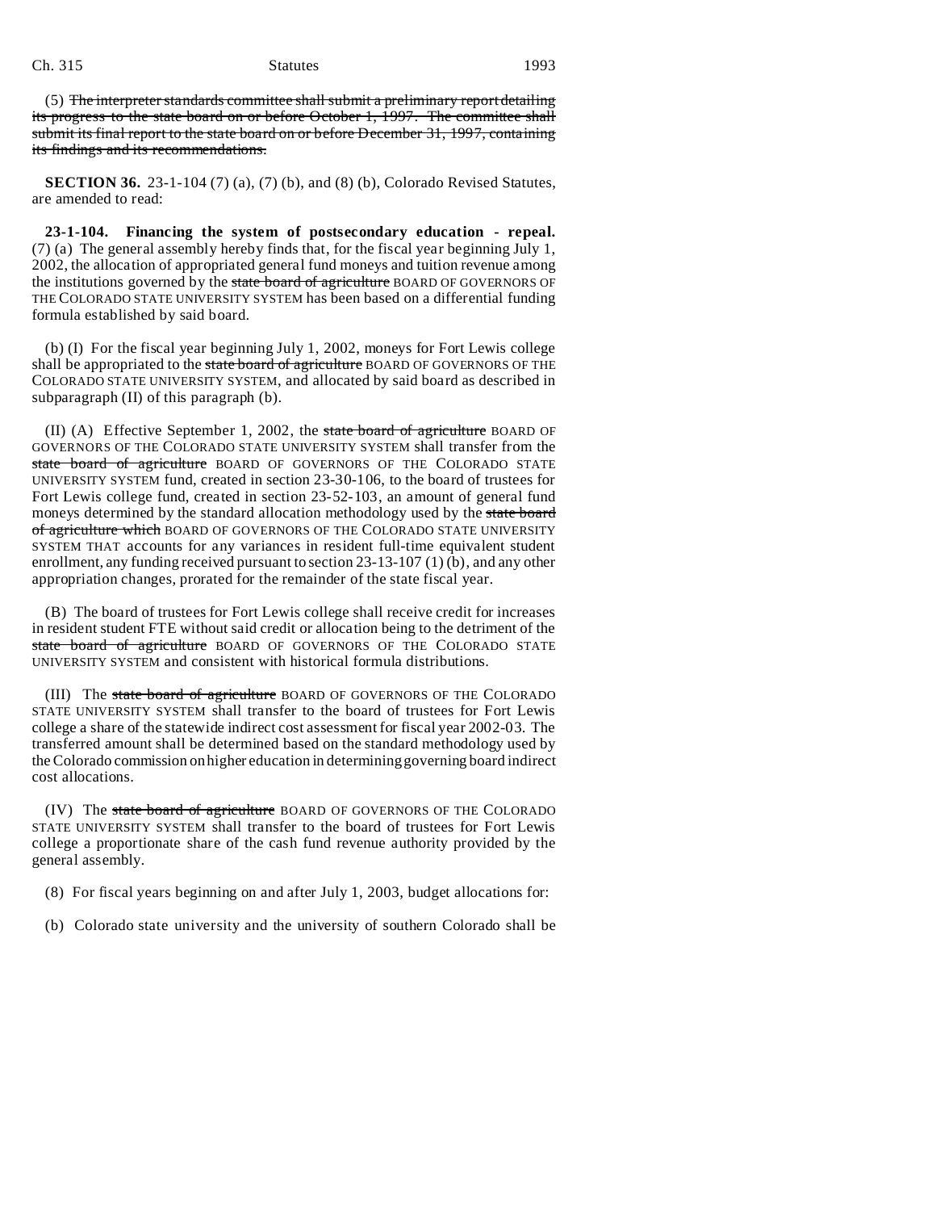(5) ~~The interpreter standards committee shall submit a preliminary report detailing its progress to the state board on or before October 1, 1997. The committee shall submit its final report to the state board on or before December 31, 1997, containing its findings and its recommendations.~~

**SECTION 36.** 23-1-104 (7) (a), (7) (b), and (8) (b), Colorado Revised Statutes, are amended to read:

**23-1-104. Financing the system of postsecondary education - repeal.** (7) (a) The general assembly hereby finds that, for the fiscal year beginning July 1, 2002, the allocation of appropriated general fund moneys and tuition revenue among the institutions governed by the ~~state board of agriculture~~ BOARD OF GOVERNORS OF THE COLORADO STATE UNIVERSITY SYSTEM has been based on a differential funding formula established by said board.

(b) (I) For the fiscal year beginning July 1, 2002, moneys for Fort Lewis college shall be appropriated to the ~~state board of agriculture~~ BOARD OF GOVERNORS OF THE COLORADO STATE UNIVERSITY SYSTEM, and allocated by said board as described in subparagraph (II) of this paragraph (b).

(II) (A) Effective September 1, 2002, the ~~state board of agriculture~~ BOARD OF GOVERNORS OF THE COLORADO STATE UNIVERSITY SYSTEM shall transfer from the ~~state board of agriculture~~ BOARD OF GOVERNORS OF THE COLORADO STATE UNIVERSITY SYSTEM fund, created in section 23-30-106, to the board of trustees for Fort Lewis college fund, created in section 23-52-103, an amount of general fund moneys determined by the standard allocation methodology used by the ~~state board of agriculture which~~ BOARD OF GOVERNORS OF THE COLORADO STATE UNIVERSITY SYSTEM THAT accounts for any variances in resident full-time equivalent student enrollment, any funding received pursuant to section 23-13-107 (1) (b), and any other appropriation changes, prorated for the remainder of the state fiscal year.

(B) The board of trustees for Fort Lewis college shall receive credit for increases in resident student FTE without said credit or allocation being to the detriment of the ~~state board of agriculture~~ BOARD OF GOVERNORS OF THE COLORADO STATE UNIVERSITY SYSTEM and consistent with historical formula distributions.

(III) The ~~state board of agriculture~~ BOARD OF GOVERNORS OF THE COLORADO STATE UNIVERSITY SYSTEM shall transfer to the board of trustees for Fort Lewis college a share of the statewide indirect cost assessment for fiscal year 2002-03. The transferred amount shall be determined based on the standard methodology used by the Colorado commission on higher education in determining governing board indirect cost allocations.

(IV) The ~~state board of agriculture~~ BOARD OF GOVERNORS OF THE COLORADO STATE UNIVERSITY SYSTEM shall transfer to the board of trustees for Fort Lewis college a proportionate share of the cash fund revenue authority provided by the general assembly.

(8) For fiscal years beginning on and after July 1, 2003, budget allocations for:

(b) Colorado state university and the university of southern Colorado shall be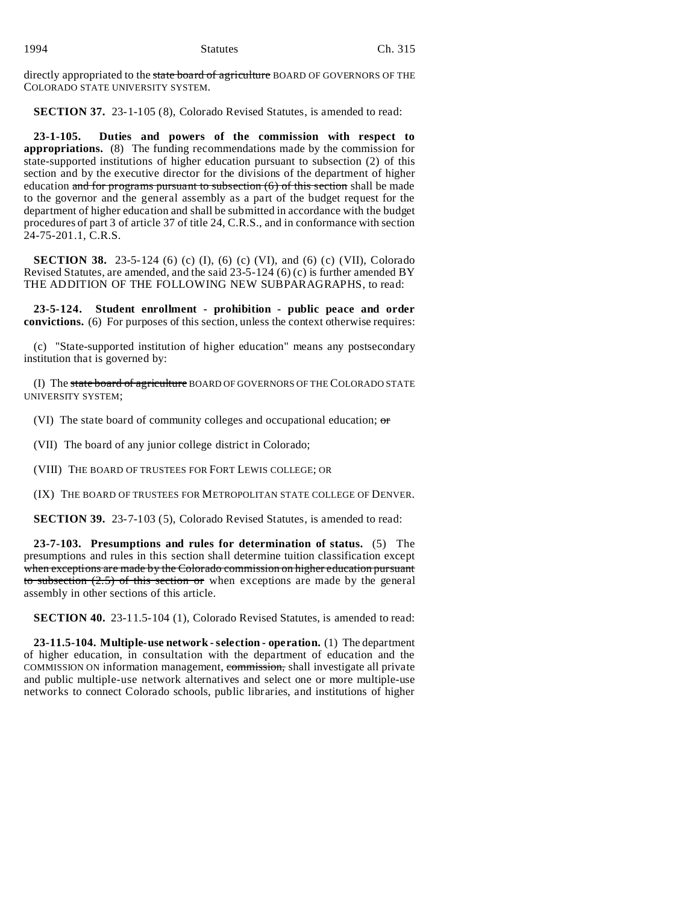directly appropriated to the ~~state board of agriculture~~ BOARD OF GOVERNORS OF THE COLORADO STATE UNIVERSITY SYSTEM.

**SECTION 37.** 23-1-105 (8), Colorado Revised Statutes, is amended to read:

**23-1-105. Duties and powers of the commission with respect to appropriations.** (8) The funding recommendations made by the commission for state-supported institutions of higher education pursuant to subsection (2) of this section and by the executive director for the divisions of the department of higher education ~~and for programs pursuant to subsection (6) of this section~~ shall be made to the governor and the general assembly as a part of the budget request for the department of higher education and shall be submitted in accordance with the budget procedures of part 3 of article 37 of title 24, C.R.S., and in conformance with section 24-75-201.1, C.R.S.

**SECTION 38.** 23-5-124 (6) (c) (I), (6) (c) (VI), and (6) (c) (VII), Colorado Revised Statutes, are amended, and the said 23-5-124 (6) (c) is further amended BY THE ADDITION OF THE FOLLOWING NEW SUBPARAGRAPHS, to read:

**23-5-124. Student enrollment - prohibition - public peace and order convictions.** (6) For purposes of this section, unless the context otherwise requires:

(c) "State-supported institution of higher education" means any postsecondary institution that is governed by:

(I) The ~~state board of agriculture~~ BOARD OF GOVERNORS OF THE COLORADO STATE UNIVERSITY SYSTEM;

(VI) The state board of community colleges and occupational education; ~~or~~

(VII) The board of any junior college district in Colorado;

(VIII) THE BOARD OF TRUSTEES FOR FORT LEWIS COLLEGE; OR

(IX) THE BOARD OF TRUSTEES FOR METROPOLITAN STATE COLLEGE OF DENVER.

**SECTION 39.** 23-7-103 (5), Colorado Revised Statutes, is amended to read:

**23-7-103. Presumptions and rules for determination of status.** (5) The presumptions and rules in this section shall determine tuition classification except ~~when exceptions are made by the Colorado commission on higher education pursuant to subsection (2.5) of this section or~~ when exceptions are made by the general assembly in other sections of this article.

**SECTION 40.** 23-11.5-104 (1), Colorado Revised Statutes, is amended to read:

**23-11.5-104. Multiple-use network - selection - operation.** (1) The department of higher education, in consultation with the department of education and the COMMISSION ON information management, ~~commission,~~ shall investigate all private and public multiple-use network alternatives and select one or more multiple-use networks to connect Colorado schools, public libraries, and institutions of higher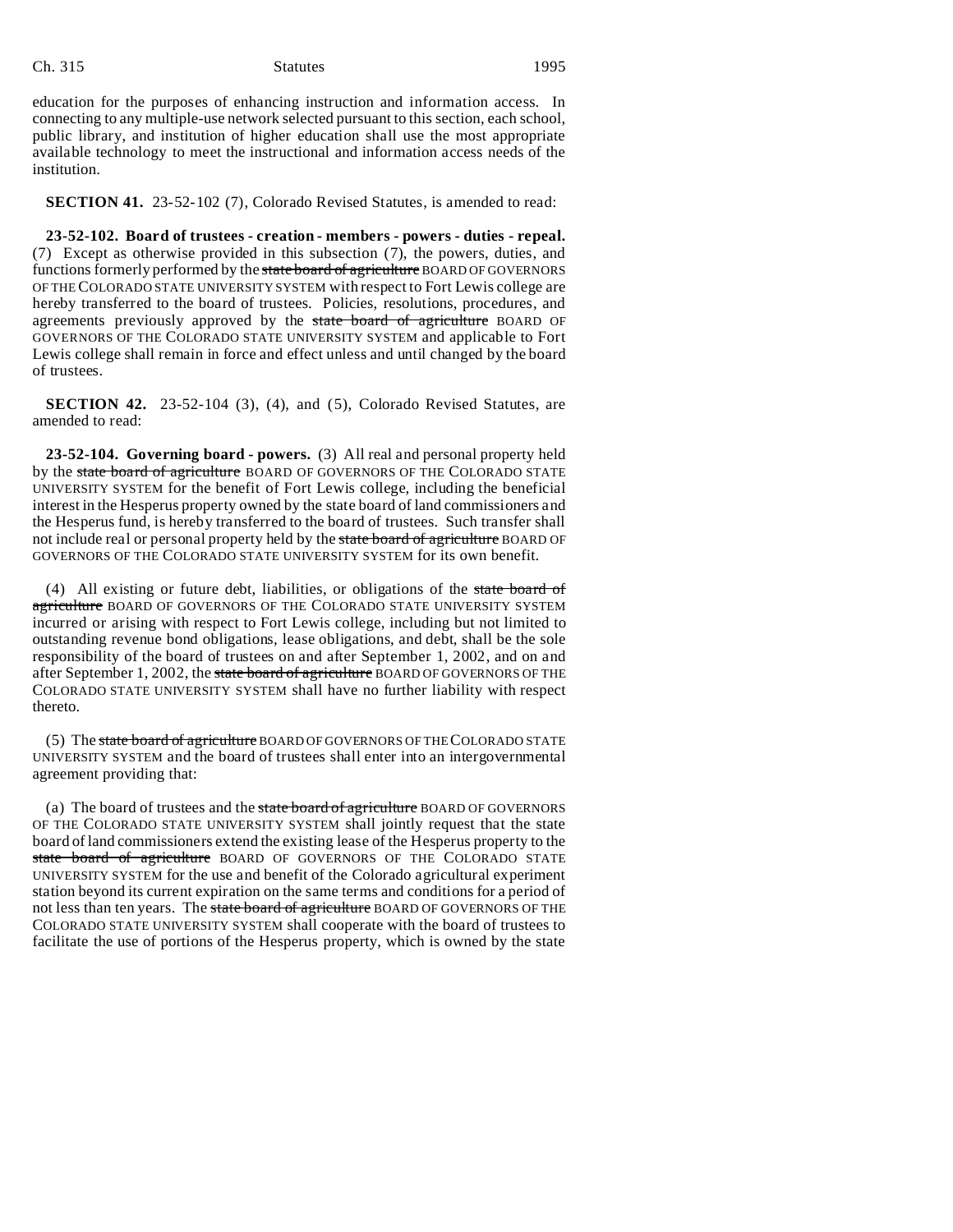education for the purposes of enhancing instruction and information access. In connecting to any multiple-use network selected pursuant to this section, each school, public library, and institution of higher education shall use the most appropriate available technology to meet the instructional and information access needs of the institution.

**SECTION 41.** 23-52-102 (7), Colorado Revised Statutes, is amended to read:

**23-52-102. Board of trustees - creation - members - powers - duties - repeal.** (7) Except as otherwise provided in this subsection (7), the powers, duties, and functions formerly performed by the ~~state board of agriculture~~ BOARD OF GOVERNORS OF THE COLORADO STATE UNIVERSITY SYSTEM with respect to Fort Lewis college are hereby transferred to the board of trustees. Policies, resolutions, procedures, and agreements previously approved by the ~~state board of agriculture~~ BOARD OF GOVERNORS OF THE COLORADO STATE UNIVERSITY SYSTEM and applicable to Fort Lewis college shall remain in force and effect unless and until changed by the board of trustees.

**SECTION 42.** 23-52-104 (3), (4), and (5), Colorado Revised Statutes, are amended to read:

**23-52-104. Governing board - powers.** (3) All real and personal property held by the ~~state board of agriculture~~ BOARD OF GOVERNORS OF THE COLORADO STATE UNIVERSITY SYSTEM for the benefit of Fort Lewis college, including the beneficial interest in the Hesperus property owned by the state board of land commissioners and the Hesperus fund, is hereby transferred to the board of trustees. Such transfer shall not include real or personal property held by the ~~state board of agriculture~~ BOARD OF GOVERNORS OF THE COLORADO STATE UNIVERSITY SYSTEM for its own benefit.

(4) All existing or future debt, liabilities, or obligations of the ~~state board of agriculture~~ BOARD OF GOVERNORS OF THE COLORADO STATE UNIVERSITY SYSTEM incurred or arising with respect to Fort Lewis college, including but not limited to outstanding revenue bond obligations, lease obligations, and debt, shall be the sole responsibility of the board of trustees on and after September 1, 2002, and on and after September 1, 2002, the ~~state board of agriculture~~ BOARD OF GOVERNORS OF THE COLORADO STATE UNIVERSITY SYSTEM shall have no further liability with respect thereto.

(5) The ~~state board of agriculture~~ BOARD OF GOVERNORS OF THE COLORADO STATE UNIVERSITY SYSTEM and the board of trustees shall enter into an intergovernmental agreement providing that:

(a) The board of trustees and the ~~state board of agriculture~~ BOARD OF GOVERNORS OF THE COLORADO STATE UNIVERSITY SYSTEM shall jointly request that the state board of land commissioners extend the existing lease of the Hesperus property to the ~~state board of agriculture~~ BOARD OF GOVERNORS OF THE COLORADO STATE UNIVERSITY SYSTEM for the use and benefit of the Colorado agricultural experiment station beyond its current expiration on the same terms and conditions for a period of not less than ten years. The ~~state board of agriculture~~ BOARD OF GOVERNORS OF THE COLORADO STATE UNIVERSITY SYSTEM shall cooperate with the board of trustees to facilitate the use of portions of the Hesperus property, which is owned by the state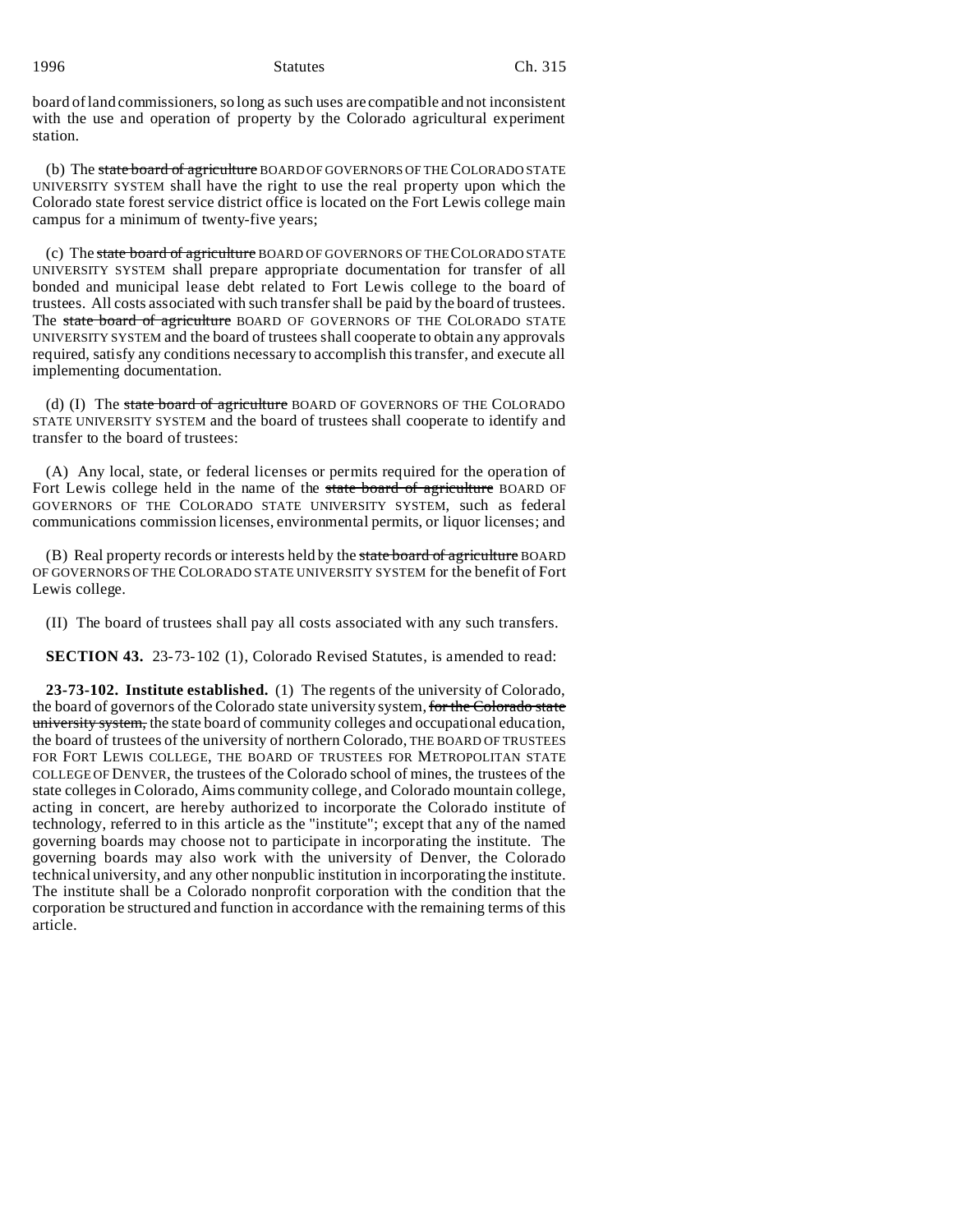board of land commissioners, so long as such uses are compatible and not inconsistent with the use and operation of property by the Colorado agricultural experiment station.

(b) The ~~state board of agriculture~~ BOARD OF GOVERNORS OF THE COLORADO STATE UNIVERSITY SYSTEM shall have the right to use the real property upon which the Colorado state forest service district office is located on the Fort Lewis college main campus for a minimum of twenty-five years;

(c) The ~~state board of agriculture~~ BOARD OF GOVERNORS OF THE COLORADO STATE UNIVERSITY SYSTEM shall prepare appropriate documentation for transfer of all bonded and municipal lease debt related to Fort Lewis college to the board of trustees. All costs associated with such transfer shall be paid by the board of trustees. The ~~state board of agriculture~~ BOARD OF GOVERNORS OF THE COLORADO STATE UNIVERSITY SYSTEM and the board of trustees shall cooperate to obtain any approvals required, satisfy any conditions necessary to accomplish this transfer, and execute all implementing documentation.

(d) (I) The ~~state board of agriculture~~ BOARD OF GOVERNORS OF THE COLORADO STATE UNIVERSITY SYSTEM and the board of trustees shall cooperate to identify and transfer to the board of trustees:

(A) Any local, state, or federal licenses or permits required for the operation of Fort Lewis college held in the name of the ~~state board of agriculture~~ BOARD OF GOVERNORS OF THE COLORADO STATE UNIVERSITY SYSTEM, such as federal communications commission licenses, environmental permits, or liquor licenses; and

(B) Real property records or interests held by the ~~state board of agriculture~~ BOARD OF GOVERNORS OF THE COLORADO STATE UNIVERSITY SYSTEM for the benefit of Fort Lewis college.

(II) The board of trustees shall pay all costs associated with any such transfers.

**SECTION 43.** 23-73-102 (1), Colorado Revised Statutes, is amended to read:

**23-73-102. Institute established.** (1) The regents of the university of Colorado, the board of governors of the Colorado state university system, ~~for the Colorado state university system,~~ the state board of community colleges and occupational education, the board of trustees of the university of northern Colorado, THE BOARD OF TRUSTEES FOR FORT LEWIS COLLEGE, THE BOARD OF TRUSTEES FOR METROPOLITAN STATE COLLEGE OF DENVER, the trustees of the Colorado school of mines, the trustees of the state colleges in Colorado, Aims community college, and Colorado mountain college, acting in concert, are hereby authorized to incorporate the Colorado institute of technology, referred to in this article as the "institute"; except that any of the named governing boards may choose not to participate in incorporating the institute. The governing boards may also work with the university of Denver, the Colorado technical university, and any other nonpublic institution in incorporating the institute. The institute shall be a Colorado nonprofit corporation with the condition that the corporation be structured and function in accordance with the remaining terms of this article.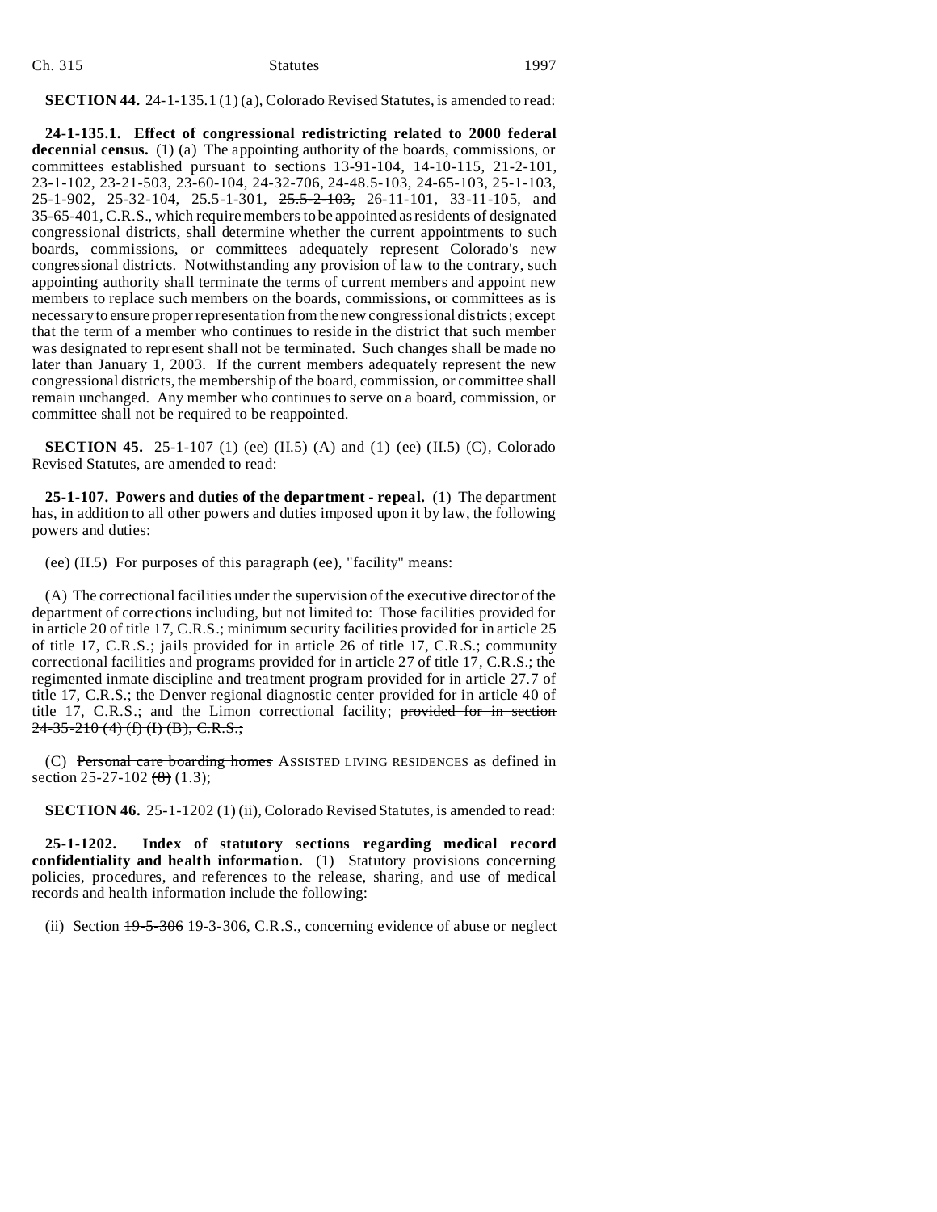**SECTION 44.** 24-1-135.1 (1) (a), Colorado Revised Statutes, is amended to read:

**24-1-135.1. Effect of congressional redistricting related to 2000 federal decennial census.** (1) (a) The appointing authority of the boards, commissions, or committees established pursuant to sections 13-91-104, 14-10-115, 21-2-101, 23-1-102, 23-21-503, 23-60-104, 24-32-706, 24-48.5-103, 24-65-103, 25-1-103, 25-1-902, 25-32-104, 25.5-1-301, ~~25.5-2-103,~~ 26-11-101, 33-11-105, and 35-65-401, C.R.S., which require members to be appointed as residents of designated congressional districts, shall determine whether the current appointments to such boards, commissions, or committees adequately represent Colorado's new congressional districts. Notwithstanding any provision of law to the contrary, such appointing authority shall terminate the terms of current members and appoint new members to replace such members on the boards, commissions, or committees as is necessary to ensure proper representation from the new congressional districts; except that the term of a member who continues to reside in the district that such member was designated to represent shall not be terminated. Such changes shall be made no later than January 1, 2003. If the current members adequately represent the new congressional districts, the membership of the board, commission, or committee shall remain unchanged. Any member who continues to serve on a board, commission, or committee shall not be required to be reappointed.

**SECTION 45.** 25-1-107 (1) (ee) (II.5) (A) and (1) (ee) (II.5) (C), Colorado Revised Statutes, are amended to read:

**25-1-107. Powers and duties of the department - repeal.** (1) The department has, in addition to all other powers and duties imposed upon it by law, the following powers and duties:

(ee) (II.5) For purposes of this paragraph (ee), "facility" means:

(A) The correctional facilities under the supervision of the executive director of the department of corrections including, but not limited to: Those facilities provided for in article 20 of title 17, C.R.S.; minimum security facilities provided for in article 25 of title 17, C.R.S.; jails provided for in article 26 of title 17, C.R.S.; community correctional facilities and programs provided for in article 27 of title 17, C.R.S.; the regimented inmate discipline and treatment program provided for in article 27.7 of title 17, C.R.S.; the Denver regional diagnostic center provided for in article 40 of title 17, C.R.S.; and the Limon correctional facility; ~~provided for in section 24-35-210 (4) (f) (I) (B), C.R.S.;~~

(C) ~~Personal care boarding homes~~ ASSISTED LIVING RESIDENCES as defined in section 25-27-102 ~~(8)~~ (1.3);

**SECTION 46.** 25-1-1202 (1) (ii), Colorado Revised Statutes, is amended to read:

**25-1-1202. Index of statutory sections regarding medical record confidentiality and health information.** (1) Statutory provisions concerning policies, procedures, and references to the release, sharing, and use of medical records and health information include the following:

(ii) Section ~~19-5-306~~ 19-3-306, C.R.S., concerning evidence of abuse or neglect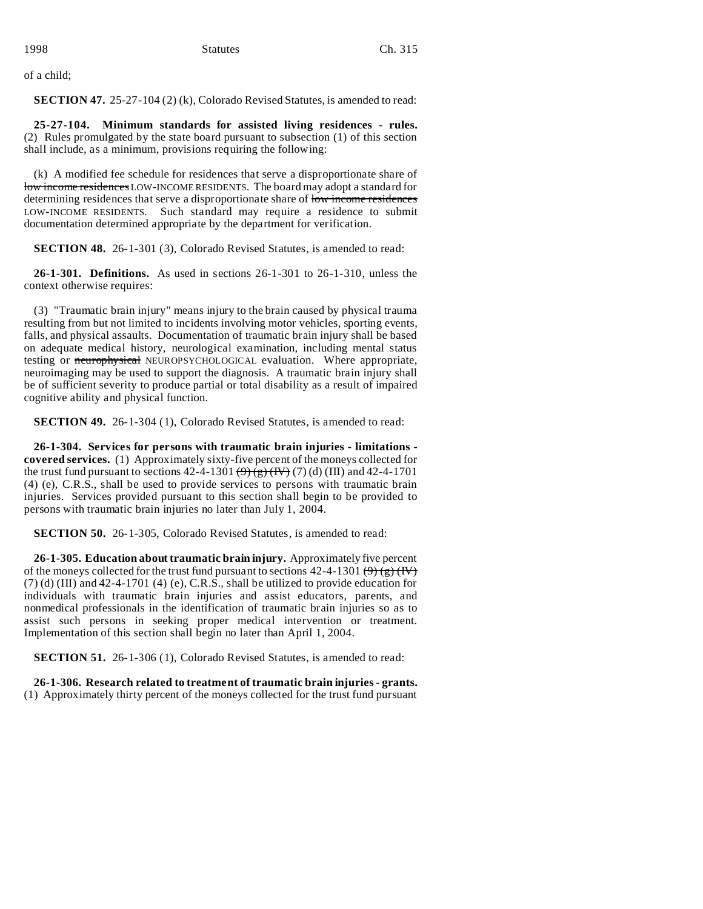of a child;

**SECTION 47.** 25-27-104 (2) (k), Colorado Revised Statutes, is amended to read:

**25-27-104. Minimum standards for assisted living residences - rules.** (2) Rules promulgated by the state board pursuant to subsection (1) of this section shall include, as a minimum, provisions requiring the following:

(k) A modified fee schedule for residences that serve a disproportionate share of ~~low income residences~~ LOW-INCOME RESIDENTS. The board may adopt a standard for determining residences that serve a disproportionate share of ~~low income residences~~ LOW-INCOME RESIDENTS. Such standard may require a residence to submit documentation determined appropriate by the department for verification.

**SECTION 48.** 26-1-301 (3), Colorado Revised Statutes, is amended to read:

**26-1-301. Definitions.** As used in sections 26-1-301 to 26-1-310, unless the context otherwise requires:

(3) "Traumatic brain injury" means injury to the brain caused by physical trauma resulting from but not limited to incidents involving motor vehicles, sporting events, falls, and physical assaults. Documentation of traumatic brain injury shall be based on adequate medical history, neurological examination, including mental status testing or ~~neurophysical~~ NEUROPSYCHOLOGICAL evaluation. Where appropriate, neuroimaging may be used to support the diagnosis. A traumatic brain injury shall be of sufficient severity to produce partial or total disability as a result of impaired cognitive ability and physical function.

**SECTION 49.** 26-1-304 (1), Colorado Revised Statutes, is amended to read:

**26-1-304. Services for persons with traumatic brain injuries - limitations - covered services.** (1) Approximately sixty-five percent of the moneys collected for the trust fund pursuant to sections 42-4-1301 ~~(9) (g) (IV)~~ (7) (d) (III) and 42-4-1701 (4) (e), C.R.S., shall be used to provide services to persons with traumatic brain injuries. Services provided pursuant to this section shall begin to be provided to persons with traumatic brain injuries no later than July 1, 2004.

**SECTION 50.** 26-1-305, Colorado Revised Statutes, is amended to read:

**26-1-305. Education about traumatic brain injury.** Approximately five percent of the moneys collected for the trust fund pursuant to sections 42-4-1301 ~~(9) (g) (IV)~~ (7) (d) (III) and 42-4-1701 (4) (e), C.R.S., shall be utilized to provide education for individuals with traumatic brain injuries and assist educators, parents, and nonmedical professionals in the identification of traumatic brain injuries so as to assist such persons in seeking proper medical intervention or treatment. Implementation of this section shall begin no later than April 1, 2004.

**SECTION 51.** 26-1-306 (1), Colorado Revised Statutes, is amended to read:

**26-1-306. Research related to treatment of traumatic brain injuries - grants.** (1) Approximately thirty percent of the moneys collected for the trust fund pursuant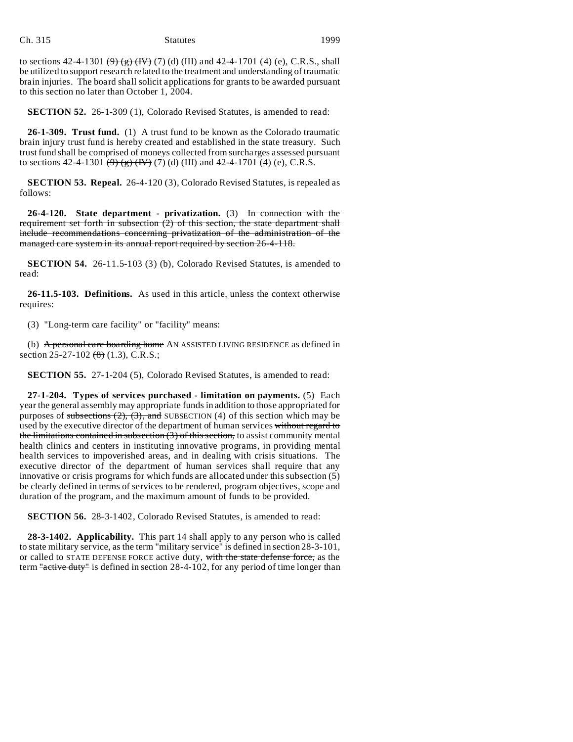to sections 42-4-1301 ~~(9) (g) (IV)~~ (7) (d) (III) and 42-4-1701 (4) (e), C.R.S., shall be utilized to support research related to the treatment and understanding of traumatic brain injuries. The board shall solicit applications for grants to be awarded pursuant to this section no later than October 1, 2004.

**SECTION 52.** 26-1-309 (1), Colorado Revised Statutes, is amended to read:

**26-1-309. Trust fund.** (1) A trust fund to be known as the Colorado traumatic brain injury trust fund is hereby created and established in the state treasury. Such trust fund shall be comprised of moneys collected from surcharges assessed pursuant to sections 42-4-1301 ~~(9) (g) (IV)~~ (7) (d) (III) and 42-4-1701 (4) (e), C.R.S.

**SECTION 53. Repeal.** 26-4-120 (3), Colorado Revised Statutes, is repealed as follows:

**26-4-120. State department - privatization.** (3) ~~In connection with the requirement set forth in subsection (2) of this section, the state department shall include recommendations concerning privatization of the administration of the managed care system in its annual report required by section 26-4-118.~~

**SECTION 54.** 26-11.5-103 (3) (b), Colorado Revised Statutes, is amended to read:

**26-11.5-103. Definitions.** As used in this article, unless the context otherwise requires:

(3) "Long-term care facility" or "facility" means:

(b) ~~A personal care boarding home~~ AN ASSISTED LIVING RESIDENCE as defined in section 25-27-102 ~~(8)~~ (1.3), C.R.S.;

**SECTION 55.** 27-1-204 (5), Colorado Revised Statutes, is amended to read:

**27-1-204. Types of services purchased - limitation on payments.** (5) Each year the general assembly may appropriate funds in addition to those appropriated for purposes of ~~subsections (2), (3), and~~ SUBSECTION (4) of this section which may be used by the executive director of the department of human services ~~without regard to the limitations contained in subsection (3) of this section,~~ to assist community mental health clinics and centers in instituting innovative programs, in providing mental health services to impoverished areas, and in dealing with crisis situations. The executive director of the department of human services shall require that any innovative or crisis programs for which funds are allocated under this subsection (5) be clearly defined in terms of services to be rendered, program objectives, scope and duration of the program, and the maximum amount of funds to be provided.

**SECTION 56.** 28-3-1402, Colorado Revised Statutes, is amended to read:

**28-3-1402. Applicability.** This part 14 shall apply to any person who is called to state military service, as the term "military service" is defined in section 28-3-101, or called to STATE DEFENSE FORCE active duty, ~~with the state defense force,~~ as the term ~~"active duty"~~ is defined in section 28-4-102, for any period of time longer than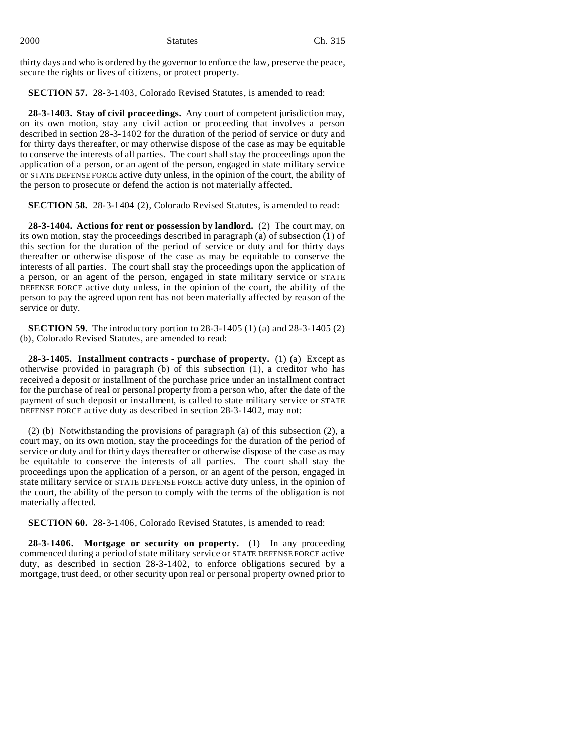thirty days and who is ordered by the governor to enforce the law, preserve the peace, secure the rights or lives of citizens, or protect property.

**SECTION 57.** 28-3-1403, Colorado Revised Statutes, is amended to read:

**28-3-1403. Stay of civil proceedings.** Any court of competent jurisdiction may, on its own motion, stay any civil action or proceeding that involves a person described in section 28-3-1402 for the duration of the period of service or duty and for thirty days thereafter, or may otherwise dispose of the case as may be equitable to conserve the interests of all parties. The court shall stay the proceedings upon the application of a person, or an agent of the person, engaged in state military service or STATE DEFENSE FORCE active duty unless, in the opinion of the court, the ability of the person to prosecute or defend the action is not materially affected.

**SECTION 58.** 28-3-1404 (2), Colorado Revised Statutes, is amended to read:

**28-3-1404. Actions for rent or possession by landlord.** (2) The court may, on its own motion, stay the proceedings described in paragraph (a) of subsection (1) of this section for the duration of the period of service or duty and for thirty days thereafter or otherwise dispose of the case as may be equitable to conserve the interests of all parties. The court shall stay the proceedings upon the application of a person, or an agent of the person, engaged in state military service or STATE DEFENSE FORCE active duty unless, in the opinion of the court, the ability of the person to pay the agreed upon rent has not been materially affected by reason of the service or duty.

**SECTION 59.** The introductory portion to 28-3-1405 (1) (a) and 28-3-1405 (2) (b), Colorado Revised Statutes, are amended to read:

**28-3-1405. Installment contracts - purchase of property.** (1) (a) Except as otherwise provided in paragraph (b) of this subsection (1), a creditor who has received a deposit or installment of the purchase price under an installment contract for the purchase of real or personal property from a person who, after the date of the payment of such deposit or installment, is called to state military service or STATE DEFENSE FORCE active duty as described in section 28-3-1402, may not:

(2) (b) Notwithstanding the provisions of paragraph (a) of this subsection (2), a court may, on its own motion, stay the proceedings for the duration of the period of service or duty and for thirty days thereafter or otherwise dispose of the case as may be equitable to conserve the interests of all parties. The court shall stay the proceedings upon the application of a person, or an agent of the person, engaged in state military service or STATE DEFENSE FORCE active duty unless, in the opinion of the court, the ability of the person to comply with the terms of the obligation is not materially affected.

**SECTION 60.** 28-3-1406, Colorado Revised Statutes, is amended to read:

**28-3-1406. Mortgage or security on property.** (1) In any proceeding commenced during a period of state military service or STATE DEFENSE FORCE active duty, as described in section 28-3-1402, to enforce obligations secured by a mortgage, trust deed, or other security upon real or personal property owned prior to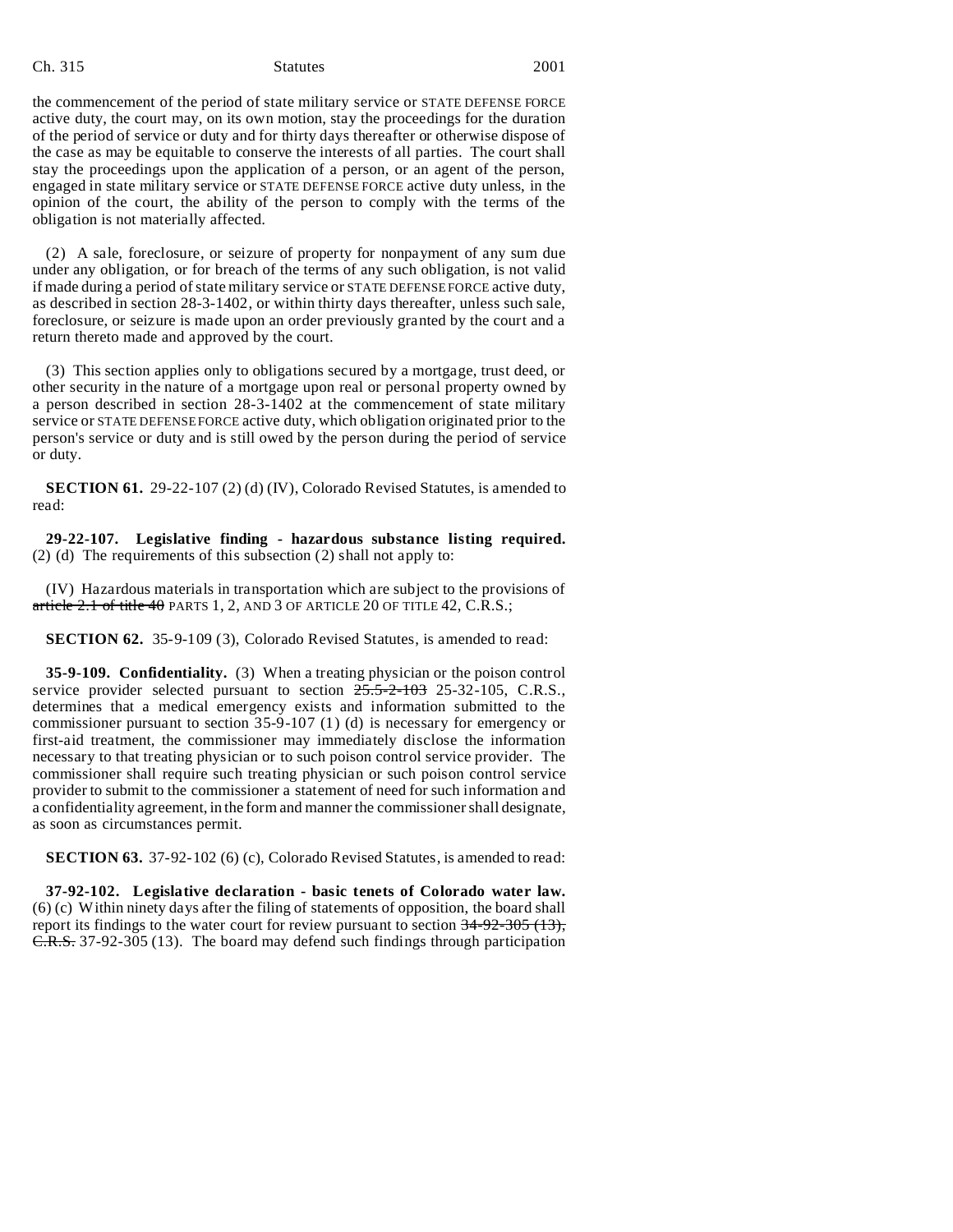the commencement of the period of state military service or STATE DEFENSE FORCE active duty, the court may, on its own motion, stay the proceedings for the duration of the period of service or duty and for thirty days thereafter or otherwise dispose of the case as may be equitable to conserve the interests of all parties. The court shall stay the proceedings upon the application of a person, or an agent of the person, engaged in state military service or STATE DEFENSE FORCE active duty unless, in the opinion of the court, the ability of the person to comply with the terms of the obligation is not materially affected.

(2) A sale, foreclosure, or seizure of property for nonpayment of any sum due under any obligation, or for breach of the terms of any such obligation, is not valid if made during a period of state military service or STATE DEFENSE FORCE active duty, as described in section 28-3-1402, or within thirty days thereafter, unless such sale, foreclosure, or seizure is made upon an order previously granted by the court and a return thereto made and approved by the court.

(3) This section applies only to obligations secured by a mortgage, trust deed, or other security in the nature of a mortgage upon real or personal property owned by a person described in section 28-3-1402 at the commencement of state military service or STATE DEFENSE FORCE active duty, which obligation originated prior to the person's service or duty and is still owed by the person during the period of service or duty.

**SECTION 61.** 29-22-107 (2) (d) (IV), Colorado Revised Statutes, is amended to read:

**29-22-107. Legislative finding - hazardous substance listing required.** (2) (d) The requirements of this subsection (2) shall not apply to:

(IV) Hazardous materials in transportation which are subject to the provisions of ~~article 2.1 of title 40~~ PARTS 1, 2, AND 3 OF ARTICLE 20 OF TITLE 42, C.R.S.;

**SECTION 62.** 35-9-109 (3), Colorado Revised Statutes, is amended to read:

**35-9-109. Confidentiality.** (3) When a treating physician or the poison control service provider selected pursuant to section ~~25.5-2-103~~ 25-32-105, C.R.S., determines that a medical emergency exists and information submitted to the commissioner pursuant to section 35-9-107 (1) (d) is necessary for emergency or first-aid treatment, the commissioner may immediately disclose the information necessary to that treating physician or to such poison control service provider. The commissioner shall require such treating physician or such poison control service provider to submit to the commissioner a statement of need for such information and a confidentiality agreement, in the form and manner the commissioner shall designate, as soon as circumstances permit.

**SECTION 63.** 37-92-102 (6) (c), Colorado Revised Statutes, is amended to read:

**37-92-102. Legislative declaration - basic tenets of Colorado water law.** (6) (c) Within ninety days after the filing of statements of opposition, the board shall report its findings to the water court for review pursuant to section ~~34-92-305 (13), C.R.S.~~ 37-92-305 (13). The board may defend such findings through participation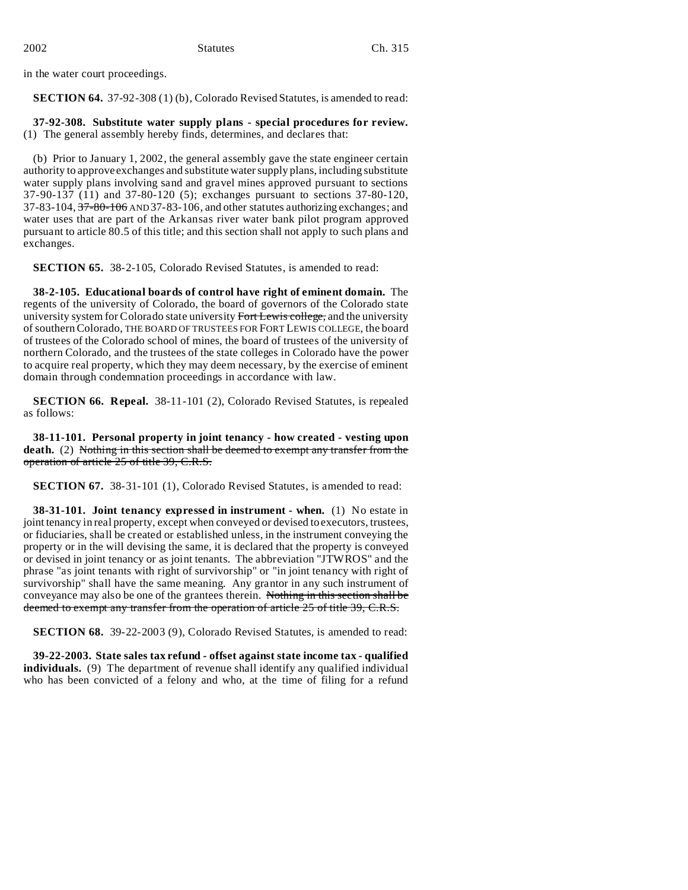in the water court proceedings.

**SECTION 64.** 37-92-308 (1) (b), Colorado Revised Statutes, is amended to read:

**37-92-308. Substitute water supply plans - special procedures for review.** (1) The general assembly hereby finds, determines, and declares that:

(b) Prior to January 1, 2002, the general assembly gave the state engineer certain authority to approve exchanges and substitute water supply plans, including substitute water supply plans involving sand and gravel mines approved pursuant to sections 37-90-137 (11) and 37-80-120 (5); exchanges pursuant to sections 37-80-120, 37-83-104, ~~37-80-106~~ AND 37-83-106, and other statutes authorizing exchanges; and water uses that are part of the Arkansas river water bank pilot program approved pursuant to article 80.5 of this title; and this section shall not apply to such plans and exchanges.

**SECTION 65.** 38-2-105, Colorado Revised Statutes, is amended to read:

**38-2-105. Educational boards of control have right of eminent domain.** The regents of the university of Colorado, the board of governors of the Colorado state university system for Colorado state university ~~Fort Lewis college,~~ and the university of southern Colorado, THE BOARD OF TRUSTEES FOR FORT LEWIS COLLEGE, the board of trustees of the Colorado school of mines, the board of trustees of the university of northern Colorado, and the trustees of the state colleges in Colorado have the power to acquire real property, which they may deem necessary, by the exercise of eminent domain through condemnation proceedings in accordance with law.

**SECTION 66. Repeal.** 38-11-101 (2), Colorado Revised Statutes, is repealed as follows:

**38-11-101. Personal property in joint tenancy - how created - vesting upon death.** (2) ~~Nothing in this section shall be deemed to exempt any transfer from the operation of article 25 of title 39, C.R.S.~~

**SECTION 67.** 38-31-101 (1), Colorado Revised Statutes, is amended to read:

**38-31-101. Joint tenancy expressed in instrument - when.** (1) No estate in joint tenancy in real property, except when conveyed or devised to executors, trustees, or fiduciaries, shall be created or established unless, in the instrument conveying the property or in the will devising the same, it is declared that the property is conveyed or devised in joint tenancy or as joint tenants. The abbreviation "JTWROS" and the phrase "as joint tenants with right of survivorship" or "in joint tenancy with right of survivorship" shall have the same meaning. Any grantor in any such instrument of conveyance may also be one of the grantees therein. ~~Nothing in this section shall be deemed to exempt any transfer from the operation of article 25 of title 39, C.R.S.~~

**SECTION 68.** 39-22-2003 (9), Colorado Revised Statutes, is amended to read:

**39-22-2003. State sales tax refund - offset against state income tax - qualified individuals.** (9) The department of revenue shall identify any qualified individual who has been convicted of a felony and who, at the time of filing for a refund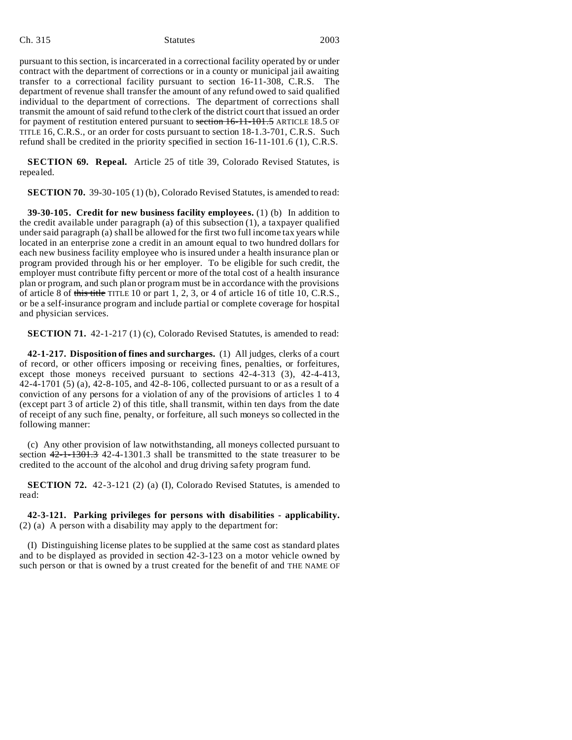pursuant to this section, is incarcerated in a correctional facility operated by or under contract with the department of corrections or in a county or municipal jail awaiting transfer to a correctional facility pursuant to section 16-11-308, C.R.S. The department of revenue shall transfer the amount of any refund owed to said qualified individual to the department of corrections. The department of corrections shall transmit the amount of said refund to the clerk of the district court that issued an order for payment of restitution entered pursuant to ~~section 16-11-101.5~~ ARTICLE 18.5 OF TITLE 16, C.R.S., or an order for costs pursuant to section 18-1.3-701, C.R.S. Such refund shall be credited in the priority specified in section 16-11-101.6 (1), C.R.S.

**SECTION 69. Repeal.** Article 25 of title 39, Colorado Revised Statutes, is repealed.

**SECTION 70.** 39-30-105 (1) (b), Colorado Revised Statutes, is amended to read:

**39-30-105. Credit for new business facility employees.** (1) (b) In addition to the credit available under paragraph (a) of this subsection (1), a taxpayer qualified under said paragraph (a) shall be allowed for the first two full income tax years while located in an enterprise zone a credit in an amount equal to two hundred dollars for each new business facility employee who is insured under a health insurance plan or program provided through his or her employer. To be eligible for such credit, the employer must contribute fifty percent or more of the total cost of a health insurance plan or program, and such plan or program must be in accordance with the provisions of article 8 of ~~this title~~ TITLE 10 or part 1, 2, 3, or 4 of article 16 of title 10, C.R.S., or be a self-insurance program and include partial or complete coverage for hospital and physician services.

**SECTION 71.** 42-1-217 (1) (c), Colorado Revised Statutes, is amended to read:

**42-1-217. Disposition of fines and surcharges.** (1) All judges, clerks of a court of record, or other officers imposing or receiving fines, penalties, or forfeitures, except those moneys received pursuant to sections 42-4-313 (3), 42-4-413, 42-4-1701 (5) (a), 42-8-105, and 42-8-106, collected pursuant to or as a result of a conviction of any persons for a violation of any of the provisions of articles 1 to 4 (except part 3 of article 2) of this title, shall transmit, within ten days from the date of receipt of any such fine, penalty, or forfeiture, all such moneys so collected in the following manner:

(c) Any other provision of law notwithstanding, all moneys collected pursuant to section ~~42-1-1301.3~~ 42-4-1301.3 shall be transmitted to the state treasurer to be credited to the account of the alcohol and drug driving safety program fund.

**SECTION 72.** 42-3-121 (2) (a) (I), Colorado Revised Statutes, is amended to read:

**42-3-121. Parking privileges for persons with disabilities - applicability.** (2) (a) A person with a disability may apply to the department for:

(I) Distinguishing license plates to be supplied at the same cost as standard plates and to be displayed as provided in section 42-3-123 on a motor vehicle owned by such person or that is owned by a trust created for the benefit of and THE NAME OF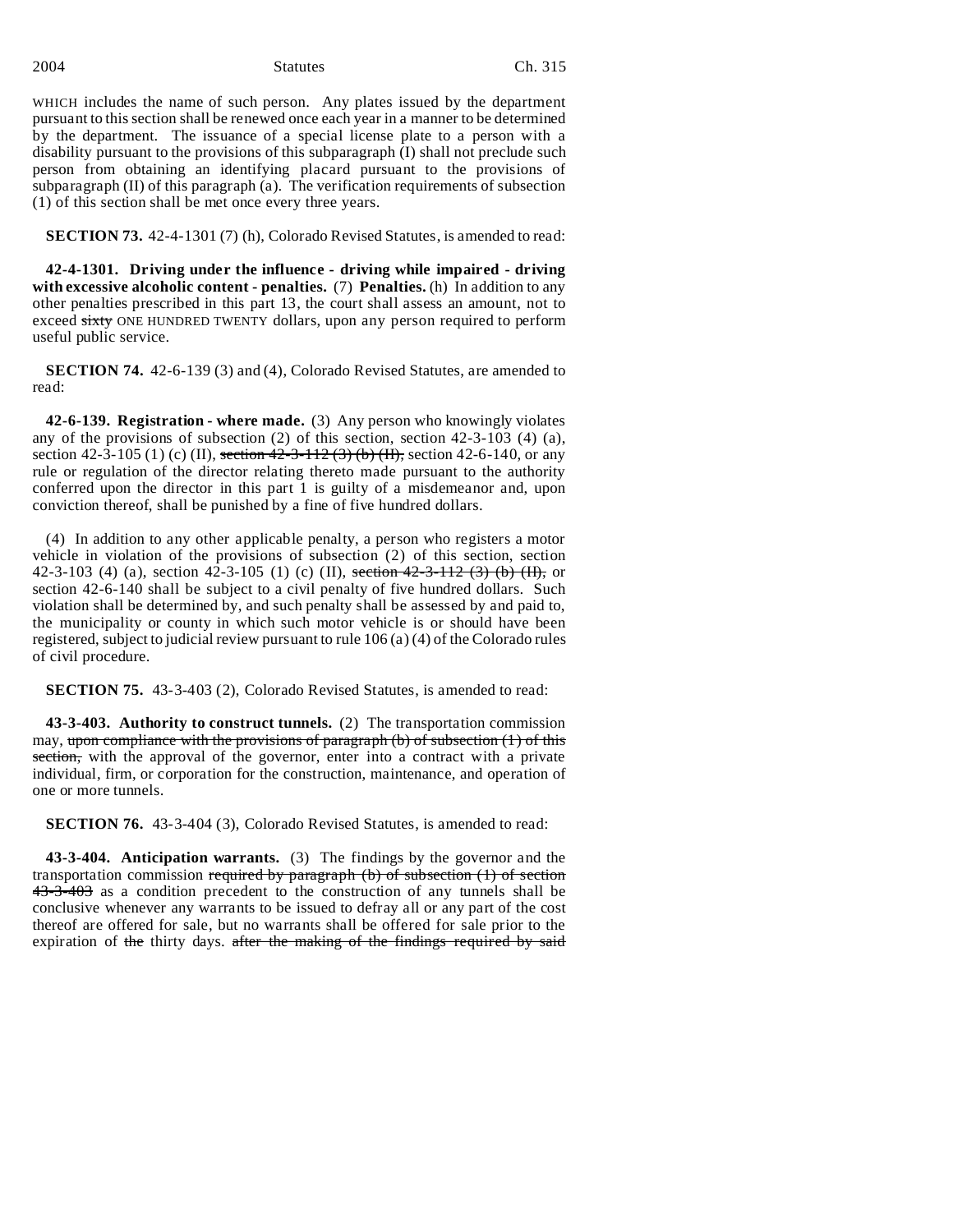WHICH includes the name of such person. Any plates issued by the department pursuant to this section shall be renewed once each year in a manner to be determined by the department. The issuance of a special license plate to a person with a disability pursuant to the provisions of this subparagraph (I) shall not preclude such person from obtaining an identifying placard pursuant to the provisions of subparagraph (II) of this paragraph (a). The verification requirements of subsection (1) of this section shall be met once every three years.

**SECTION 73.** 42-4-1301 (7) (h), Colorado Revised Statutes, is amended to read:

**42-4-1301. Driving under the influence - driving while impaired - driving with excessive alcoholic content - penalties.** (7) **Penalties.** (h) In addition to any other penalties prescribed in this part 13, the court shall assess an amount, not to exceed ~~sixty~~ ONE HUNDRED TWENTY dollars, upon any person required to perform useful public service.

**SECTION 74.** 42-6-139 (3) and (4), Colorado Revised Statutes, are amended to read:

**42-6-139. Registration - where made.** (3) Any person who knowingly violates any of the provisions of subsection (2) of this section, section 42-3-103 (4) (a), section 42-3-105 (1) (c) (II), ~~section 42-3-112 (3) (b) (II),~~ section 42-6-140, or any rule or regulation of the director relating thereto made pursuant to the authority conferred upon the director in this part 1 is guilty of a misdemeanor and, upon conviction thereof, shall be punished by a fine of five hundred dollars.

(4) In addition to any other applicable penalty, a person who registers a motor vehicle in violation of the provisions of subsection (2) of this section, section 42-3-103 (4) (a), section 42-3-105 (1) (c) (II), ~~section 42-3-112 (3) (b) (II),~~ or section 42-6-140 shall be subject to a civil penalty of five hundred dollars. Such violation shall be determined by, and such penalty shall be assessed by and paid to, the municipality or county in which such motor vehicle is or should have been registered, subject to judicial review pursuant to rule 106 (a) (4) of the Colorado rules of civil procedure.

**SECTION 75.** 43-3-403 (2), Colorado Revised Statutes, is amended to read:

**43-3-403. Authority to construct tunnels.** (2) The transportation commission may, ~~upon compliance with the provisions of paragraph (b) of subsection (1) of this section,~~ with the approval of the governor, enter into a contract with a private individual, firm, or corporation for the construction, maintenance, and operation of one or more tunnels.

**SECTION 76.** 43-3-404 (3), Colorado Revised Statutes, is amended to read:

**43-3-404. Anticipation warrants.** (3) The findings by the governor and the transportation commission ~~required by paragraph (b) of subsection (1) of section 43-3-403~~ as a condition precedent to the construction of any tunnels shall be conclusive whenever any warrants to be issued to defray all or any part of the cost thereof are offered for sale, but no warrants shall be offered for sale prior to the expiration of ~~the~~ thirty days. ~~after the making of the findings required by said~~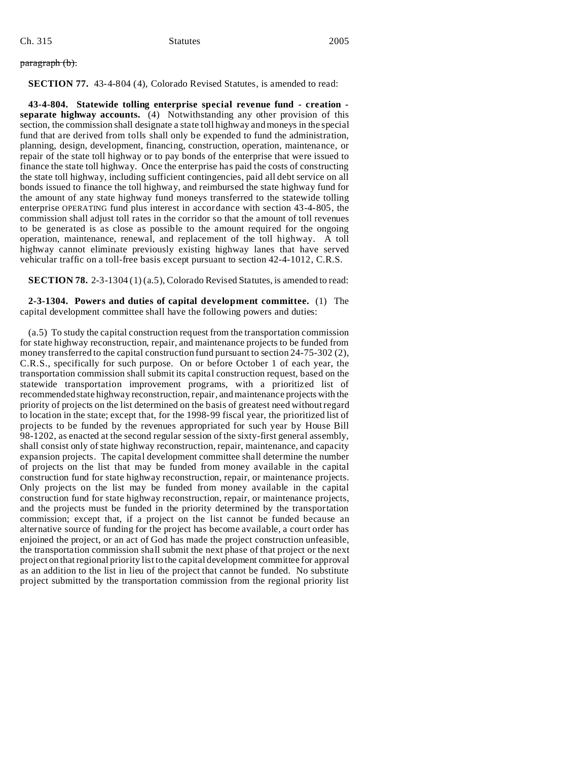~~paragraph (b).~~

**SECTION 77.** 43-4-804 (4), Colorado Revised Statutes, is amended to read:

**43-4-804. Statewide tolling enterprise special revenue fund - creation - separate highway accounts.** (4) Notwithstanding any other provision of this section, the commission shall designate a state toll highway and moneys in the special fund that are derived from tolls shall only be expended to fund the administration, planning, design, development, financing, construction, operation, maintenance, or repair of the state toll highway or to pay bonds of the enterprise that were issued to finance the state toll highway. Once the enterprise has paid the costs of constructing the state toll highway, including sufficient contingencies, paid all debt service on all bonds issued to finance the toll highway, and reimbursed the state highway fund for the amount of any state highway fund moneys transferred to the statewide tolling enterprise OPERATING fund plus interest in accordance with section 43-4-805, the commission shall adjust toll rates in the corridor so that the amount of toll revenues to be generated is as close as possible to the amount required for the ongoing operation, maintenance, renewal, and replacement of the toll highway. A toll highway cannot eliminate previously existing highway lanes that have served vehicular traffic on a toll-free basis except pursuant to section 42-4-1012, C.R.S.

**SECTION 78.** 2-3-1304 (1) (a.5), Colorado Revised Statutes, is amended to read:

**2-3-1304. Powers and duties of capital development committee.** (1) The capital development committee shall have the following powers and duties:

(a.5) To study the capital construction request from the transportation commission for state highway reconstruction, repair, and maintenance projects to be funded from money transferred to the capital construction fund pursuant to section 24-75-302 (2), C.R.S., specifically for such purpose. On or before October 1 of each year, the transportation commission shall submit its capital construction request, based on the statewide transportation improvement programs, with a prioritized list of recommended state highway reconstruction, repair, and maintenance projects with the priority of projects on the list determined on the basis of greatest need without regard to location in the state; except that, for the 1998-99 fiscal year, the prioritized list of projects to be funded by the revenues appropriated for such year by House Bill 98-1202, as enacted at the second regular session of the sixty-first general assembly, shall consist only of state highway reconstruction, repair, maintenance, and capacity expansion projects. The capital development committee shall determine the number of projects on the list that may be funded from money available in the capital construction fund for state highway reconstruction, repair, or maintenance projects. Only projects on the list may be funded from money available in the capital construction fund for state highway reconstruction, repair, or maintenance projects, and the projects must be funded in the priority determined by the transportation commission; except that, if a project on the list cannot be funded because an alternative source of funding for the project has become available, a court order has enjoined the project, or an act of God has made the project construction unfeasible, the transportation commission shall submit the next phase of that project or the next project on that regional priority list to the capital development committee for approval as an addition to the list in lieu of the project that cannot be funded. No substitute project submitted by the transportation commission from the regional priority list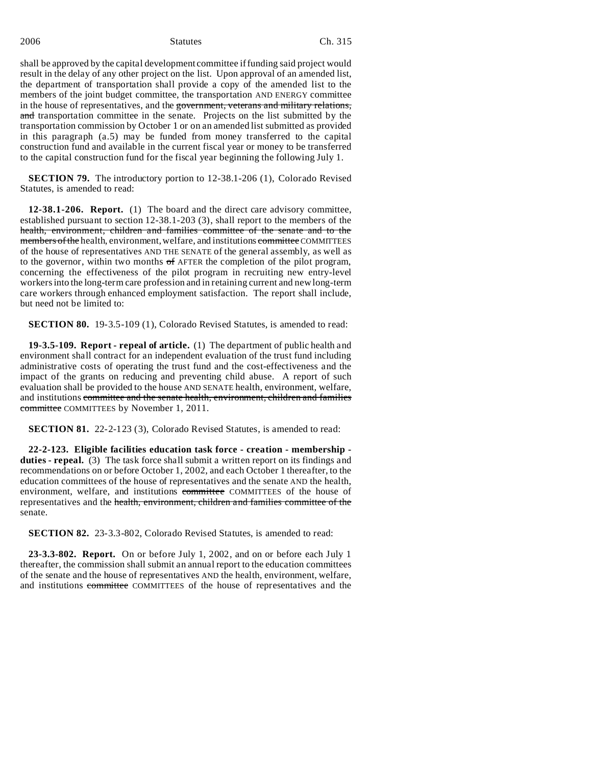shall be approved by the capital development committee if funding said project would result in the delay of any other project on the list. Upon approval of an amended list, the department of transportation shall provide a copy of the amended list to the members of the joint budget committee, the transportation AND ENERGY committee in the house of representatives, and the ~~government, veterans and military relations, and~~ transportation committee in the senate. Projects on the list submitted by the transportation commission by October 1 or on an amended list submitted as provided in this paragraph (a.5) may be funded from money transferred to the capital construction fund and available in the current fiscal year or money to be transferred to the capital construction fund for the fiscal year beginning the following July 1.

**SECTION 79.** The introductory portion to 12-38.1-206 (1), Colorado Revised Statutes, is amended to read:

**12-38.1-206. Report.** (1) The board and the direct care advisory committee, established pursuant to section 12-38.1-203 (3), shall report to the members of the ~~health, environment, children and families committee of the senate and to the members of the~~ health, environment, welfare, and institutions ~~committee~~ COMMITTEES of the house of representatives AND THE SENATE of the general assembly, as well as to the governor, within two months ~~of~~ AFTER the completion of the pilot program, concerning the effectiveness of the pilot program in recruiting new entry-level workers into the long-term care profession and in retaining current and new long-term care workers through enhanced employment satisfaction. The report shall include, but need not be limited to:

**SECTION 80.** 19-3.5-109 (1), Colorado Revised Statutes, is amended to read:

**19-3.5-109. Report - repeal of article.** (1) The department of public health and environment shall contract for an independent evaluation of the trust fund including administrative costs of operating the trust fund and the cost-effectiveness and the impact of the grants on reducing and preventing child abuse. A report of such evaluation shall be provided to the house AND SENATE health, environment, welfare, and institutions ~~committee and the senate health, environment, children and families committee~~ COMMITTEES by November 1, 2011.

**SECTION 81.** 22-2-123 (3), Colorado Revised Statutes, is amended to read:

**22-2-123. Eligible facilities education task force - creation - membership - duties - repeal.** (3) The task force shall submit a written report on its findings and recommendations on or before October 1, 2002, and each October 1 thereafter, to the education committees of the house of representatives and the senate AND the health, environment, welfare, and institutions ~~committee~~ COMMITTEES of the house of representatives and the ~~health, environment, children and families committee of the~~ senate.

**SECTION 82.** 23-3.3-802, Colorado Revised Statutes, is amended to read:

**23-3.3-802. Report.** On or before July 1, 2002, and on or before each July 1 thereafter, the commission shall submit an annual report to the education committees of the senate and the house of representatives AND the health, environment, welfare, and institutions ~~committee~~ COMMITTEES of the house of representatives and the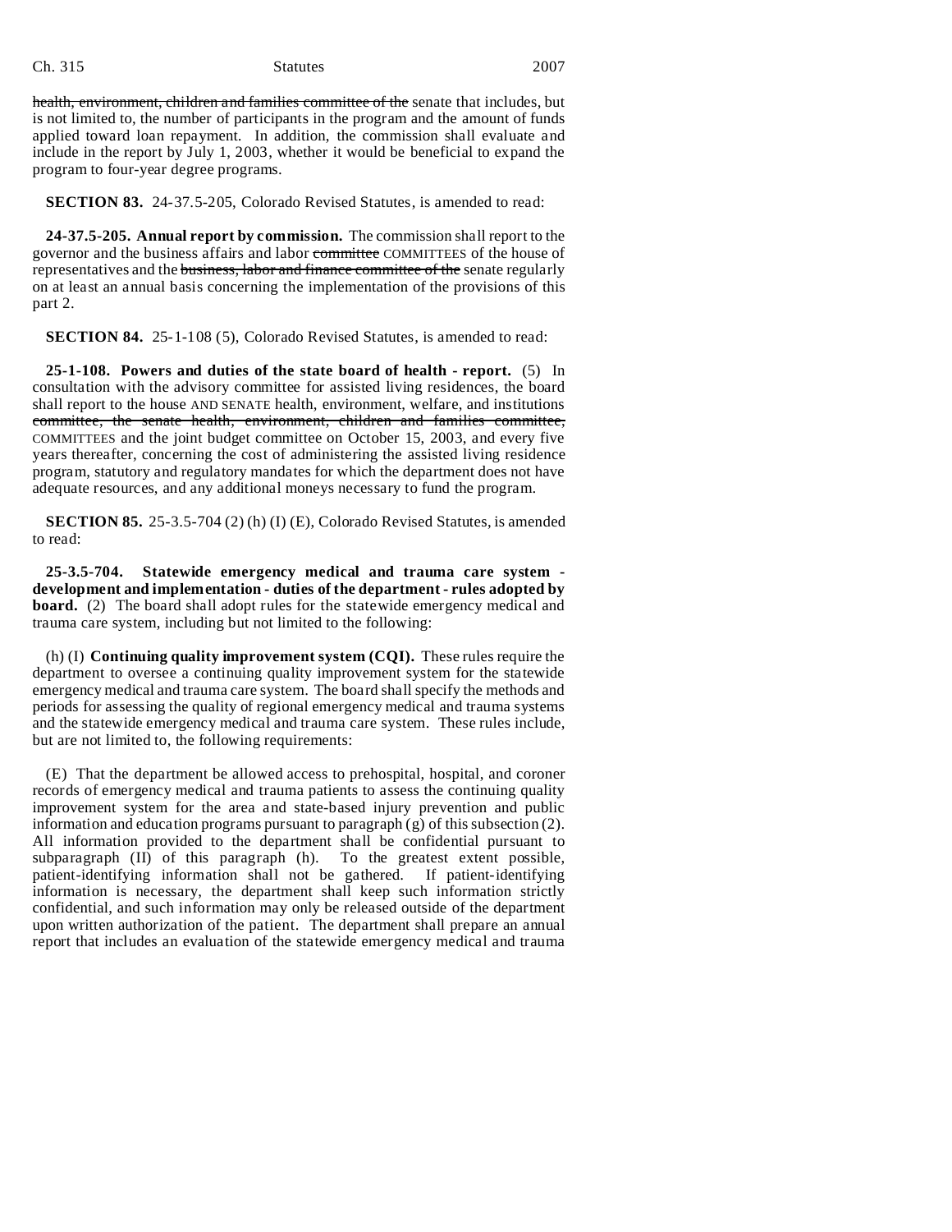health, environment, children and families committee of the senate that includes, but is not limited to, the number of participants in the program and the amount of funds applied toward loan repayment. In addition, the commission shall evaluate and include in the report by July 1, 2003, whether it would be beneficial to expand the program to four-year degree programs.

**SECTION 83.** 24-37.5-205, Colorado Revised Statutes, is amended to read:

**24-37.5-205. Annual report by commission.** The commission shall report to the governor and the business affairs and labor ~~committee~~ COMMITTEES of the house of representatives and the ~~business, labor and finance committee of the~~ senate regularly on at least an annual basis concerning the implementation of the provisions of this part 2.

**SECTION 84.** 25-1-108 (5), Colorado Revised Statutes, is amended to read:

**25-1-108. Powers and duties of the state board of health - report.** (5) In consultation with the advisory committee for assisted living residences, the board shall report to the house AND SENATE health, environment, welfare, and institutions ~~committee, the senate health, environment, children and families committee,~~ COMMITTEES and the joint budget committee on October 15, 2003, and every five years thereafter, concerning the cost of administering the assisted living residence program, statutory and regulatory mandates for which the department does not have adequate resources, and any additional moneys necessary to fund the program.

**SECTION 85.** 25-3.5-704 (2) (h) (I) (E), Colorado Revised Statutes, is amended to read:

**25-3.5-704. Statewide emergency medical and trauma care system - development and implementation - duties of the department - rules adopted by board.** (2) The board shall adopt rules for the statewide emergency medical and trauma care system, including but not limited to the following:

(h) (I) **Continuing quality improvement system (CQI).** These rules require the department to oversee a continuing quality improvement system for the statewide emergency medical and trauma care system. The board shall specify the methods and periods for assessing the quality of regional emergency medical and trauma systems and the statewide emergency medical and trauma care system. These rules include, but are not limited to, the following requirements:

(E) That the department be allowed access to prehospital, hospital, and coroner records of emergency medical and trauma patients to assess the continuing quality improvement system for the area and state-based injury prevention and public information and education programs pursuant to paragraph (g) of this subsection (2). All information provided to the department shall be confidential pursuant to subparagraph (II) of this paragraph (h). To the greatest extent possible, patient-identifying information shall not be gathered. If patient-identifying information is necessary, the department shall keep such information strictly confidential, and such information may only be released outside of the department upon written authorization of the patient. The department shall prepare an annual report that includes an evaluation of the statewide emergency medical and trauma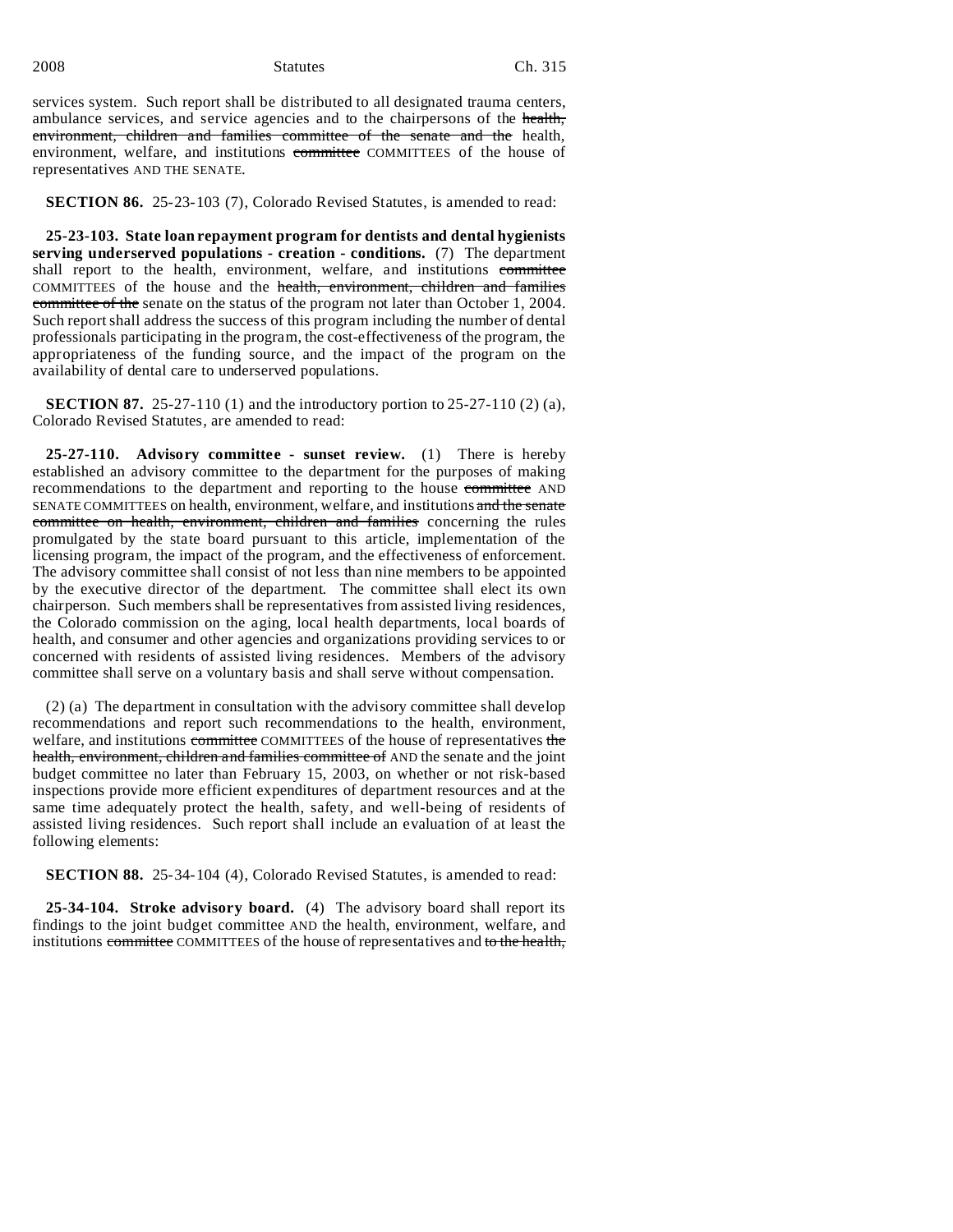services system. Such report shall be distributed to all designated trauma centers, ambulance services, and service agencies and to the chairpersons of the ~~health, environment, children and families committee of the senate and the~~ health, environment, welfare, and institutions ~~committee~~ COMMITTEES of the house of representatives AND THE SENATE.

**SECTION 86.** 25-23-103 (7), Colorado Revised Statutes, is amended to read:

**25-23-103. State loan repayment program for dentists and dental hygienists serving underserved populations - creation - conditions.** (7) The department shall report to the health, environment, welfare, and institutions ~~committee~~ COMMITTEES of the house and the ~~health, environment, children and families committee of the~~ senate on the status of the program not later than October 1, 2004. Such report shall address the success of this program including the number of dental professionals participating in the program, the cost-effectiveness of the program, the appropriateness of the funding source, and the impact of the program on the availability of dental care to underserved populations.

**SECTION 87.** 25-27-110 (1) and the introductory portion to 25-27-110 (2) (a), Colorado Revised Statutes, are amended to read:

**25-27-110. Advisory committee - sunset review.** (1) There is hereby established an advisory committee to the department for the purposes of making recommendations to the department and reporting to the house ~~committee~~ AND SENATE COMMITTEES on health, environment, welfare, and institutions ~~and the senate committee on health, environment, children and families~~ concerning the rules promulgated by the state board pursuant to this article, implementation of the licensing program, the impact of the program, and the effectiveness of enforcement. The advisory committee shall consist of not less than nine members to be appointed by the executive director of the department. The committee shall elect its own chairperson. Such members shall be representatives from assisted living residences, the Colorado commission on the aging, local health departments, local boards of health, and consumer and other agencies and organizations providing services to or concerned with residents of assisted living residences. Members of the advisory committee shall serve on a voluntary basis and shall serve without compensation.

(2) (a) The department in consultation with the advisory committee shall develop recommendations and report such recommendations to the health, environment, welfare, and institutions ~~committee~~ COMMITTEES of the house of representatives ~~the health, environment, children and families committee of~~ AND the senate and the joint budget committee no later than February 15, 2003, on whether or not risk-based inspections provide more efficient expenditures of department resources and at the same time adequately protect the health, safety, and well-being of residents of assisted living residences. Such report shall include an evaluation of at least the following elements:

**SECTION 88.** 25-34-104 (4), Colorado Revised Statutes, is amended to read:

**25-34-104. Stroke advisory board.** (4) The advisory board shall report its findings to the joint budget committee AND the health, environment, welfare, and institutions ~~committee~~ COMMITTEES of the house of representatives and ~~to the health,~~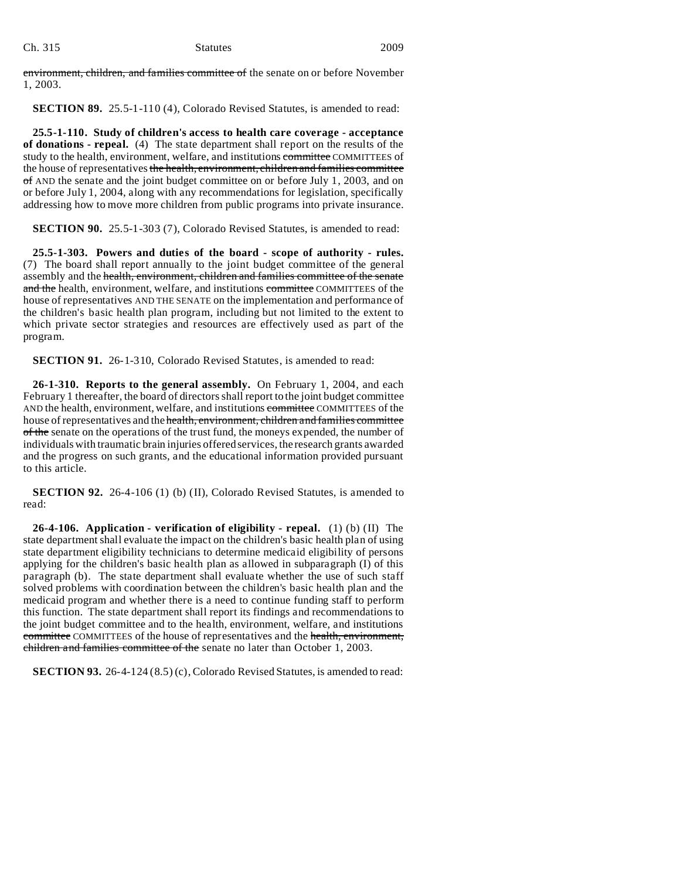~~environment, children, and families committee of~~ the senate on or before November 1, 2003.

**SECTION 89.** 25.5-1-110 (4), Colorado Revised Statutes, is amended to read:

**25.5-1-110. Study of children's access to health care coverage - acceptance of donations - repeal.** (4) The state department shall report on the results of the study to the health, environment, welfare, and institutions ~~committee~~ COMMITTEES of the house of representatives ~~the health, environment, children and families committee of~~ AND the senate and the joint budget committee on or before July 1, 2003, and on or before July 1, 2004, along with any recommendations for legislation, specifically addressing how to move more children from public programs into private insurance.

**SECTION 90.** 25.5-1-303 (7), Colorado Revised Statutes, is amended to read:

**25.5-1-303. Powers and duties of the board - scope of authority - rules.** (7) The board shall report annually to the joint budget committee of the general assembly and the ~~health, environment, children and families committee of the senate and the~~ health, environment, welfare, and institutions ~~committee~~ COMMITTEES of the house of representatives AND THE SENATE on the implementation and performance of the children's basic health plan program, including but not limited to the extent to which private sector strategies and resources are effectively used as part of the program.

**SECTION 91.** 26-1-310, Colorado Revised Statutes, is amended to read:

**26-1-310. Reports to the general assembly.** On February 1, 2004, and each February 1 thereafter, the board of directors shall report to the joint budget committee AND the health, environment, welfare, and institutions ~~committee~~ COMMITTEES of the house of representatives and the ~~health, environment, children and families committee of the~~ senate on the operations of the trust fund, the moneys expended, the number of individuals with traumatic brain injuries offered services, the research grants awarded and the progress on such grants, and the educational information provided pursuant to this article.

**SECTION 92.** 26-4-106 (1) (b) (II), Colorado Revised Statutes, is amended to read:

**26-4-106. Application - verification of eligibility - repeal.** (1) (b) (II) The state department shall evaluate the impact on the children's basic health plan of using state department eligibility technicians to determine medicaid eligibility of persons applying for the children's basic health plan as allowed in subparagraph (I) of this paragraph (b). The state department shall evaluate whether the use of such staff solved problems with coordination between the children's basic health plan and the medicaid program and whether there is a need to continue funding staff to perform this function. The state department shall report its findings and recommendations to the joint budget committee and to the health, environment, welfare, and institutions ~~committee~~ COMMITTEES of the house of representatives and the ~~health, environment, children and families committee of the~~ senate no later than October 1, 2003.

**SECTION 93.** 26-4-124 (8.5) (c), Colorado Revised Statutes, is amended to read: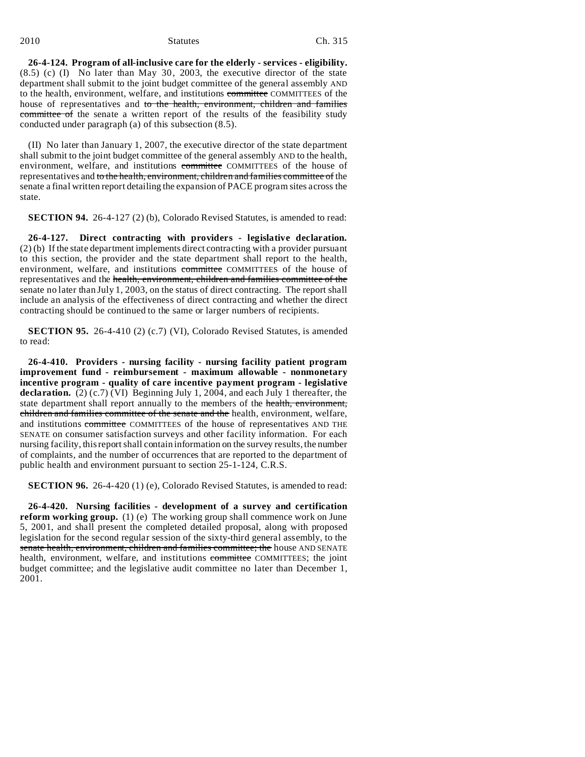**26-4-124. Program of all-inclusive care for the elderly - services - eligibility.** (8.5) (c) (I) No later than May 30, 2003, the executive director of the state department shall submit to the joint budget committee of the general assembly AND to the health, environment, welfare, and institutions ~~committee~~ COMMITTEES of the house of representatives and ~~to the health, environment, children and families committee of~~ the senate a written report of the results of the feasibility study conducted under paragraph (a) of this subsection (8.5).

(II) No later than January 1, 2007, the executive director of the state department shall submit to the joint budget committee of the general assembly AND to the health, environment, welfare, and institutions ~~committee~~ COMMITTEES of the house of representatives and ~~to the health, environment, children and families committee of~~ the senate a final written report detailing the expansion of PACE program sites across the state.

**SECTION 94.** 26-4-127 (2) (b), Colorado Revised Statutes, is amended to read:

**26-4-127. Direct contracting with providers - legislative declaration.** (2) (b) If the state department implements direct contracting with a provider pursuant to this section, the provider and the state department shall report to the health, environment, welfare, and institutions ~~committee~~ COMMITTEES of the house of representatives and the ~~health, environment, children and families committee of the~~ senate no later than July 1, 2003, on the status of direct contracting. The report shall include an analysis of the effectiveness of direct contracting and whether the direct contracting should be continued to the same or larger numbers of recipients.

**SECTION 95.** 26-4-410 (2) (c.7) (VI), Colorado Revised Statutes, is amended to read:

**26-4-410. Providers - nursing facility - nursing facility patient program improvement fund - reimbursement - maximum allowable - nonmonetary incentive program - quality of care incentive payment program - legislative declaration.** (2) (c.7) (VI) Beginning July 1, 2004, and each July 1 thereafter, the state department shall report annually to the members of the ~~health, environment, children and families committee of the senate and the~~ health, environment, welfare, and institutions ~~committee~~ COMMITTEES of the house of representatives AND THE SENATE on consumer satisfaction surveys and other facility information. For each nursing facility, this report shall contain information on the survey results, the number of complaints, and the number of occurrences that are reported to the department of public health and environment pursuant to section 25-1-124, C.R.S.

**SECTION 96.** 26-4-420 (1) (e), Colorado Revised Statutes, is amended to read:

**26-4-420. Nursing facilities - development of a survey and certification reform working group.** (1) (e) The working group shall commence work on June 5, 2001, and shall present the completed detailed proposal, along with proposed legislation for the second regular session of the sixty-third general assembly, to the ~~senate health, environment, children and families committee; the~~ house AND SENATE health, environment, welfare, and institutions ~~committee~~ COMMITTEES; the joint budget committee; and the legislative audit committee no later than December 1, 2001.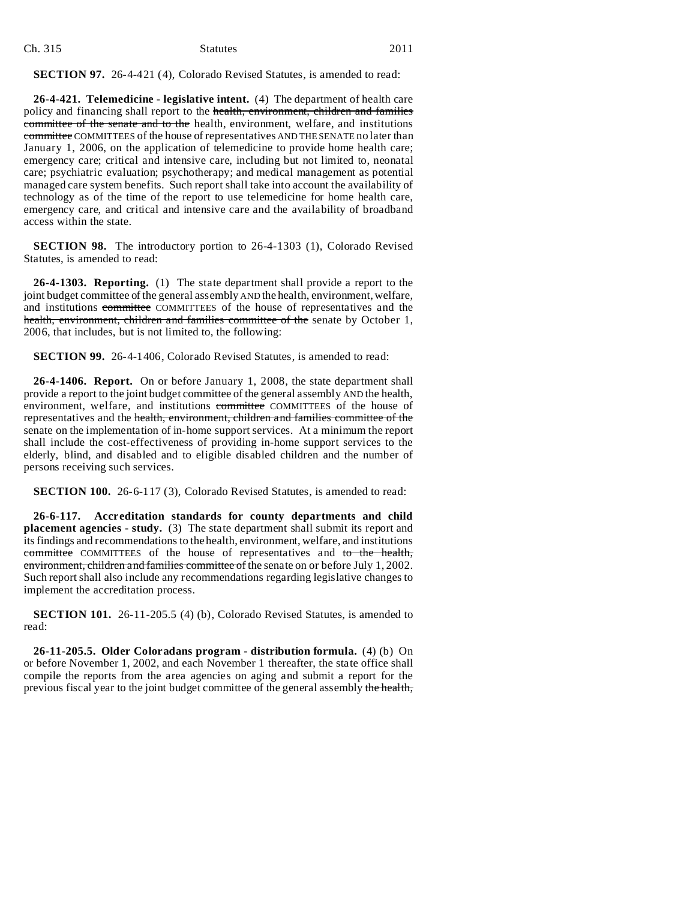**SECTION 97.** 26-4-421 (4), Colorado Revised Statutes, is amended to read:

**26-4-421. Telemedicine - legislative intent.** (4) The department of health care policy and financing shall report to the ~~health, environment, children and families committee of the senate and to the~~ health, environment, welfare, and institutions ~~committee~~ COMMITTEES of the house of representatives AND THE SENATE no later than January 1, 2006, on the application of telemedicine to provide home health care; emergency care; critical and intensive care, including but not limited to, neonatal care; psychiatric evaluation; psychotherapy; and medical management as potential managed care system benefits. Such report shall take into account the availability of technology as of the time of the report to use telemedicine for home health care, emergency care, and critical and intensive care and the availability of broadband access within the state.

**SECTION 98.** The introductory portion to 26-4-1303 (1), Colorado Revised Statutes, is amended to read:

**26-4-1303. Reporting.** (1) The state department shall provide a report to the joint budget committee of the general assembly AND the health, environment, welfare, and institutions ~~committee~~ COMMITTEES of the house of representatives and the ~~health, environment, children and families committee of the~~ senate by October 1, 2006, that includes, but is not limited to, the following:

**SECTION 99.** 26-4-1406, Colorado Revised Statutes, is amended to read:

**26-4-1406. Report.** On or before January 1, 2008, the state department shall provide a report to the joint budget committee of the general assembly AND the health, environment, welfare, and institutions ~~committee~~ COMMITTEES of the house of representatives and the ~~health, environment, children and families committee of the~~ senate on the implementation of in-home support services. At a minimum the report shall include the cost-effectiveness of providing in-home support services to the elderly, blind, and disabled and to eligible disabled children and the number of persons receiving such services.

**SECTION 100.** 26-6-117 (3), Colorado Revised Statutes, is amended to read:

**26-6-117. Accreditation standards for county departments and child placement agencies - study.** (3) The state department shall submit its report and its findings and recommendations to the health, environment, welfare, and institutions ~~committee~~ COMMITTEES of the house of representatives and ~~to the health, environment, children and families committee of~~ the senate on or before July 1, 2002. Such report shall also include any recommendations regarding legislative changes to implement the accreditation process.

**SECTION 101.** 26-11-205.5 (4) (b), Colorado Revised Statutes, is amended to read:

**26-11-205.5. Older Coloradans program - distribution formula.** (4) (b) On or before November 1, 2002, and each November 1 thereafter, the state office shall compile the reports from the area agencies on aging and submit a report for the previous fiscal year to the joint budget committee of the general assembly ~~the health,~~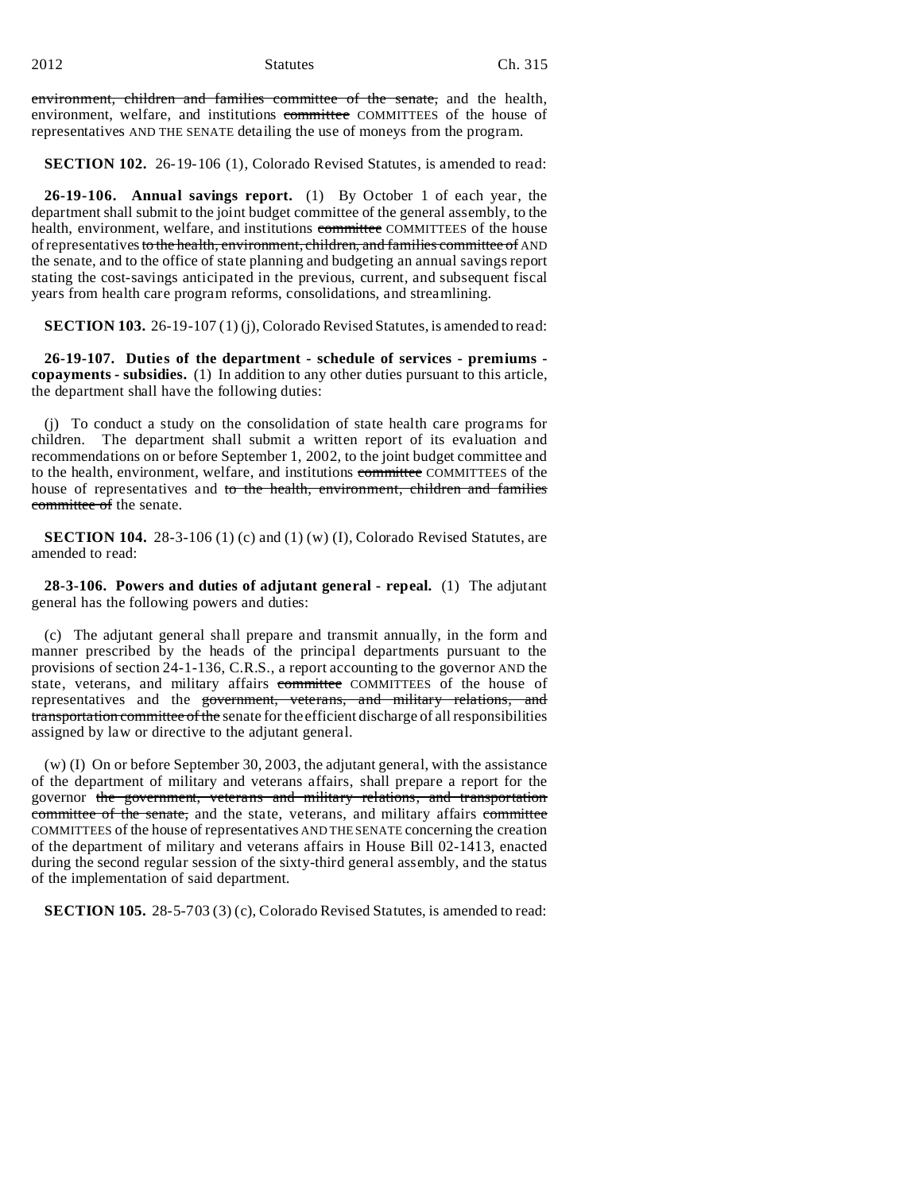~~environment, children and families committee of the senate,~~ and the health, environment, welfare, and institutions ~~committee~~ COMMITTEES of the house of representatives AND THE SENATE detailing the use of moneys from the program.

**SECTION 102.** 26-19-106 (1), Colorado Revised Statutes, is amended to read:

**26-19-106. Annual savings report.** (1) By October 1 of each year, the department shall submit to the joint budget committee of the general assembly, to the health, environment, welfare, and institutions ~~committee~~ COMMITTEES of the house of representatives ~~to the health, environment, children, and families committee of~~ AND the senate, and to the office of state planning and budgeting an annual savings report stating the cost-savings anticipated in the previous, current, and subsequent fiscal years from health care program reforms, consolidations, and streamlining.

**SECTION 103.** 26-19-107 (1) (j), Colorado Revised Statutes, is amended to read:

**26-19-107. Duties of the department - schedule of services - premiums - copayments - subsidies.** (1) In addition to any other duties pursuant to this article, the department shall have the following duties:

(j) To conduct a study on the consolidation of state health care programs for children. The department shall submit a written report of its evaluation and recommendations on or before September 1, 2002, to the joint budget committee and to the health, environment, welfare, and institutions ~~committee~~ COMMITTEES of the house of representatives and ~~to the health, environment, children and families committee of~~ the senate.

**SECTION 104.** 28-3-106 (1) (c) and (1) (w) (I), Colorado Revised Statutes, are amended to read:

**28-3-106. Powers and duties of adjutant general - repeal.** (1) The adjutant general has the following powers and duties:

(c) The adjutant general shall prepare and transmit annually, in the form and manner prescribed by the heads of the principal departments pursuant to the provisions of section 24-1-136, C.R.S., a report accounting to the governor AND the state, veterans, and military affairs ~~committee~~ COMMITTEES of the house of representatives and the ~~government, veterans, and military relations, and transportation committee of the~~ senate for the efficient discharge of all responsibilities assigned by law or directive to the adjutant general.

(w) (I) On or before September 30, 2003, the adjutant general, with the assistance of the department of military and veterans affairs, shall prepare a report for the governor ~~the government, veterans and military relations, and transportation committee of the senate,~~ and the state, veterans, and military affairs ~~committee~~ COMMITTEES of the house of representatives AND THE SENATE concerning the creation of the department of military and veterans affairs in House Bill 02-1413, enacted during the second regular session of the sixty-third general assembly, and the status of the implementation of said department.

**SECTION 105.** 28-5-703 (3) (c), Colorado Revised Statutes, is amended to read: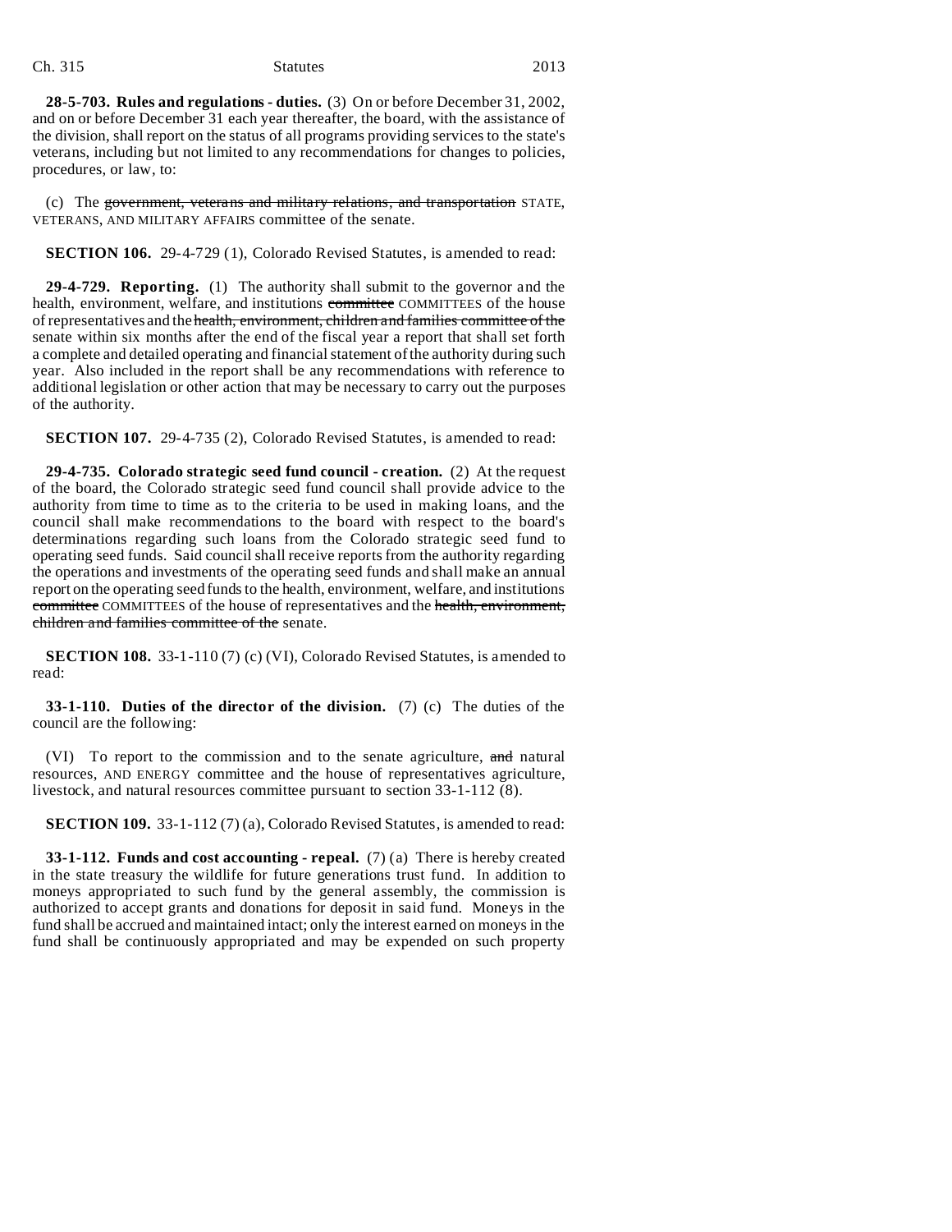**28-5-703. Rules and regulations - duties.** (3) On or before December 31, 2002, and on or before December 31 each year thereafter, the board, with the assistance of the division, shall report on the status of all programs providing services to the state's veterans, including but not limited to any recommendations for changes to policies, procedures, or law, to:

(c) The ~~government, veterans and military relations, and transportation~~ STATE, VETERANS, AND MILITARY AFFAIRS committee of the senate.

**SECTION 106.** 29-4-729 (1), Colorado Revised Statutes, is amended to read:

**29-4-729. Reporting.** (1) The authority shall submit to the governor and the health, environment, welfare, and institutions ~~committee~~ COMMITTEES of the house of representatives and the ~~health, environment, children and families committee of the~~ senate within six months after the end of the fiscal year a report that shall set forth a complete and detailed operating and financial statement of the authority during such year. Also included in the report shall be any recommendations with reference to additional legislation or other action that may be necessary to carry out the purposes of the authority.

**SECTION 107.** 29-4-735 (2), Colorado Revised Statutes, is amended to read:

**29-4-735. Colorado strategic seed fund council - creation.** (2) At the request of the board, the Colorado strategic seed fund council shall provide advice to the authority from time to time as to the criteria to be used in making loans, and the council shall make recommendations to the board with respect to the board's determinations regarding such loans from the Colorado strategic seed fund to operating seed funds. Said council shall receive reports from the authority regarding the operations and investments of the operating seed funds and shall make an annual report on the operating seed funds to the health, environment, welfare, and institutions ~~committee~~ COMMITTEES of the house of representatives and the ~~health, environment, children and families committee of the~~ senate.

**SECTION 108.** 33-1-110 (7) (c) (VI), Colorado Revised Statutes, is amended to read:

**33-1-110. Duties of the director of the division.** (7) (c) The duties of the council are the following:

(VI) To report to the commission and to the senate agriculture, ~~and~~ natural resources, AND ENERGY committee and the house of representatives agriculture, livestock, and natural resources committee pursuant to section 33-1-112 (8).

**SECTION 109.** 33-1-112 (7) (a), Colorado Revised Statutes, is amended to read:

**33-1-112. Funds and cost accounting - repeal.** (7) (a) There is hereby created in the state treasury the wildlife for future generations trust fund. In addition to moneys appropriated to such fund by the general assembly, the commission is authorized to accept grants and donations for deposit in said fund. Moneys in the fund shall be accrued and maintained intact; only the interest earned on moneys in the fund shall be continuously appropriated and may be expended on such property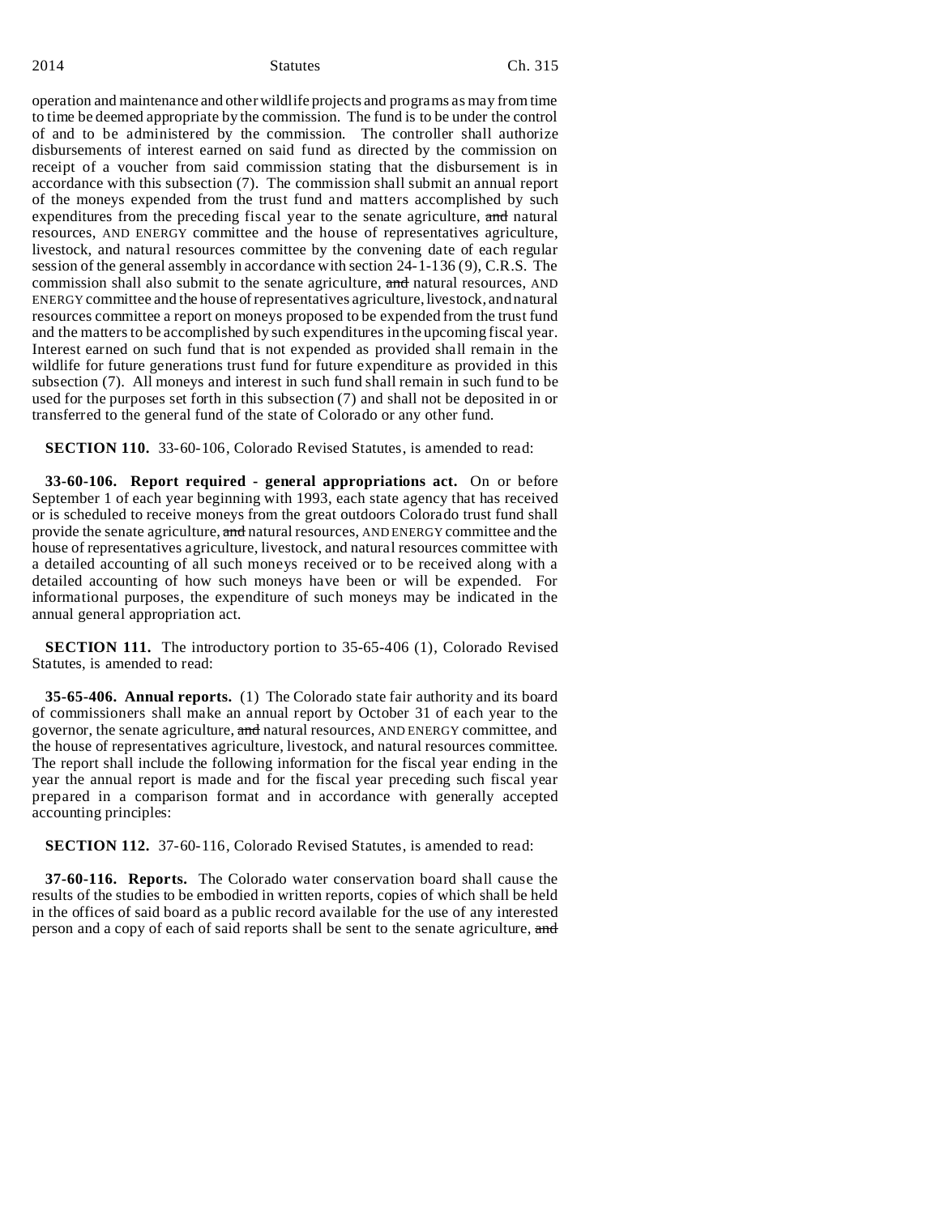operation and maintenance and other wildlife projects and programs as may from time to time be deemed appropriate by the commission. The fund is to be under the control of and to be administered by the commission. The controller shall authorize disbursements of interest earned on said fund as directed by the commission on receipt of a voucher from said commission stating that the disbursement is in accordance with this subsection (7). The commission shall submit an annual report of the moneys expended from the trust fund and matters accomplished by such expenditures from the preceding fiscal year to the senate agriculture, ~~and~~ natural resources, AND ENERGY committee and the house of representatives agriculture, livestock, and natural resources committee by the convening date of each regular session of the general assembly in accordance with section 24-1-136 (9), C.R.S. The commission shall also submit to the senate agriculture, ~~and~~ natural resources, AND ENERGY committee and the house of representatives agriculture, livestock, and natural resources committee a report on moneys proposed to be expended from the trust fund and the matters to be accomplished by such expenditures in the upcoming fiscal year. Interest earned on such fund that is not expended as provided shall remain in the wildlife for future generations trust fund for future expenditure as provided in this subsection (7). All moneys and interest in such fund shall remain in such fund to be used for the purposes set forth in this subsection (7) and shall not be deposited in or transferred to the general fund of the state of Colorado or any other fund.

**SECTION 110.** 33-60-106, Colorado Revised Statutes, is amended to read:

**33-60-106. Report required - general appropriations act.** On or before September 1 of each year beginning with 1993, each state agency that has received or is scheduled to receive moneys from the great outdoors Colorado trust fund shall provide the senate agriculture, ~~and~~ natural resources, AND ENERGY committee and the house of representatives agriculture, livestock, and natural resources committee with a detailed accounting of all such moneys received or to be received along with a detailed accounting of how such moneys have been or will be expended. For informational purposes, the expenditure of such moneys may be indicated in the annual general appropriation act.

**SECTION 111.** The introductory portion to 35-65-406 (1), Colorado Revised Statutes, is amended to read:

**35-65-406. Annual reports.** (1) The Colorado state fair authority and its board of commissioners shall make an annual report by October 31 of each year to the governor, the senate agriculture, ~~and~~ natural resources, AND ENERGY committee, and the house of representatives agriculture, livestock, and natural resources committee. The report shall include the following information for the fiscal year ending in the year the annual report is made and for the fiscal year preceding such fiscal year prepared in a comparison format and in accordance with generally accepted accounting principles:

**SECTION 112.** 37-60-116, Colorado Revised Statutes, is amended to read:

**37-60-116. Reports.** The Colorado water conservation board shall cause the results of the studies to be embodied in written reports, copies of which shall be held in the offices of said board as a public record available for the use of any interested person and a copy of each of said reports shall be sent to the senate agriculture, ~~and~~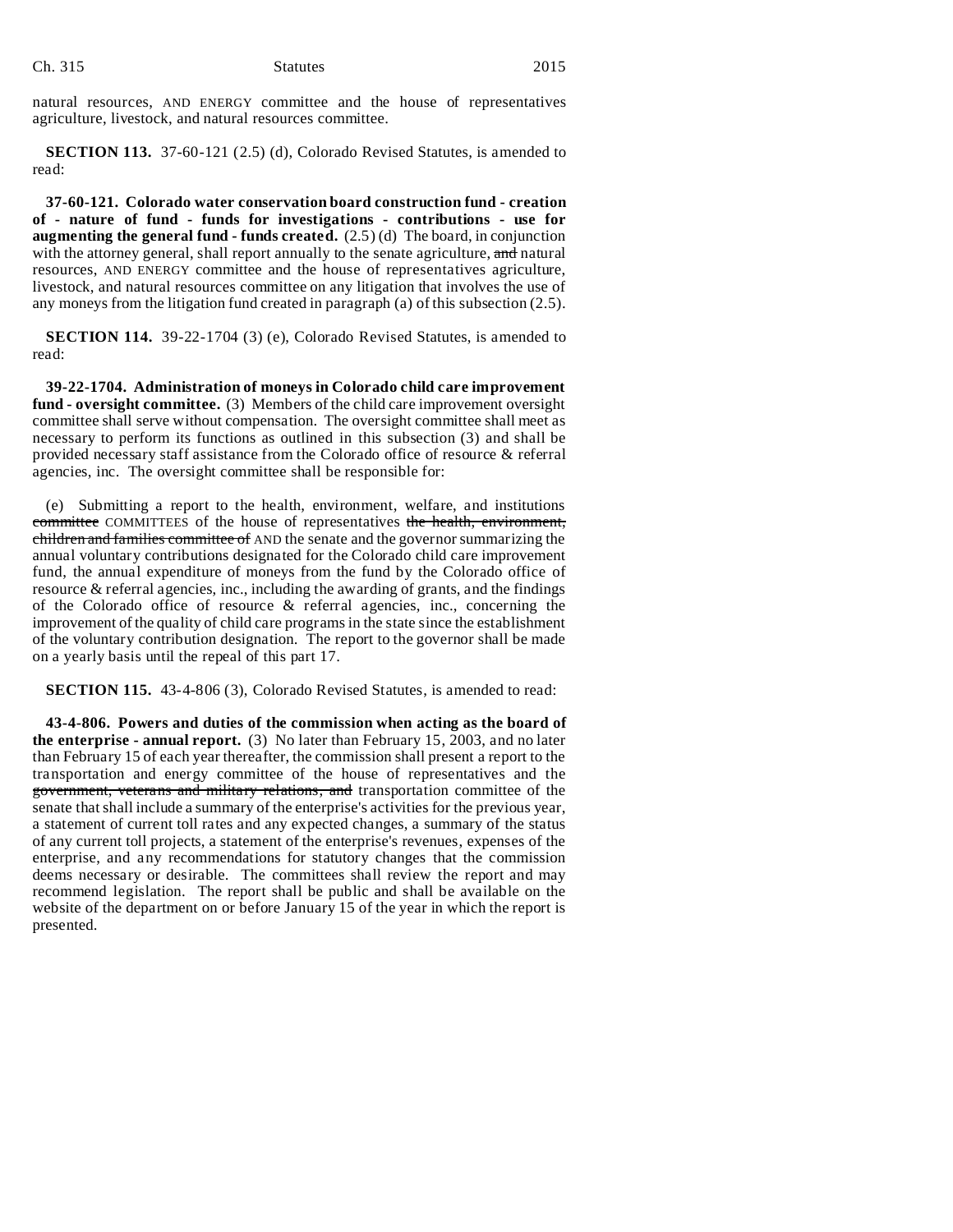natural resources, AND ENERGY committee and the house of representatives agriculture, livestock, and natural resources committee.

**SECTION 113.** 37-60-121 (2.5) (d), Colorado Revised Statutes, is amended to read:

**37-60-121. Colorado water conservation board construction fund - creation of - nature of fund - funds for investigations - contributions - use for augmenting the general fund - funds created.** (2.5) (d) The board, in conjunction with the attorney general, shall report annually to the senate agriculture, ~~and~~ natural resources, AND ENERGY committee and the house of representatives agriculture, livestock, and natural resources committee on any litigation that involves the use of any moneys from the litigation fund created in paragraph (a) of this subsection (2.5).

**SECTION 114.** 39-22-1704 (3) (e), Colorado Revised Statutes, is amended to read:

**39-22-1704. Administration of moneys in Colorado child care improvement fund - oversight committee.** (3) Members of the child care improvement oversight committee shall serve without compensation. The oversight committee shall meet as necessary to perform its functions as outlined in this subsection (3) and shall be provided necessary staff assistance from the Colorado office of resource & referral agencies, inc. The oversight committee shall be responsible for:

(e) Submitting a report to the health, environment, welfare, and institutions ~~committee~~ COMMITTEES of the house of representatives ~~the health, environment, children and families committee of~~ AND the senate and the governor summarizing the annual voluntary contributions designated for the Colorado child care improvement fund, the annual expenditure of moneys from the fund by the Colorado office of resource & referral agencies, inc., including the awarding of grants, and the findings of the Colorado office of resource & referral agencies, inc., concerning the improvement of the quality of child care programs in the state since the establishment of the voluntary contribution designation. The report to the governor shall be made on a yearly basis until the repeal of this part 17.

**SECTION 115.** 43-4-806 (3), Colorado Revised Statutes, is amended to read:

**43-4-806. Powers and duties of the commission when acting as the board of the enterprise - annual report.** (3) No later than February 15, 2003, and no later than February 15 of each year thereafter, the commission shall present a report to the transportation and energy committee of the house of representatives and the ~~government, veterans and military relations, and~~ transportation committee of the senate that shall include a summary of the enterprise's activities for the previous year, a statement of current toll rates and any expected changes, a summary of the status of any current toll projects, a statement of the enterprise's revenues, expenses of the enterprise, and any recommendations for statutory changes that the commission deems necessary or desirable. The committees shall review the report and may recommend legislation. The report shall be public and shall be available on the website of the department on or before January 15 of the year in which the report is presented.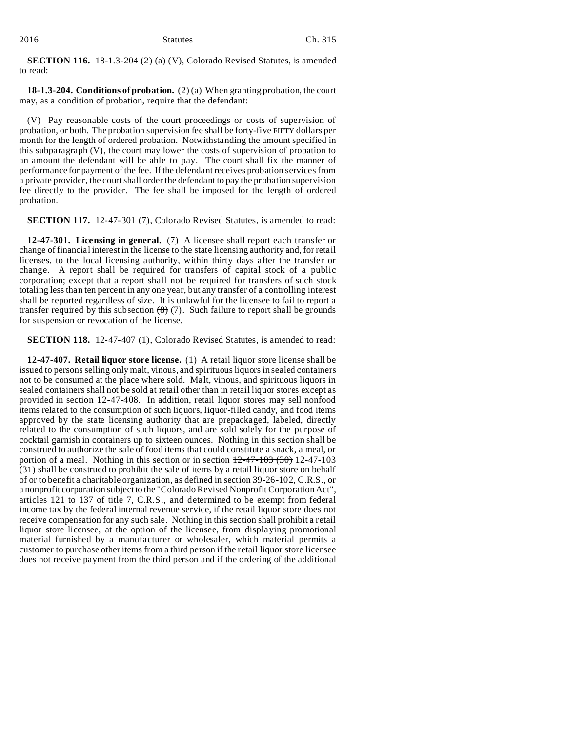**SECTION 116.** 18-1.3-204 (2) (a) (V), Colorado Revised Statutes, is amended to read:

**18-1.3-204. Conditions of probation.** (2) (a) When granting probation, the court may, as a condition of probation, require that the defendant:

(V) Pay reasonable costs of the court proceedings or costs of supervision of probation, or both. The probation supervision fee shall be ~~forty-five~~ FIFTY dollars per month for the length of ordered probation. Notwithstanding the amount specified in this subparagraph (V), the court may lower the costs of supervision of probation to an amount the defendant will be able to pay. The court shall fix the manner of performance for payment of the fee. If the defendant receives probation services from a private provider, the court shall order the defendant to pay the probation supervision fee directly to the provider. The fee shall be imposed for the length of ordered probation.

**SECTION 117.** 12-47-301 (7), Colorado Revised Statutes, is amended to read:

**12-47-301. Licensing in general.** (7) A licensee shall report each transfer or change of financial interest in the license to the state licensing authority and, for retail licenses, to the local licensing authority, within thirty days after the transfer or change. A report shall be required for transfers of capital stock of a public corporation; except that a report shall not be required for transfers of such stock totaling less than ten percent in any one year, but any transfer of a controlling interest shall be reported regardless of size. It is unlawful for the licensee to fail to report a transfer required by this subsection ~~(8)~~ (7). Such failure to report shall be grounds for suspension or revocation of the license.

**SECTION 118.** 12-47-407 (1), Colorado Revised Statutes, is amended to read:

**12-47-407. Retail liquor store license.** (1) A retail liquor store license shall be issued to persons selling only malt, vinous, and spirituous liquors in sealed containers not to be consumed at the place where sold. Malt, vinous, and spirituous liquors in sealed containers shall not be sold at retail other than in retail liquor stores except as provided in section 12-47-408. In addition, retail liquor stores may sell nonfood items related to the consumption of such liquors, liquor-filled candy, and food items approved by the state licensing authority that are prepackaged, labeled, directly related to the consumption of such liquors, and are sold solely for the purpose of cocktail garnish in containers up to sixteen ounces. Nothing in this section shall be construed to authorize the sale of food items that could constitute a snack, a meal, or portion of a meal. Nothing in this section or in section ~~12-47-103 (30)~~ 12-47-103 (31) shall be construed to prohibit the sale of items by a retail liquor store on behalf of or to benefit a charitable organization, as defined in section 39-26-102, C.R.S., or a nonprofit corporation subject to the "Colorado Revised Nonprofit Corporation Act", articles 121 to 137 of title 7, C.R.S., and determined to be exempt from federal income tax by the federal internal revenue service, if the retail liquor store does not receive compensation for any such sale. Nothing in this section shall prohibit a retail liquor store licensee, at the option of the licensee, from displaying promotional material furnished by a manufacturer or wholesaler, which material permits a customer to purchase other items from a third person if the retail liquor store licensee does not receive payment from the third person and if the ordering of the additional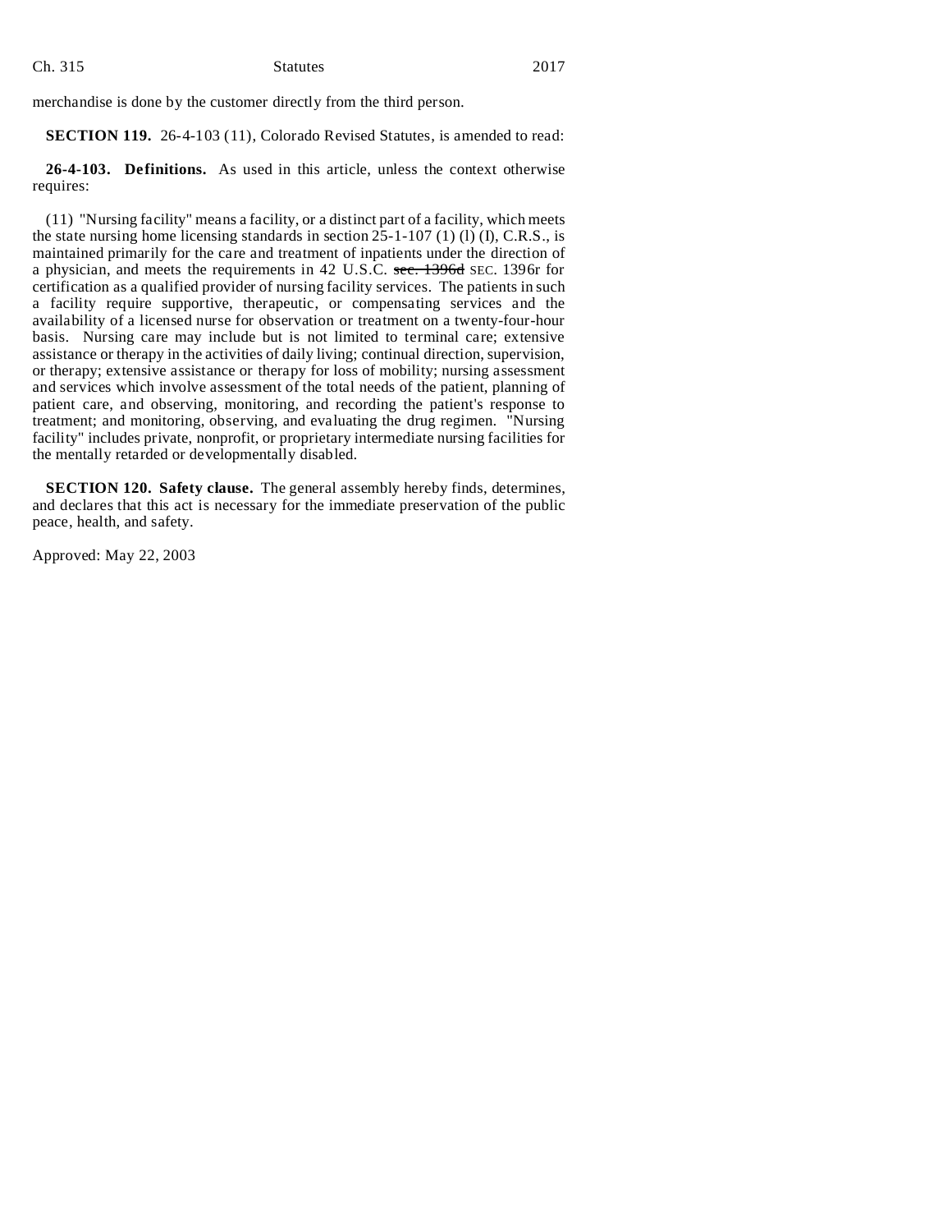merchandise is done by the customer directly from the third person.

**SECTION 119.** 26-4-103 (11), Colorado Revised Statutes, is amended to read:

**26-4-103. Definitions.** As used in this article, unless the context otherwise requires:

(11) "Nursing facility" means a facility, or a distinct part of a facility, which meets the state nursing home licensing standards in section 25-1-107 (1) (l) (I), C.R.S., is maintained primarily for the care and treatment of inpatients under the direction of a physician, and meets the requirements in 42 U.S.C. ~~sec. 1396d~~ SEC. 1396r for certification as a qualified provider of nursing facility services. The patients in such a facility require supportive, therapeutic, or compensating services and the availability of a licensed nurse for observation or treatment on a twenty-four-hour basis. Nursing care may include but is not limited to terminal care; extensive assistance or therapy in the activities of daily living; continual direction, supervision, or therapy; extensive assistance or therapy for loss of mobility; nursing assessment and services which involve assessment of the total needs of the patient, planning of patient care, and observing, monitoring, and recording the patient's response to treatment; and monitoring, observing, and evaluating the drug regimen. "Nursing facility" includes private, nonprofit, or proprietary intermediate nursing facilities for the mentally retarded or developmentally disabled.

**SECTION 120. Safety clause.** The general assembly hereby finds, determines, and declares that this act is necessary for the immediate preservation of the public peace, health, and safety.

Approved: May 22, 2003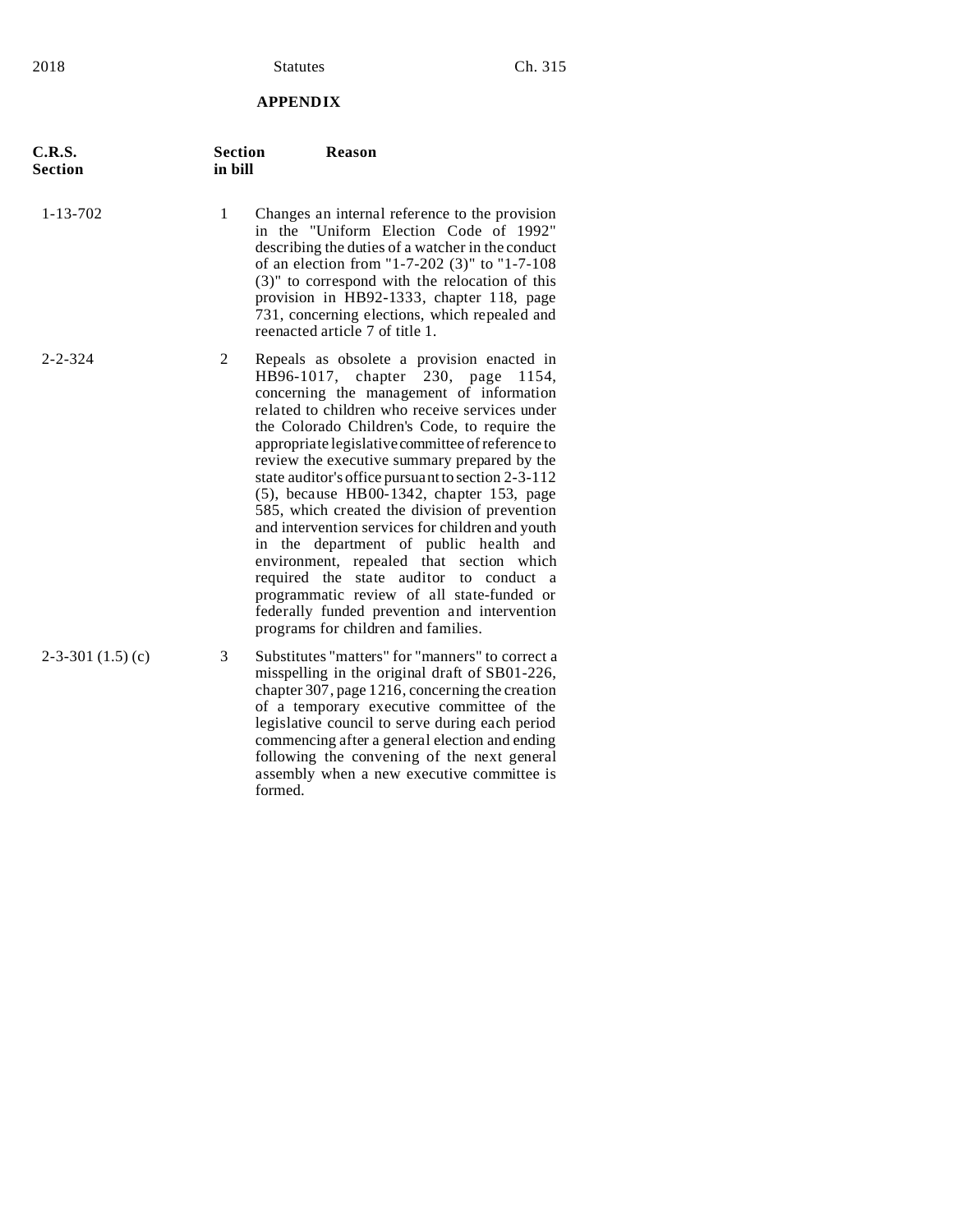## APPENDIX

| C.R.S. Section | Section in bill | Reason |
|---|---|---|
| 1-13-702 | 1 | Changes an internal reference to the provision in the "Uniform Election Code of 1992" describing the duties of a watcher in the conduct of an election from "1-7-202 (3)" to "1-7-108 (3)" to correspond with the relocation of this provision in HB92-1333, chapter 118, page 731, concerning elections, which repealed and reenacted article 7 of title 1. |
| 2-2-324 | 2 | Repeals as obsolete a provision enacted in HB96-1017, chapter 230, page 1154, concerning the management of information related to children who receive services under the Colorado Children's Code, to require the appropriate legislative committee of reference to review the executive summary prepared by the state auditor's office pursuant to section 2-3-112 (5), because HB00-1342, chapter 153, page 585, which created the division of prevention and intervention services for children and youth in the department of public health and environment, repealed that section which required the state auditor to conduct a programmatic review of all state-funded or federally funded prevention and intervention programs for children and families. |
| 2-3-301 (1.5) (c) | 3 | Substitutes "matters" for "manners" to correct a misspelling in the original draft of SB01-226, chapter 307, page 1216, concerning the creation of a temporary executive committee of the legislative council to serve during each period commencing after a general election and ending following the convening of the next general assembly when a new executive committee is formed. |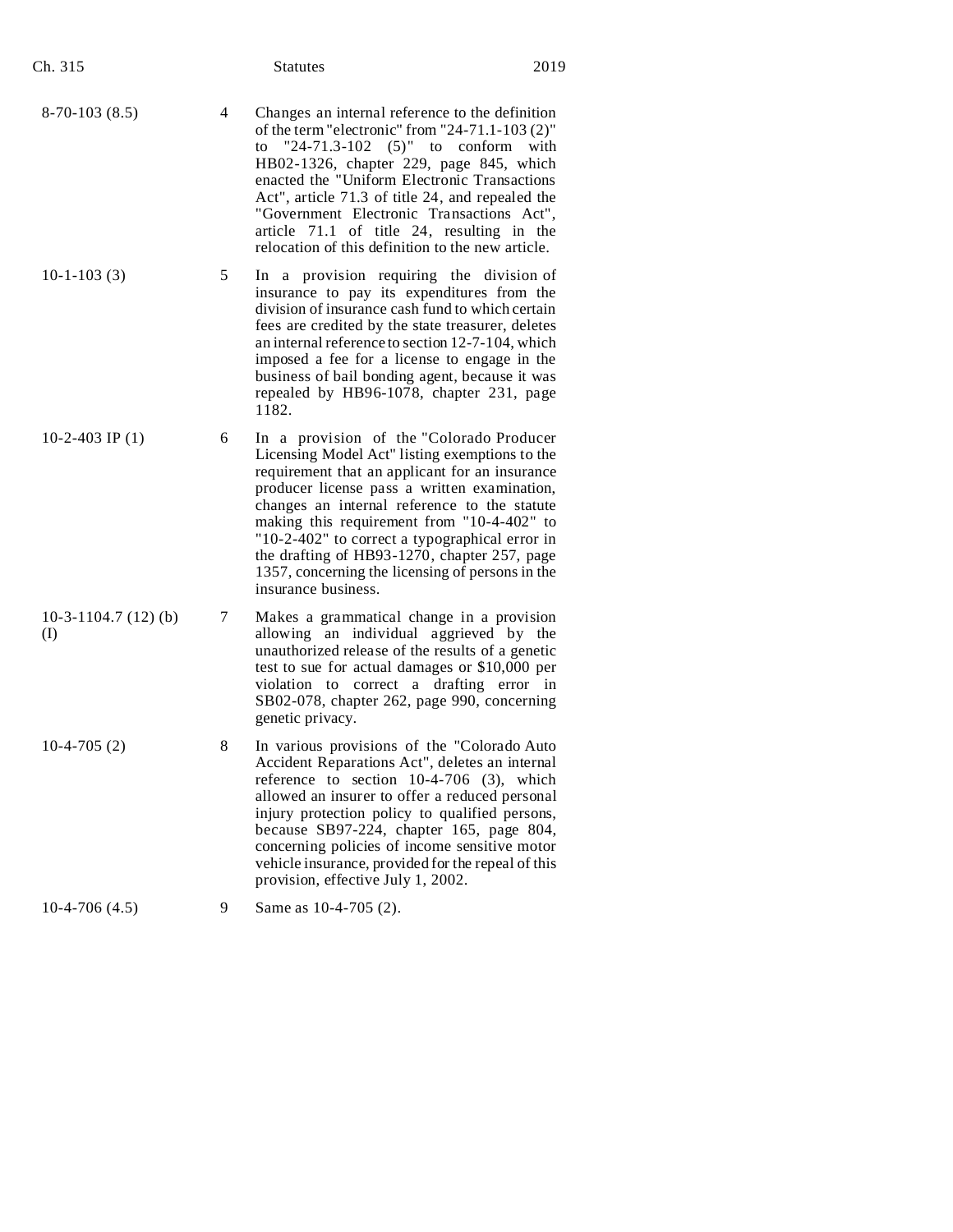| | | |
|---|---|---|
| 8-70-103 (8.5) | 4 | Changes an internal reference to the definition of the term "electronic" from "24-71.1-103 (2)" to "24-71.3-102 (5)" to conform with HB02-1326, chapter 229, page 845, which enacted the "Uniform Electronic Transactions Act", article 71.3 of title 24, and repealed the "Government Electronic Transactions Act", article 71.1 of title 24, resulting in the relocation of this definition to the new article. |
| 10-1-103 (3) | 5 | In a provision requiring the division of insurance to pay its expenditures from the division of insurance cash fund to which certain fees are credited by the state treasurer, deletes an internal reference to section 12-7-104, which imposed a fee for a license to engage in the business of bail bonding agent, because it was repealed by HB96-1078, chapter 231, page 1182. |
| 10-2-403 IP (1) | 6 | In a provision of the "Colorado Producer Licensing Model Act" listing exemptions to the requirement that an applicant for an insurance producer license pass a written examination, changes an internal reference to the statute making this requirement from "10-4-402" to "10-2-402" to correct a typographical error in the drafting of HB93-1270, chapter 257, page 1357, concerning the licensing of persons in the insurance business. |
| 10-3-1104.7 (12) (b) (I) | 7 | Makes a grammatical change in a provision allowing an individual aggrieved by the unauthorized release of the results of a genetic test to sue for actual damages or $10,000 per violation to correct a drafting error in SB02-078, chapter 262, page 990, concerning genetic privacy. |
| 10-4-705 (2) | 8 | In various provisions of the "Colorado Auto Accident Reparations Act", deletes an internal reference to section 10-4-706 (3), which allowed an insurer to offer a reduced personal injury protection policy to qualified persons, because SB97-224, chapter 165, page 804, concerning policies of income sensitive motor vehicle insurance, provided for the repeal of this provision, effective July 1, 2002. |
| 10-4-706 (4.5) | 9 | Same as 10-4-705 (2). |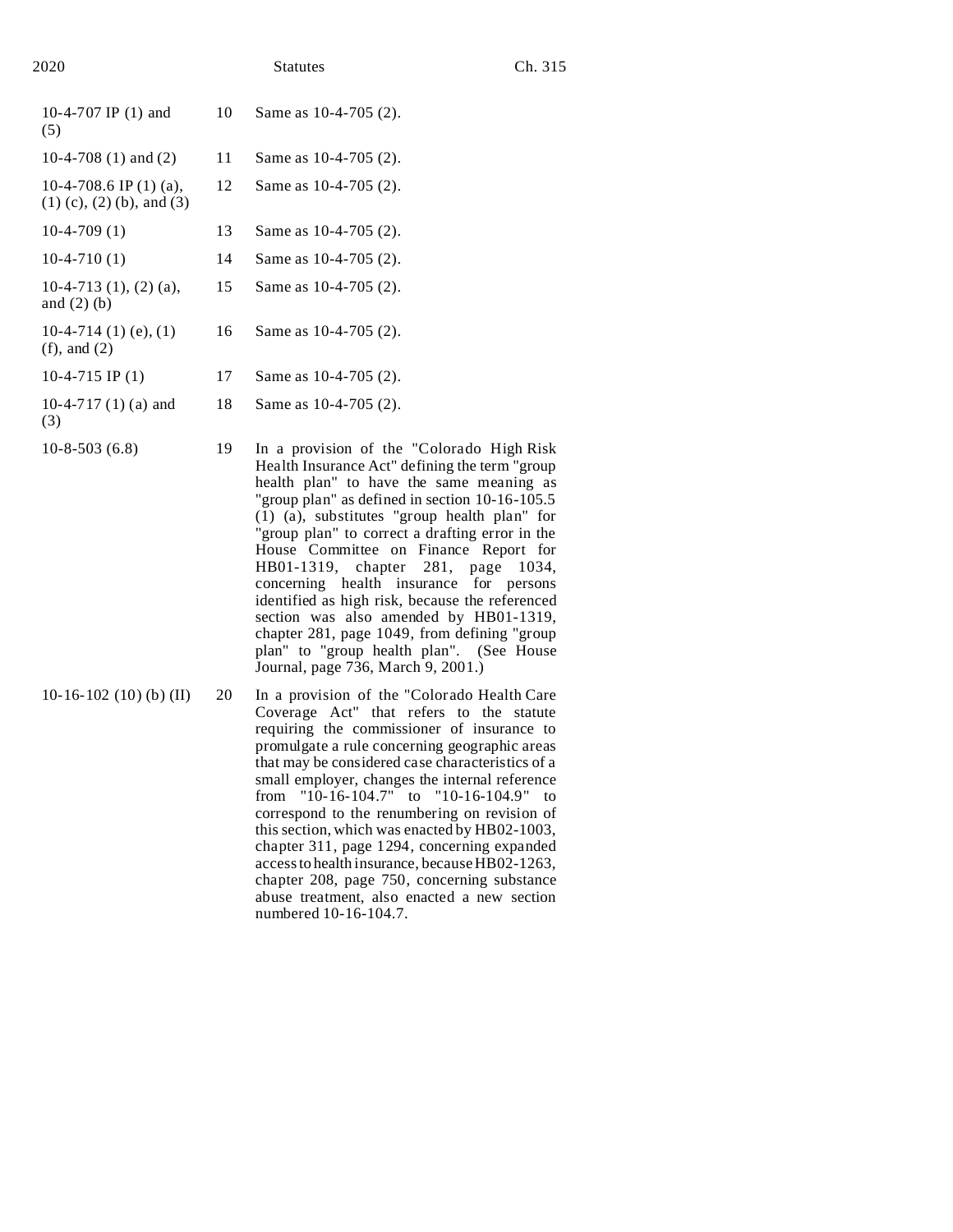| | | |
|---|---|---|
| 10-4-707 IP (1) and (5) | 10 | Same as 10-4-705 (2). |
| 10-4-708 (1) and (2) | 11 | Same as 10-4-705 (2). |
| 10-4-708.6 IP (1) (a), (1) (c), (2) (b), and (3) | 12 | Same as 10-4-705 (2). |
| 10-4-709 (1) | 13 | Same as 10-4-705 (2). |
| 10-4-710 (1) | 14 | Same as 10-4-705 (2). |
| 10-4-713 (1), (2) (a), and (2) (b) | 15 | Same as 10-4-705 (2). |
| 10-4-714 (1) (e), (1) (f), and (2) | 16 | Same as 10-4-705 (2). |
| 10-4-715 IP (1) | 17 | Same as 10-4-705 (2). |
| 10-4-717 (1) (a) and (3) | 18 | Same as 10-4-705 (2). |
| 10-8-503 (6.8) | 19 | In a provision of the "Colorado High Risk Health Insurance Act" defining the term "group health plan" to have the same meaning as "group plan" as defined in section 10-16-105.5 (1) (a), substitutes "group health plan" for "group plan" to correct a drafting error in the House Committee on Finance Report for HB01-1319, chapter 281, page 1034, concerning health insurance for persons identified as high risk, because the referenced section was also amended by HB01-1319, chapter 281, page 1049, from defining "group plan" to "group health plan". (See House Journal, page 736, March 9, 2001.) |
| 10-16-102 (10) (b) (II) | 20 | In a provision of the "Colorado Health Care Coverage Act" that refers to the statute requiring the commissioner of insurance to promulgate a rule concerning geographic areas that may be considered case characteristics of a small employer, changes the internal reference from "10-16-104.7" to "10-16-104.9" to correspond to the renumbering on revision of this section, which was enacted by HB02-1003, chapter 311, page 1294, concerning expanded access to health insurance, because HB02-1263, chapter 208, page 750, concerning substance abuse treatment, also enacted a new section numbered 10-16-104.7. |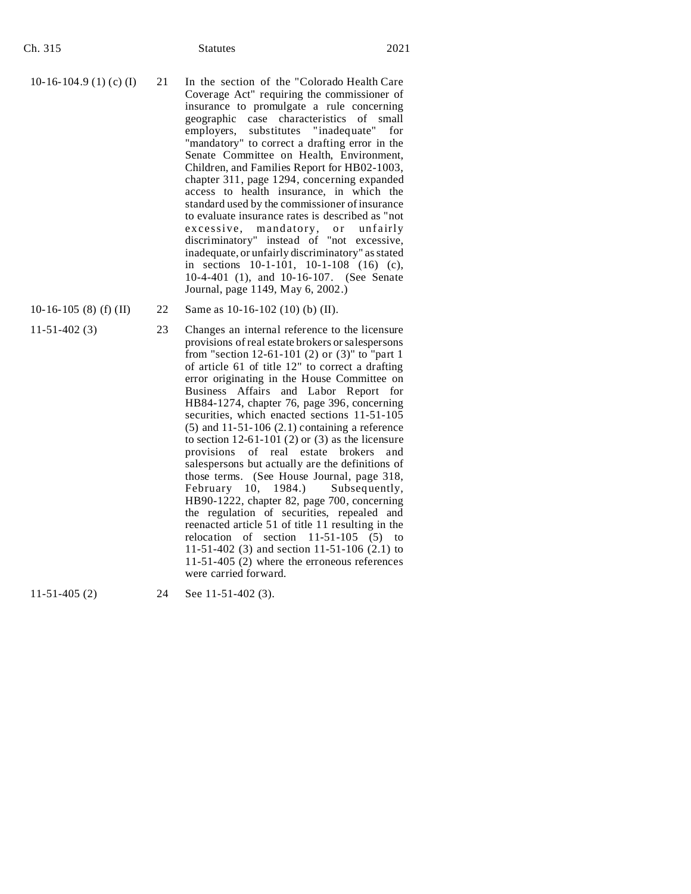| | | |
|---|---|---|
| 10-16-104.9 (1) (c) (I) | 21 | In the section of the "Colorado Health Care Coverage Act" requiring the commissioner of insurance to promulgate a rule concerning geographic case characteristics of small employers, substitutes "inadequate" for "mandatory" to correct a drafting error in the Senate Committee on Health, Environment, Children, and Families Report for HB02-1003, chapter 311, page 1294, concerning expanded access to health insurance, in which the standard used by the commissioner of insurance to evaluate insurance rates is described as "not excessive, mandatory, or unfairly discriminatory" instead of "not excessive, inadequate, or unfairly discriminatory" as stated in sections 10-1-101, 10-1-108 (16) (c), 10-4-401 (1), and 10-16-107. (See Senate Journal, page 1149, May 6, 2002.) |
| 10-16-105 (8) (f) (II) | 22 | Same as 10-16-102 (10) (b) (II). |
| 11-51-402 (3) | 23 | Changes an internal reference to the licensure provisions of real estate brokers or salespersons from "section 12-61-101 (2) or (3)" to "part 1 of article 61 of title 12" to correct a drafting error originating in the House Committee on Business Affairs and Labor Report for HB84-1274, chapter 76, page 396, concerning securities, which enacted sections 11-51-105 (5) and 11-51-106 (2.1) containing a reference to section 12-61-101 (2) or (3) as the licensure provisions of real estate brokers and salespersons but actually are the definitions of those terms. (See House Journal, page 318, February 10, 1984.) Subsequently, HB90-1222, chapter 82, page 700, concerning the regulation of securities, repealed and reenacted article 51 of title 11 resulting in the relocation of section 11-51-105 (5) to 11-51-402 (3) and section 11-51-106 (2.1) to 11-51-405 (2) where the erroneous references were carried forward. |
| 11-51-405 (2) | 24 | See 11-51-402 (3). |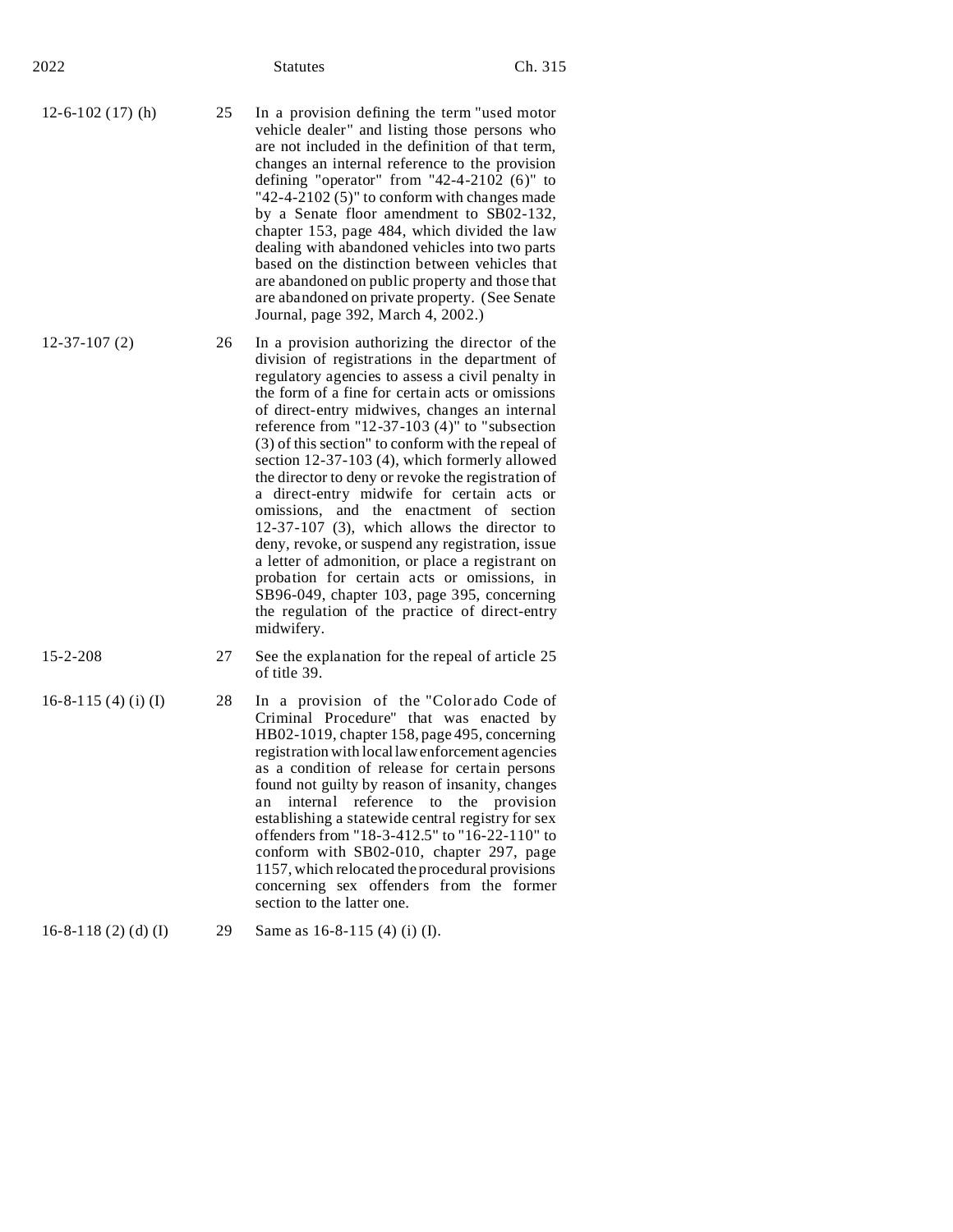| | | |
|---|---|---|
| 12-6-102 (17) (h) | 25 | In a provision defining the term "used motor vehicle dealer" and listing those persons who are not included in the definition of that term, changes an internal reference to the provision defining "operator" from "42-4-2102 (6)" to "42-4-2102 (5)" to conform with changes made by a Senate floor amendment to SB02-132, chapter 153, page 484, which divided the law dealing with abandoned vehicles into two parts based on the distinction between vehicles that are abandoned on public property and those that are abandoned on private property. (See Senate Journal, page 392, March 4, 2002.) |
| 12-37-107 (2) | 26 | In a provision authorizing the director of the division of registrations in the department of regulatory agencies to assess a civil penalty in the form of a fine for certain acts or omissions of direct-entry midwives, changes an internal reference from "12-37-103 (4)" to "subsection (3) of this section" to conform with the repeal of section 12-37-103 (4), which formerly allowed the director to deny or revoke the registration of a direct-entry midwife for certain acts or omissions, and the enactment of section 12-37-107 (3), which allows the director to deny, revoke, or suspend any registration, issue a letter of admonition, or place a registrant on probation for certain acts or omissions, in SB96-049, chapter 103, page 395, concerning the regulation of the practice of direct-entry midwifery. |
| 15-2-208 | 27 | See the explanation for the repeal of article 25 of title 39. |
| 16-8-115 (4) (i) (I) | 28 | In a provision of the "Colorado Code of Criminal Procedure" that was enacted by HB02-1019, chapter 158, page 495, concerning registration with local law enforcement agencies as a condition of release for certain persons found not guilty by reason of insanity, changes an internal reference to the provision establishing a statewide central registry for sex offenders from "18-3-412.5" to "16-22-110" to conform with SB02-010, chapter 297, page 1157, which relocated the procedural provisions concerning sex offenders from the former section to the latter one. |
| 16-8-118 (2) (d) (I) | 29 | Same as 16-8-115 (4) (i) (I). |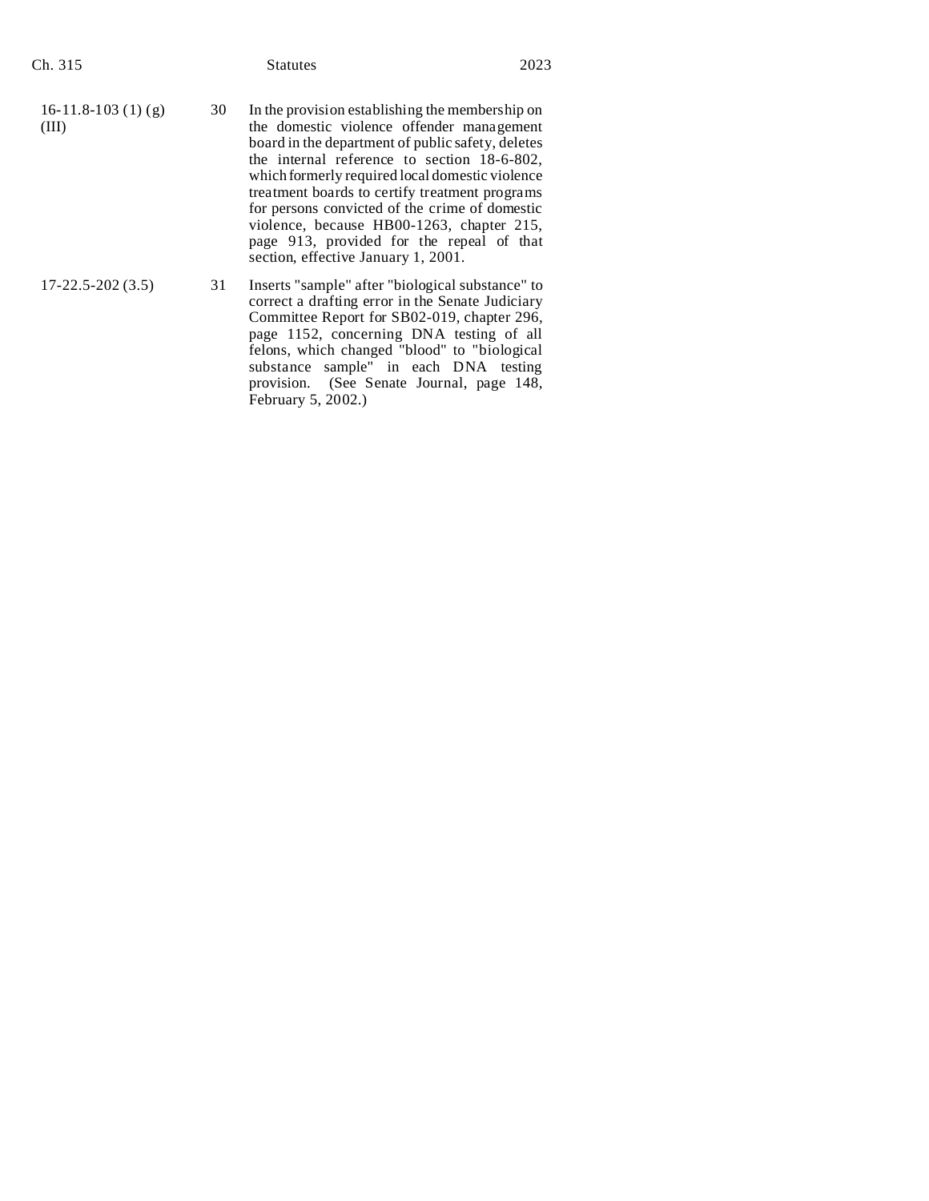| | | |
|---|---|---|
| 16-11.8-103 (1) (g) (III) | 30 | In the provision establishing the membership on the domestic violence offender management board in the department of public safety, deletes the internal reference to section 18-6-802, which formerly required local domestic violence treatment boards to certify treatment programs for persons convicted of the crime of domestic violence, because HB00-1263, chapter 215, page 913, provided for the repeal of that section, effective January 1, 2001. |
| 17-22.5-202 (3.5) | 31 | Inserts "sample" after "biological substance" to correct a drafting error in the Senate Judiciary Committee Report for SB02-019, chapter 296, page 1152, concerning DNA testing of all felons, which changed "blood" to "biological substance sample" in each DNA testing provision. (See Senate Journal, page 148, February 5, 2002.) |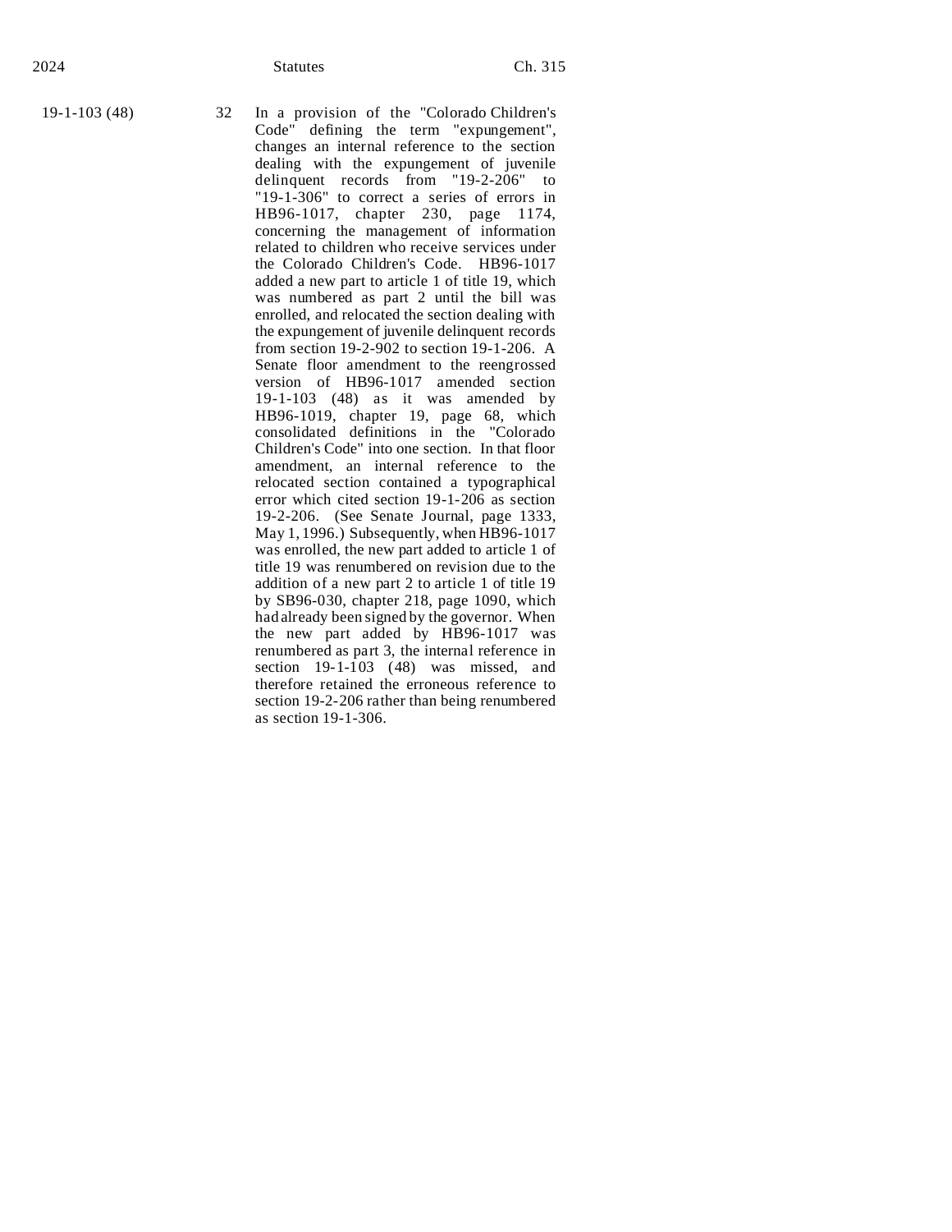| | | |
|---|---|---|
| 19-1-103 (48) | 32 | In a provision of the "Colorado Children's Code" defining the term "expungement", changes an internal reference to the section dealing with the expungement of juvenile delinquent records from "19-2-206" to "19-1-306" to correct a series of errors in HB96-1017, chapter 230, page 1174, concerning the management of information related to children who receive services under the Colorado Children's Code. HB96-1017 added a new part to article 1 of title 19, which was numbered as part 2 until the bill was enrolled, and relocated the section dealing with the expungement of juvenile delinquent records from section 19-2-902 to section 19-1-206. A Senate floor amendment to the reengrossed version of HB96-1017 amended section 19-1-103 (48) as it was amended by HB96-1019, chapter 19, page 68, which consolidated definitions in the "Colorado Children's Code" into one section. In that floor amendment, an internal reference to the relocated section contained a typographical error which cited section 19-1-206 as section 19-2-206. (See Senate Journal, page 1333, May 1, 1996.) Subsequently, when HB96-1017 was enrolled, the new part added to article 1 of title 19 was renumbered on revision due to the addition of a new part 2 to article 1 of title 19 by SB96-030, chapter 218, page 1090, which had already been signed by the governor. When the new part added by HB96-1017 was renumbered as part 3, the internal reference in section 19-1-103 (48) was missed, and therefore retained the erroneous reference to section 19-2-206 rather than being renumbered as section 19-1-306. |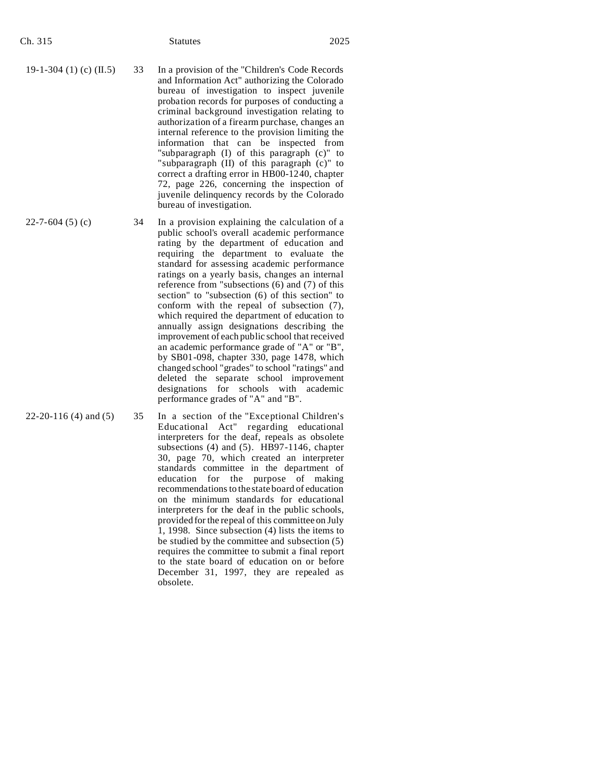| | | |
|---|---|---|
| 19-1-304 (1) (c) (II.5) | 33 | In a provision of the "Children's Code Records and Information Act" authorizing the Colorado bureau of investigation to inspect juvenile probation records for purposes of conducting a criminal background investigation relating to authorization of a firearm purchase, changes an internal reference to the provision limiting the information that can be inspected from "subparagraph (I) of this paragraph (c)" to "subparagraph (II) of this paragraph (c)" to correct a drafting error in HB00-1240, chapter 72, page 226, concerning the inspection of juvenile delinquency records by the Colorado bureau of investigation. |
| 22-7-604 (5) (c) | 34 | In a provision explaining the calculation of a public school's overall academic performance rating by the department of education and requiring the department to evaluate the standard for assessing academic performance ratings on a yearly basis, changes an internal reference from "subsections (6) and (7) of this section" to "subsection (6) of this section" to conform with the repeal of subsection (7), which required the department of education to annually assign designations describing the improvement of each public school that received an academic performance grade of "A" or "B", by SB01-098, chapter 330, page 1478, which changed school "grades" to school "ratings" and deleted the separate school improvement designations for schools with academic performance grades of "A" and "B". |
| 22-20-116 (4) and (5) | 35 | In a section of the "Exceptional Children's Educational Act" regarding educational interpreters for the deaf, repeals as obsolete subsections (4) and (5). HB97-1146, chapter 30, page 70, which created an interpreter standards committee in the department of education for the purpose of making recommendations to the state board of education on the minimum standards for educational interpreters for the deaf in the public schools, provided for the repeal of this committee on July 1, 1998. Since subsection (4) lists the items to be studied by the committee and subsection (5) requires the committee to submit a final report to the state board of education on or before December 31, 1997, they are repealed as obsolete. |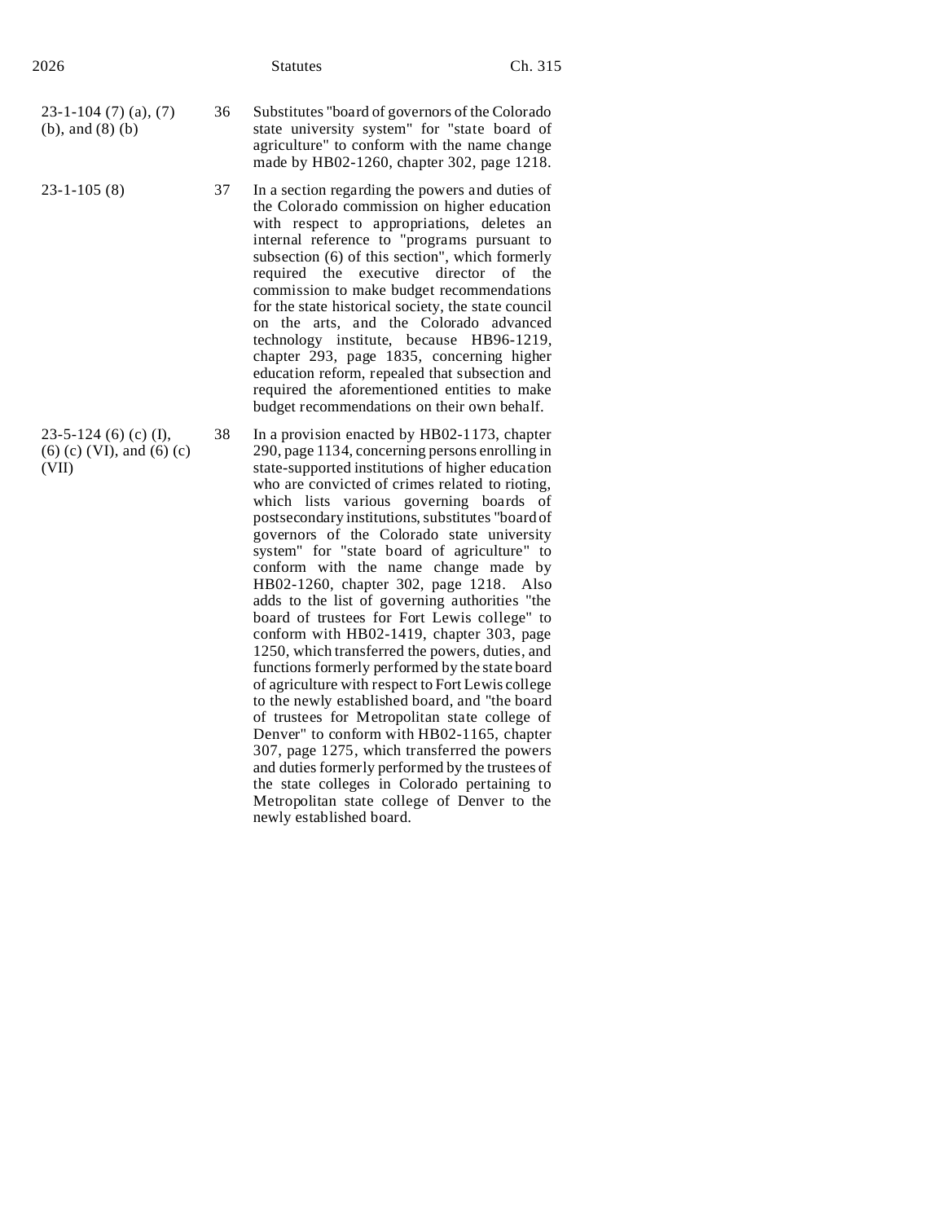| | | |
|---|---|---|
| 23-1-104 (7) (a), (7) (b), and (8) (b) | 36 | Substitutes "board of governors of the Colorado state university system" for "state board of agriculture" to conform with the name change made by HB02-1260, chapter 302, page 1218. |
| 23-1-105 (8) | 37 | In a section regarding the powers and duties of the Colorado commission on higher education with respect to appropriations, deletes an internal reference to "programs pursuant to subsection (6) of this section", which formerly required the executive director of the commission to make budget recommendations for the state historical society, the state council on the arts, and the Colorado advanced technology institute, because HB96-1219, chapter 293, page 1835, concerning higher education reform, repealed that subsection and required the aforementioned entities to make budget recommendations on their own behalf. |
| 23-5-124 (6) (c) (I), (6) (c) (VI), and (6) (c) (VII) | 38 | In a provision enacted by HB02-1173, chapter 290, page 1134, concerning persons enrolling in state-supported institutions of higher education who are convicted of crimes related to rioting, which lists various governing boards of postsecondary institutions, substitutes "board of governors of the Colorado state university system" for "state board of agriculture" to conform with the name change made by HB02-1260, chapter 302, page 1218. Also adds to the list of governing authorities "the board of trustees for Fort Lewis college" to conform with HB02-1419, chapter 303, page 1250, which transferred the powers, duties, and functions formerly performed by the state board of agriculture with respect to Fort Lewis college to the newly established board, and "the board of trustees for Metropolitan state college of Denver" to conform with HB02-1165, chapter 307, page 1275, which transferred the powers and duties formerly performed by the trustees of the state colleges in Colorado pertaining to Metropolitan state college of Denver to the newly established board. |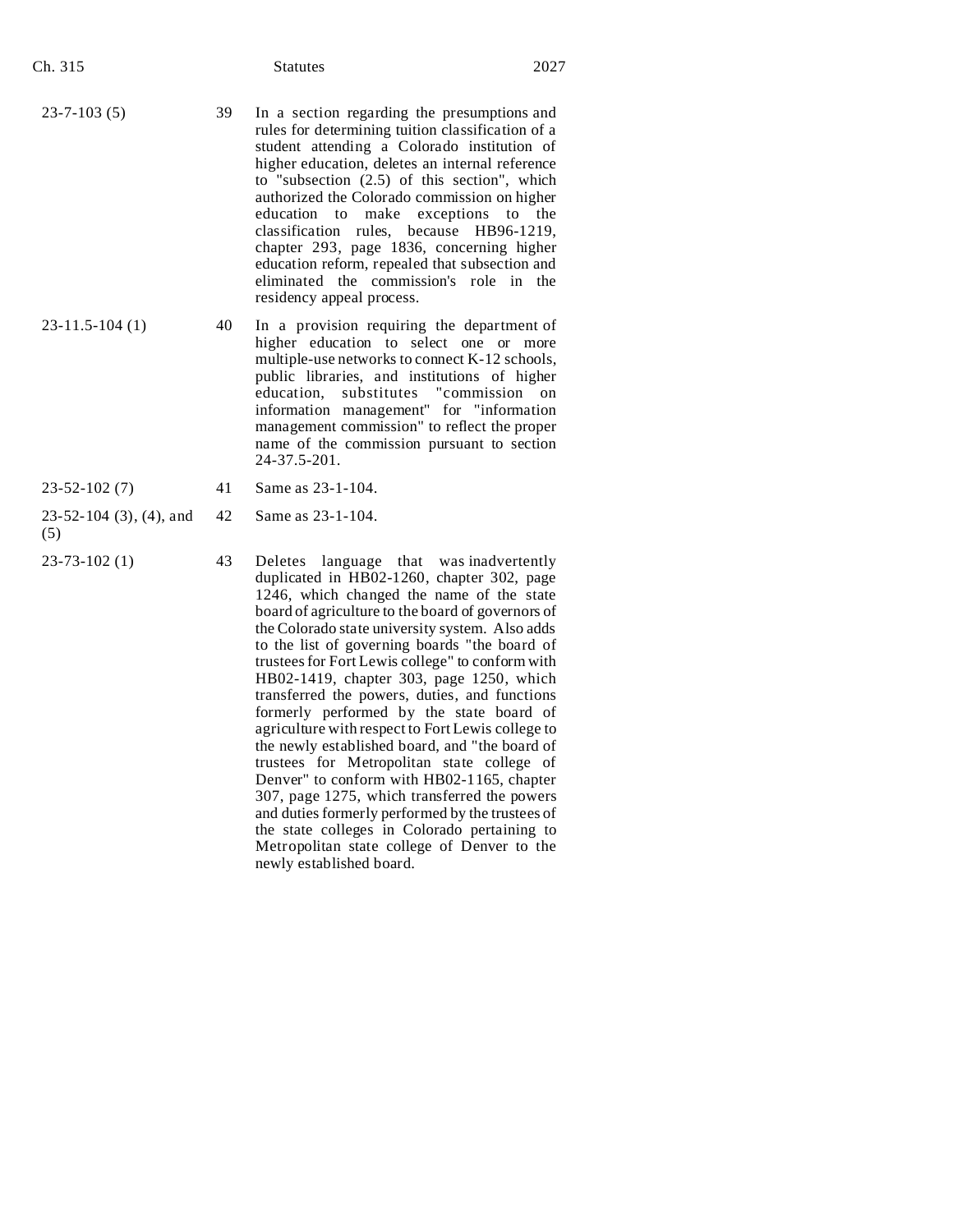| | | |
|---|---|---|
| 23-7-103 (5) | 39 | In a section regarding the presumptions and rules for determining tuition classification of a student attending a Colorado institution of higher education, deletes an internal reference to "subsection (2.5) of this section", which authorized the Colorado commission on higher education to make exceptions to the classification rules, because HB96-1219, chapter 293, page 1836, concerning higher education reform, repealed that subsection and eliminated the commission's role in the residency appeal process. |
| 23-11.5-104 (1) | 40 | In a provision requiring the department of higher education to select one or more multiple-use networks to connect K-12 schools, public libraries, and institutions of higher education, substitutes "commission on information management" for "information management commission" to reflect the proper name of the commission pursuant to section 24-37.5-201. |
| 23-52-102 (7) | 41 | Same as 23-1-104. |
| 23-52-104 (3), (4), and (5) | 42 | Same as 23-1-104. |
| 23-73-102 (1) | 43 | Deletes language that was inadvertently duplicated in HB02-1260, chapter 302, page 1246, which changed the name of the state board of agriculture to the board of governors of the Colorado state university system. Also adds to the list of governing boards "the board of trustees for Fort Lewis college" to conform with HB02-1419, chapter 303, page 1250, which transferred the powers, duties, and functions formerly performed by the state board of agriculture with respect to Fort Lewis college to the newly established board, and "the board of trustees for Metropolitan state college of Denver" to conform with HB02-1165, chapter 307, page 1275, which transferred the powers and duties formerly performed by the trustees of the state colleges in Colorado pertaining to Metropolitan state college of Denver to the newly established board. |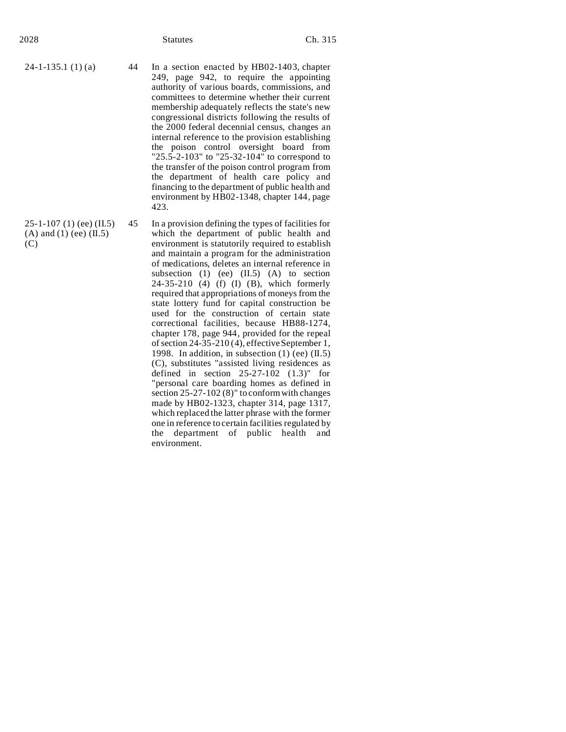| | | |
|---|---|---|
| 24-1-135.1 (1) (a) | 44 | In a section enacted by HB02-1403, chapter 249, page 942, to require the appointing authority of various boards, commissions, and committees to determine whether their current membership adequately reflects the state's new congressional districts following the results of the 2000 federal decennial census, changes an internal reference to the provision establishing the poison control oversight board from "25.5-2-103" to "25-32-104" to correspond to the transfer of the poison control program from the department of health care policy and financing to the department of public health and environment by HB02-1348, chapter 144, page 423. |
| 25-1-107 (1) (ee) (II.5) (A) and (1) (ee) (II.5) (C) | 45 | In a provision defining the types of facilities for which the department of public health and environment is statutorily required to establish and maintain a program for the administration of medications, deletes an internal reference in subsection (1) (ee) (II.5) (A) to section 24-35-210 (4) (f) (I) (B), which formerly required that appropriations of moneys from the state lottery fund for capital construction be used for the construction of certain state correctional facilities, because HB88-1274, chapter 178, page 944, provided for the repeal of section 24-35-210 (4), effective September 1, 1998. In addition, in subsection (1) (ee) (II.5) (C), substitutes "assisted living residences as defined in section 25-27-102 (1.3)" for "personal care boarding homes as defined in section 25-27-102 (8)" to conform with changes made by HB02-1323, chapter 314, page 1317, which replaced the latter phrase with the former one in reference to certain facilities regulated by the department of public health and environment. |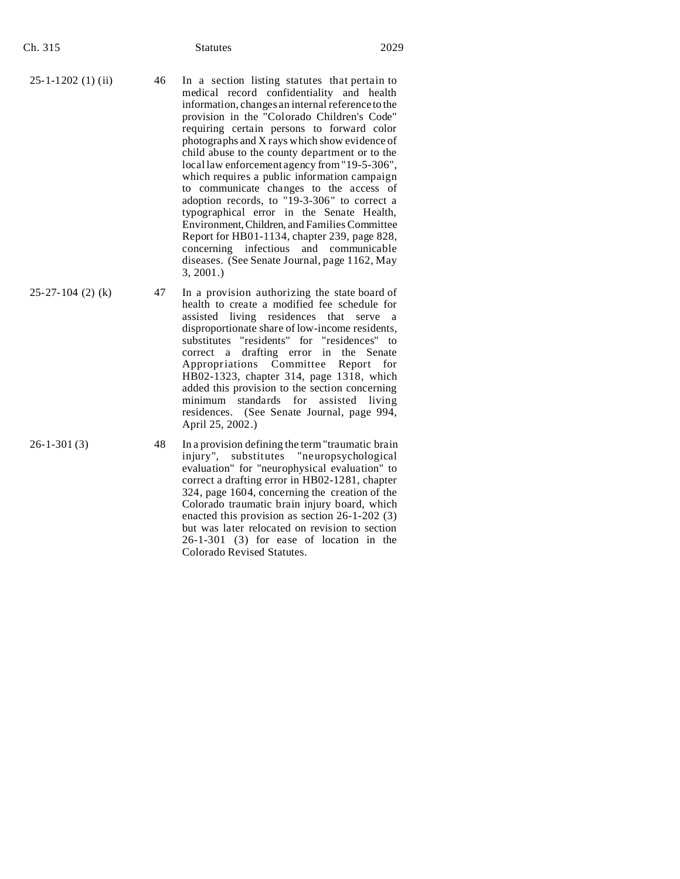| | | |
|---|---|---|
| 25-1-1202 (1) (ii) | 46 | In a section listing statutes that pertain to medical record confidentiality and health information, changes an internal reference to the provision in the "Colorado Children's Code" requiring certain persons to forward color photographs and X rays which show evidence of child abuse to the county department or to the local law enforcement agency from "19-5-306", which requires a public information campaign to communicate changes to the access of adoption records, to "19-3-306" to correct a typographical error in the Senate Health, Environment, Children, and Families Committee Report for HB01-1134, chapter 239, page 828, concerning infectious and communicable diseases. (See Senate Journal, page 1162, May 3, 2001.) |
| 25-27-104 (2) (k) | 47 | In a provision authorizing the state board of health to create a modified fee schedule for assisted living residences that serve a disproportionate share of low-income residents, substitutes "residents" for "residences" to correct a drafting error in the Senate Appropriations Committee Report for HB02-1323, chapter 314, page 1318, which added this provision to the section concerning minimum standards for assisted living residences. (See Senate Journal, page 994, April 25, 2002.) |
| 26-1-301 (3) | 48 | In a provision defining the term "traumatic brain injury", substitutes "neuropsychological evaluation" for "neurophysical evaluation" to correct a drafting error in HB02-1281, chapter 324, page 1604, concerning the creation of the Colorado traumatic brain injury board, which enacted this provision as section 26-1-202 (3) but was later relocated on revision to section 26-1-301 (3) for ease of location in the Colorado Revised Statutes. |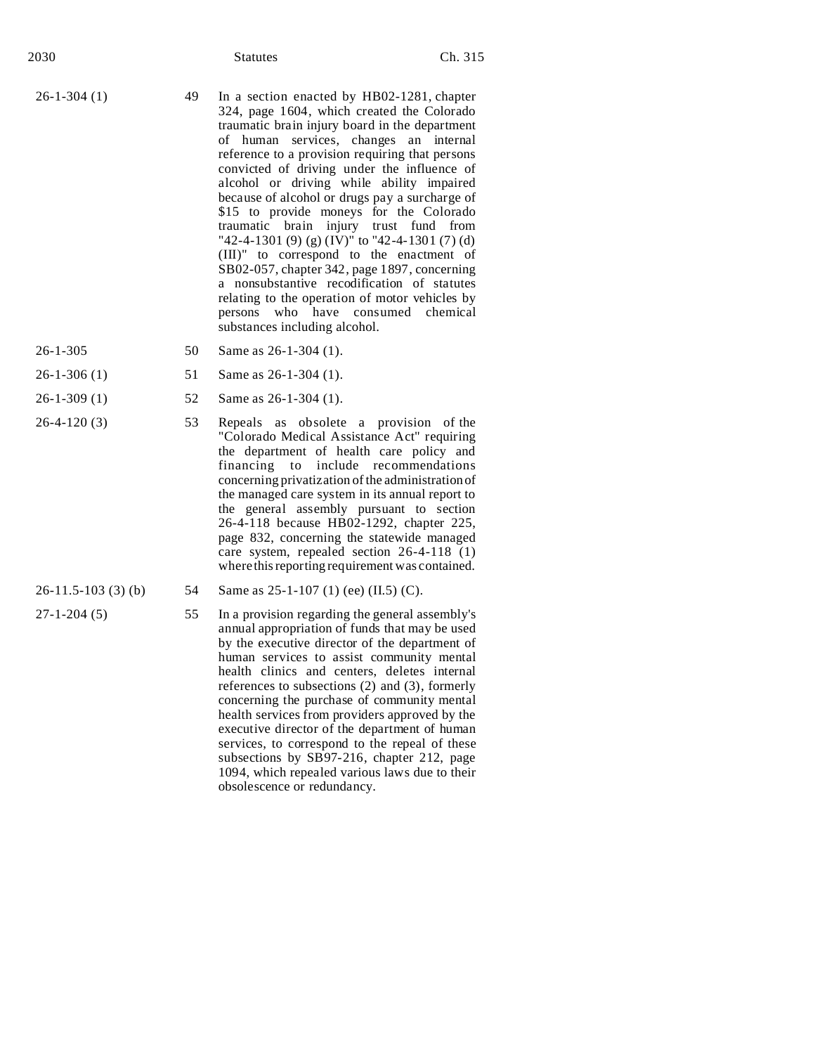| | | |
|---|---|---|
| 26-1-304 (1) | 49 | In a section enacted by HB02-1281, chapter 324, page 1604, which created the Colorado traumatic brain injury board in the department of human services, changes an internal reference to a provision requiring that persons convicted of driving under the influence of alcohol or driving while ability impaired because of alcohol or drugs pay a surcharge of $15 to provide moneys for the Colorado traumatic brain injury trust fund from "42-4-1301 (9) (g) (IV)" to "42-4-1301 (7) (d) (III)" to correspond to the enactment of SB02-057, chapter 342, page 1897, concerning a nonsubstantive recodification of statutes relating to the operation of motor vehicles by persons who have consumed chemical substances including alcohol. |
| 26-1-305 | 50 | Same as 26-1-304 (1). |
| 26-1-306 (1) | 51 | Same as 26-1-304 (1). |
| 26-1-309 (1) | 52 | Same as 26-1-304 (1). |
| 26-4-120 (3) | 53 | Repeals as obsolete a provision of the "Colorado Medical Assistance Act" requiring the department of health care policy and financing to include recommendations concerning privatization of the administration of the managed care system in its annual report to the general assembly pursuant to section 26-4-118 because HB02-1292, chapter 225, page 832, concerning the statewide managed care system, repealed section 26-4-118 (1) where this reporting requirement was contained. |
| 26-11.5-103 (3) (b) | 54 | Same as 25-1-107 (1) (ee) (II.5) (C). |
| 27-1-204 (5) | 55 | In a provision regarding the general assembly's annual appropriation of funds that may be used by the executive director of the department of human services to assist community mental health clinics and centers, deletes internal references to subsections (2) and (3), formerly concerning the purchase of community mental health services from providers approved by the executive director of the department of human services, to correspond to the repeal of these subsections by SB97-216, chapter 212, page 1094, which repealed various laws due to their obsolescence or redundancy. |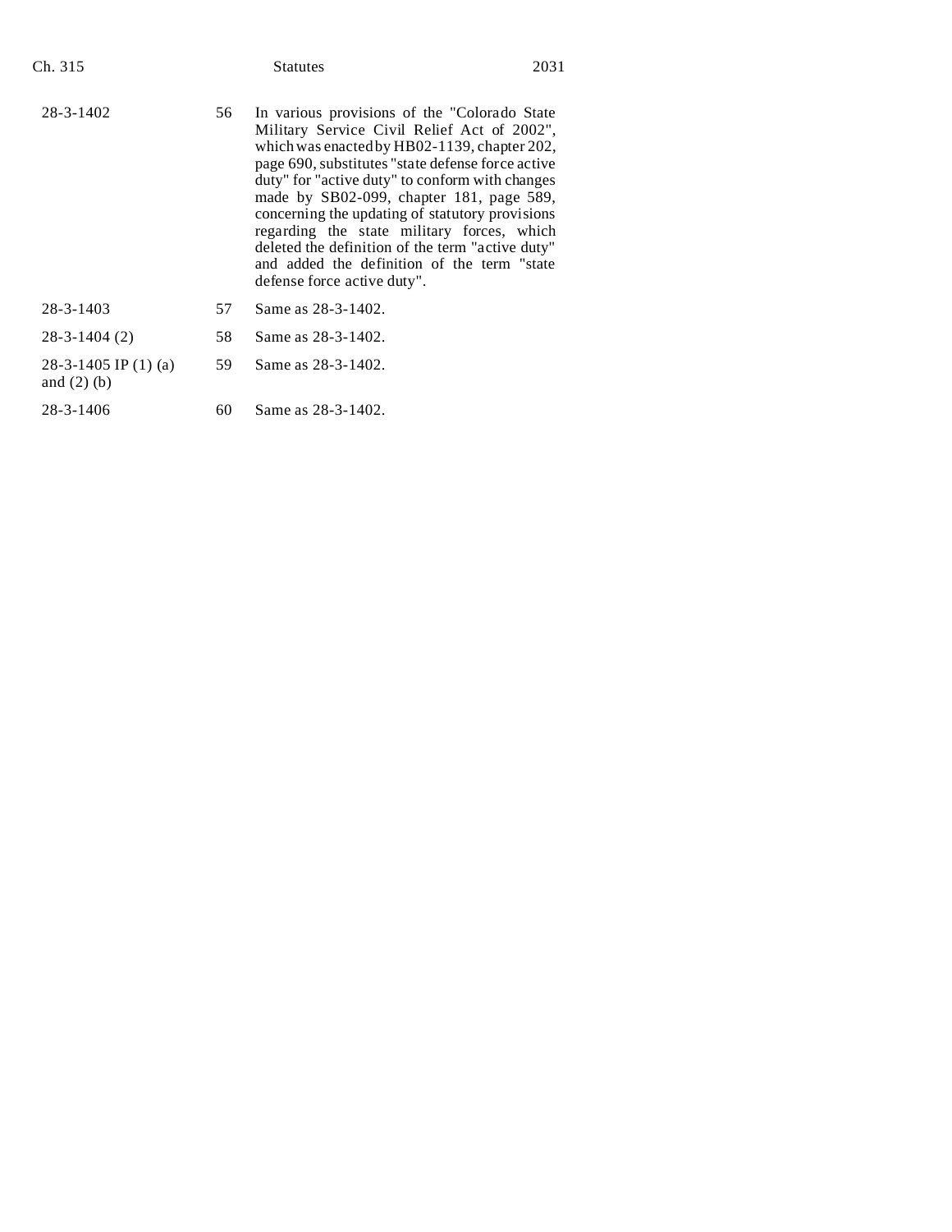| | | |
|---|---|---|
| 28-3-1402 | 56 | In various provisions of the "Colorado State Military Service Civil Relief Act of 2002", which was enacted by HB02-1139, chapter 202, page 690, substitutes "state defense force active duty" for "active duty" to conform with changes made by SB02-099, chapter 181, page 589, concerning the updating of statutory provisions regarding the state military forces, which deleted the definition of the term "active duty" and added the definition of the term "state defense force active duty". |
| 28-3-1403 | 57 | Same as 28-3-1402. |
| 28-3-1404 (2) | 58 | Same as 28-3-1402. |
| 28-3-1405 IP (1) (a) and (2) (b) | 59 | Same as 28-3-1402. |
| 28-3-1406 | 60 | Same as 28-3-1402. |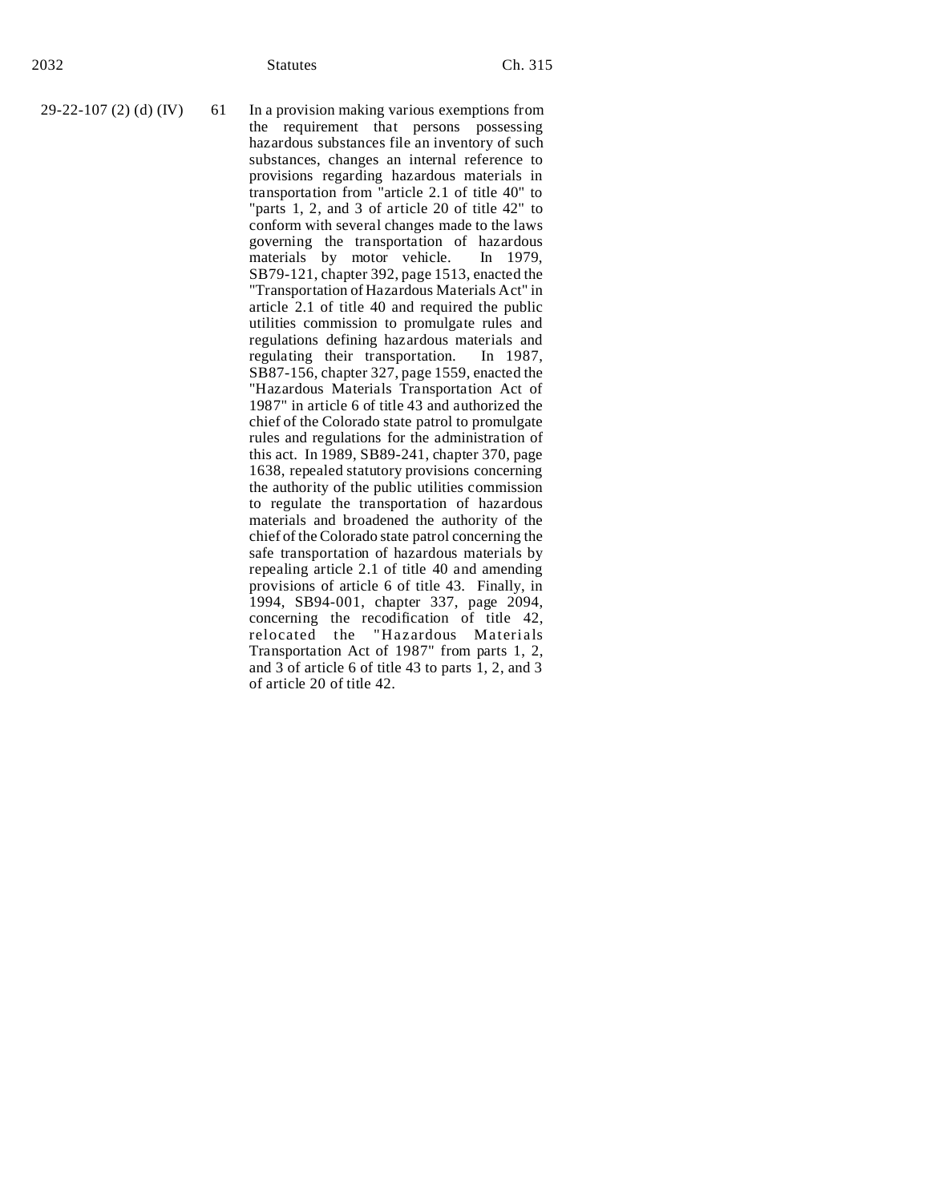| | | |
|---|---|---|
| 29-22-107 (2) (d) (IV) | 61 | In a provision making various exemptions from the requirement that persons possessing hazardous substances file an inventory of such substances, changes an internal reference to provisions regarding hazardous materials in transportation from "article 2.1 of title 40" to "parts 1, 2, and 3 of article 20 of title 42" to conform with several changes made to the laws governing the transportation of hazardous materials by motor vehicle. In 1979, SB79-121, chapter 392, page 1513, enacted the "Transportation of Hazardous Materials Act" in article 2.1 of title 40 and required the public utilities commission to promulgate rules and regulations defining hazardous materials and regulating their transportation. In 1987, SB87-156, chapter 327, page 1559, enacted the "Hazardous Materials Transportation Act of 1987" in article 6 of title 43 and authorized the chief of the Colorado state patrol to promulgate rules and regulations for the administration of this act. In 1989, SB89-241, chapter 370, page 1638, repealed statutory provisions concerning the authority of the public utilities commission to regulate the transportation of hazardous materials and broadened the authority of the chief of the Colorado state patrol concerning the safe transportation of hazardous materials by repealing article 2.1 of title 40 and amending provisions of article 6 of title 43. Finally, in 1994, SB94-001, chapter 337, page 2094, concerning the recodification of title 42, relocated the "Hazardous Materials Transportation Act of 1987" from parts 1, 2, and 3 of article 6 of title 43 to parts 1, 2, and 3 of article 20 of title 42. |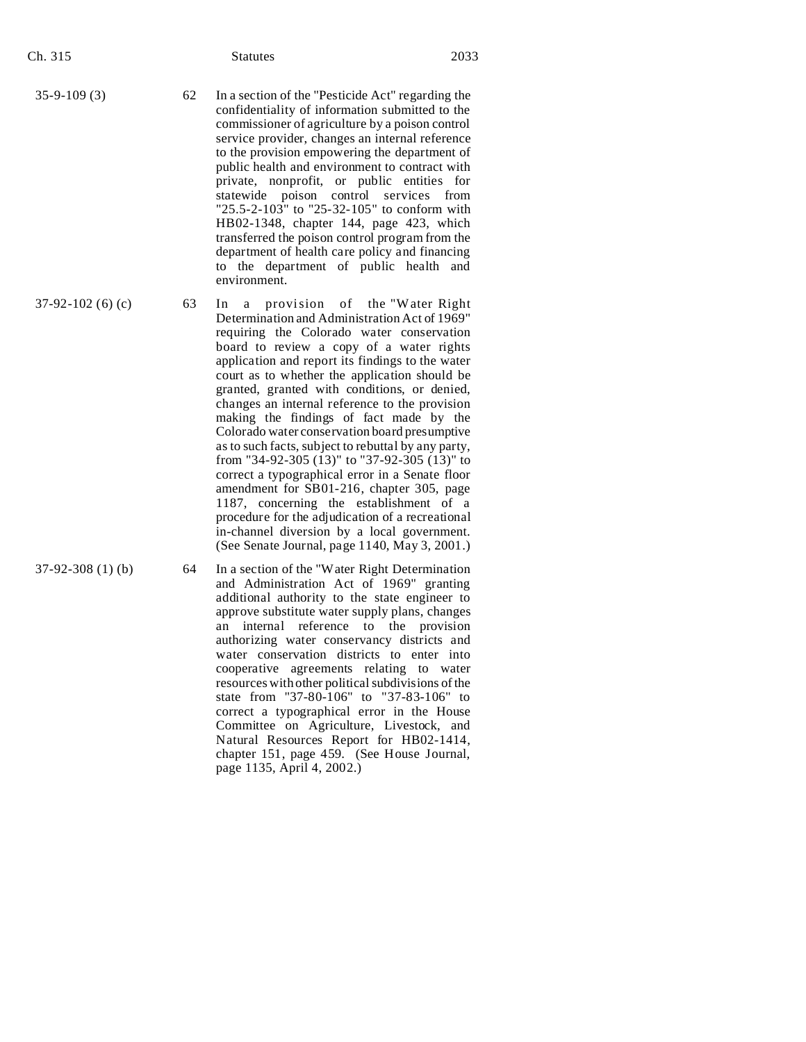| | | |
|---|---|---|
| 35-9-109 (3) | 62 | In a section of the "Pesticide Act" regarding the confidentiality of information submitted to the commissioner of agriculture by a poison control service provider, changes an internal reference to the provision empowering the department of public health and environment to contract with private, nonprofit, or public entities for statewide poison control services from "25.5-2-103" to "25-32-105" to conform with HB02-1348, chapter 144, page 423, which transferred the poison control program from the department of health care policy and financing to the department of public health and environment. |
| 37-92-102 (6) (c) | 63 | In a provision of the "Water Right Determination and Administration Act of 1969" requiring the Colorado water conservation board to review a copy of a water rights application and report its findings to the water court as to whether the application should be granted, granted with conditions, or denied, changes an internal reference to the provision making the findings of fact made by the Colorado water conservation board presumptive as to such facts, subject to rebuttal by any party, from "34-92-305 (13)" to "37-92-305 (13)" to correct a typographical error in a Senate floor amendment for SB01-216, chapter 305, page 1187, concerning the establishment of a procedure for the adjudication of a recreational in-channel diversion by a local government. (See Senate Journal, page 1140, May 3, 2001.) |
| 37-92-308 (1) (b) | 64 | In a section of the "Water Right Determination and Administration Act of 1969" granting additional authority to the state engineer to approve substitute water supply plans, changes an internal reference to the provision authorizing water conservancy districts and water conservation districts to enter into cooperative agreements relating to water resources with other political subdivisions of the state from "37-80-106" to "37-83-106" to correct a typographical error in the House Committee on Agriculture, Livestock, and Natural Resources Report for HB02-1414, chapter 151, page 459. (See House Journal, page 1135, April 4, 2002.) |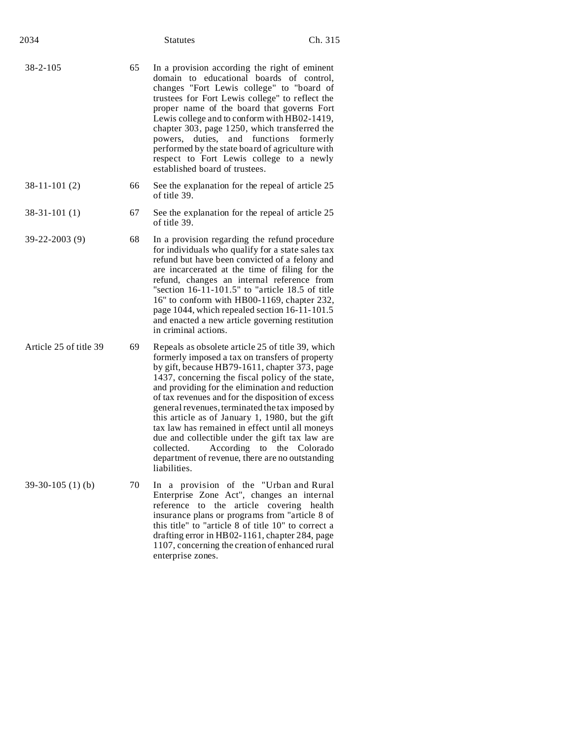| | | |
|---|---|---|
| 38-2-105 | 65 | In a provision according the right of eminent domain to educational boards of control, changes "Fort Lewis college" to "board of trustees for Fort Lewis college" to reflect the proper name of the board that governs Fort Lewis college and to conform with HB02-1419, chapter 303, page 1250, which transferred the powers, duties, and functions formerly performed by the state board of agriculture with respect to Fort Lewis college to a newly established board of trustees. |
| 38-11-101 (2) | 66 | See the explanation for the repeal of article 25 of title 39. |
| 38-31-101 (1) | 67 | See the explanation for the repeal of article 25 of title 39. |
| 39-22-2003 (9) | 68 | In a provision regarding the refund procedure for individuals who qualify for a state sales tax refund but have been convicted of a felony and are incarcerated at the time of filing for the refund, changes an internal reference from "section 16-11-101.5" to "article 18.5 of title 16" to conform with HB00-1169, chapter 232, page 1044, which repealed section 16-11-101.5 and enacted a new article governing restitution in criminal actions. |
| Article 25 of title 39 | 69 | Repeals as obsolete article 25 of title 39, which formerly imposed a tax on transfers of property by gift, because HB79-1611, chapter 373, page 1437, concerning the fiscal policy of the state, and providing for the elimination and reduction of tax revenues and for the disposition of excess general revenues, terminated the tax imposed by this article as of January 1, 1980, but the gift tax law has remained in effect until all moneys due and collectible under the gift tax law are collected. According to the Colorado department of revenue, there are no outstanding liabilities. |
| 39-30-105 (1) (b) | 70 | In a provision of the "Urban and Rural Enterprise Zone Act", changes an internal reference to the article covering health insurance plans or programs from "article 8 of this title" to "article 8 of title 10" to correct a drafting error in HB02-1161, chapter 284, page 1107, concerning the creation of enhanced rural enterprise zones. |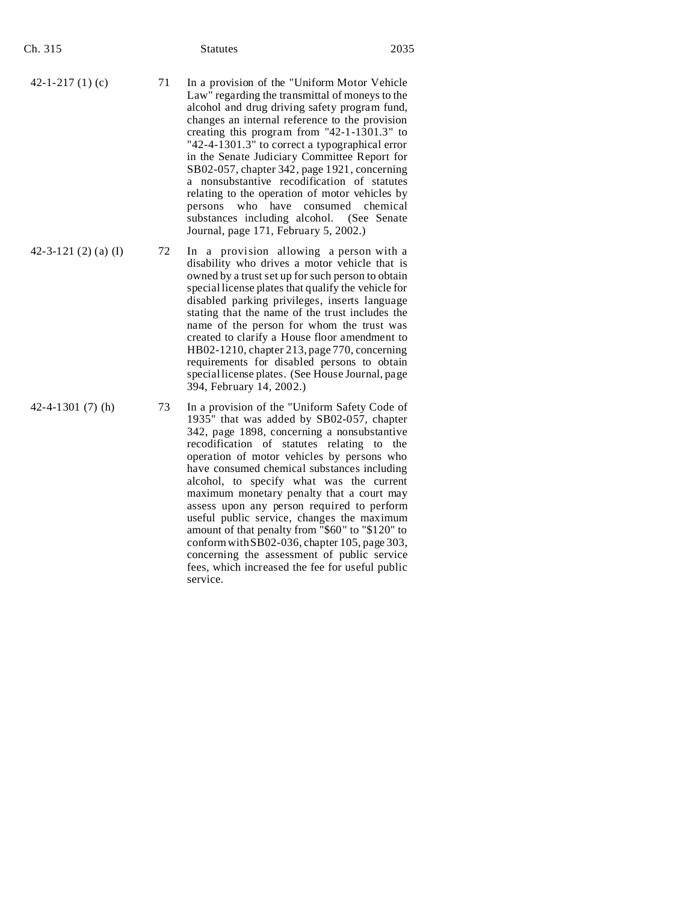| | | |
|---|---|---|
| 42-1-217 (1) (c) | 71 | In a provision of the "Uniform Motor Vehicle Law" regarding the transmittal of moneys to the alcohol and drug driving safety program fund, changes an internal reference to the provision creating this program from "42-1-1301.3" to "42-4-1301.3" to correct a typographical error in the Senate Judiciary Committee Report for SB02-057, chapter 342, page 1921, concerning a nonsubstantive recodification of statutes relating to the operation of motor vehicles by persons who have consumed chemical substances including alcohol. (See Senate Journal, page 171, February 5, 2002.) |
| 42-3-121 (2) (a) (I) | 72 | In a provision allowing a person with a disability who drives a motor vehicle that is owned by a trust set up for such person to obtain special license plates that qualify the vehicle for disabled parking privileges, inserts language stating that the name of the trust includes the name of the person for whom the trust was created to clarify a House floor amendment to HB02-1210, chapter 213, page 770, concerning requirements for disabled persons to obtain special license plates. (See House Journal, page 394, February 14, 2002.) |
| 42-4-1301 (7) (h) | 73 | In a provision of the "Uniform Safety Code of 1935" that was added by SB02-057, chapter 342, page 1898, concerning a nonsubstantive recodification of statutes relating to the operation of motor vehicles by persons who have consumed chemical substances including alcohol, to specify what was the current maximum monetary penalty that a court may assess upon any person required to perform useful public service, changes the maximum amount of that penalty from "$60" to "$120" to conform with SB02-036, chapter 105, page 303, concerning the assessment of public service fees, which increased the fee for useful public service. |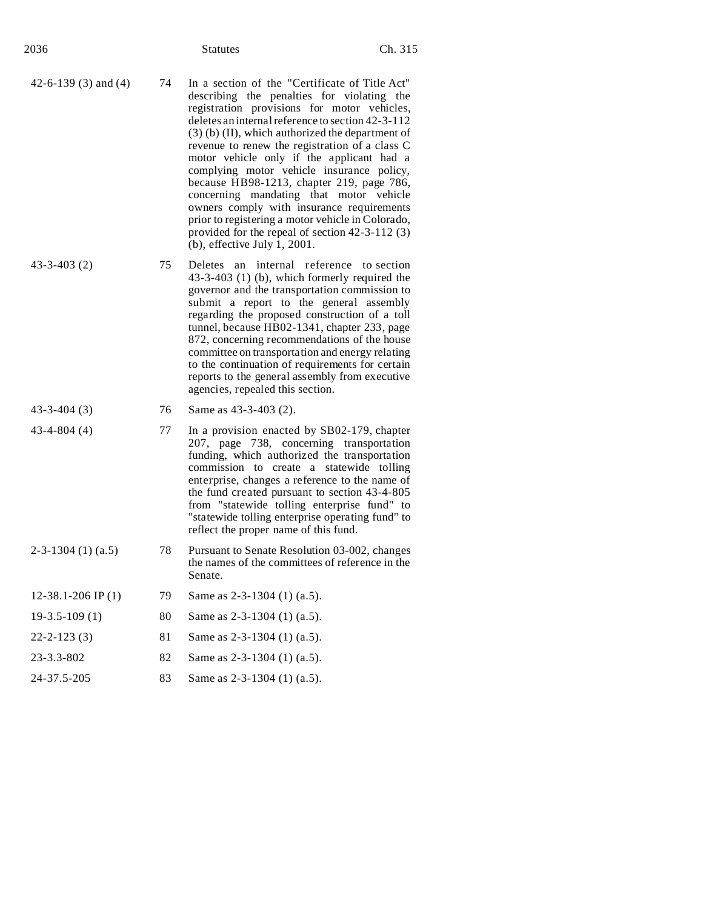| | | |
|---|---|---|
| 42-6-139 (3) and (4) | 74 | In a section of the "Certificate of Title Act" describing the penalties for violating the registration provisions for motor vehicles, deletes an internal reference to section 42-3-112 (3) (b) (II), which authorized the department of revenue to renew the registration of a class C motor vehicle only if the applicant had a complying motor vehicle insurance policy, because HB98-1213, chapter 219, page 786, concerning mandating that motor vehicle owners comply with insurance requirements prior to registering a motor vehicle in Colorado, provided for the repeal of section 42-3-112 (3) (b), effective July 1, 2001. |
| 43-3-403 (2) | 75 | Deletes an internal reference to section 43-3-403 (1) (b), which formerly required the governor and the transportation commission to submit a report to the general assembly regarding the proposed construction of a toll tunnel, because HB02-1341, chapter 233, page 872, concerning recommendations of the house committee on transportation and energy relating to the continuation of requirements for certain reports to the general assembly from executive agencies, repealed this section. |
| 43-3-404 (3) | 76 | Same as 43-3-403 (2). |
| 43-4-804 (4) | 77 | In a provision enacted by SB02-179, chapter 207, page 738, concerning transportation funding, which authorized the transportation commission to create a statewide tolling enterprise, changes a reference to the name of the fund created pursuant to section 43-4-805 from "statewide tolling enterprise fund" to "statewide tolling enterprise operating fund" to reflect the proper name of this fund. |
| 2-3-1304 (1) (a.5) | 78 | Pursuant to Senate Resolution 03-002, changes the names of the committees of reference in the Senate. |
| 12-38.1-206 IP (1) | 79 | Same as 2-3-1304 (1) (a.5). |
| 19-3.5-109 (1) | 80 | Same as 2-3-1304 (1) (a.5). |
| 22-2-123 (3) | 81 | Same as 2-3-1304 (1) (a.5). |
| 23-3.3-802 | 82 | Same as 2-3-1304 (1) (a.5). |
| 24-37.5-205 | 83 | Same as 2-3-1304 (1) (a.5). |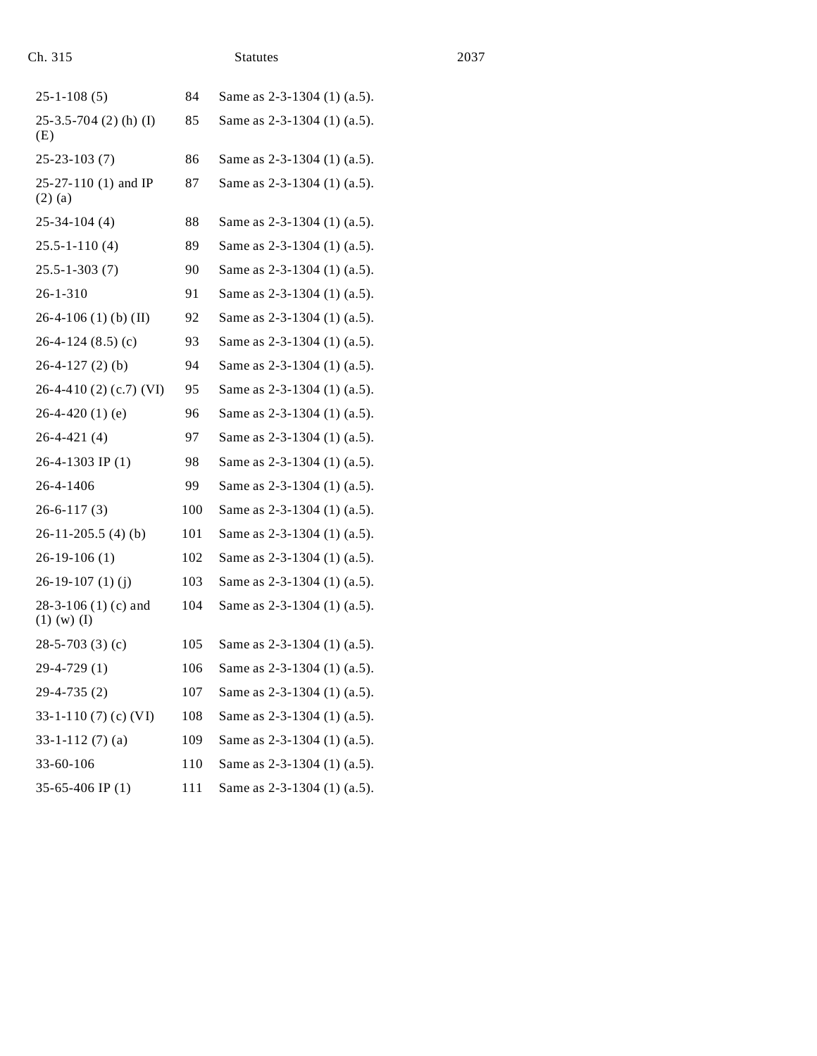| | | |
|---|---|---|
| 25-1-108 (5) | 84 | Same as 2-3-1304 (1) (a.5). |
| 25-3.5-704 (2) (h) (I) (E) | 85 | Same as 2-3-1304 (1) (a.5). |
| 25-23-103 (7) | 86 | Same as 2-3-1304 (1) (a.5). |
| 25-27-110 (1) and IP (2) (a) | 87 | Same as 2-3-1304 (1) (a.5). |
| 25-34-104 (4) | 88 | Same as 2-3-1304 (1) (a.5). |
| 25.5-1-110 (4) | 89 | Same as 2-3-1304 (1) (a.5). |
| 25.5-1-303 (7) | 90 | Same as 2-3-1304 (1) (a.5). |
| 26-1-310 | 91 | Same as 2-3-1304 (1) (a.5). |
| 26-4-106 (1) (b) (II) | 92 | Same as 2-3-1304 (1) (a.5). |
| 26-4-124 (8.5) (c) | 93 | Same as 2-3-1304 (1) (a.5). |
| 26-4-127 (2) (b) | 94 | Same as 2-3-1304 (1) (a.5). |
| 26-4-410 (2) (c.7) (VI) | 95 | Same as 2-3-1304 (1) (a.5). |
| 26-4-420 (1) (e) | 96 | Same as 2-3-1304 (1) (a.5). |
| 26-4-421 (4) | 97 | Same as 2-3-1304 (1) (a.5). |
| 26-4-1303 IP (1) | 98 | Same as 2-3-1304 (1) (a.5). |
| 26-4-1406 | 99 | Same as 2-3-1304 (1) (a.5). |
| 26-6-117 (3) | 100 | Same as 2-3-1304 (1) (a.5). |
| 26-11-205.5 (4) (b) | 101 | Same as 2-3-1304 (1) (a.5). |
| 26-19-106 (1) | 102 | Same as 2-3-1304 (1) (a.5). |
| 26-19-107 (1) (j) | 103 | Same as 2-3-1304 (1) (a.5). |
| 28-3-106 (1) (c) and (1) (w) (I) | 104 | Same as 2-3-1304 (1) (a.5). |
| 28-5-703 (3) (c) | 105 | Same as 2-3-1304 (1) (a.5). |
| 29-4-729 (1) | 106 | Same as 2-3-1304 (1) (a.5). |
| 29-4-735 (2) | 107 | Same as 2-3-1304 (1) (a.5). |
| 33-1-110 (7) (c) (VI) | 108 | Same as 2-3-1304 (1) (a.5). |
| 33-1-112 (7) (a) | 109 | Same as 2-3-1304 (1) (a.5). |
| 33-60-106 | 110 | Same as 2-3-1304 (1) (a.5). |
| 35-65-406 IP (1) | 111 | Same as 2-3-1304 (1) (a.5). |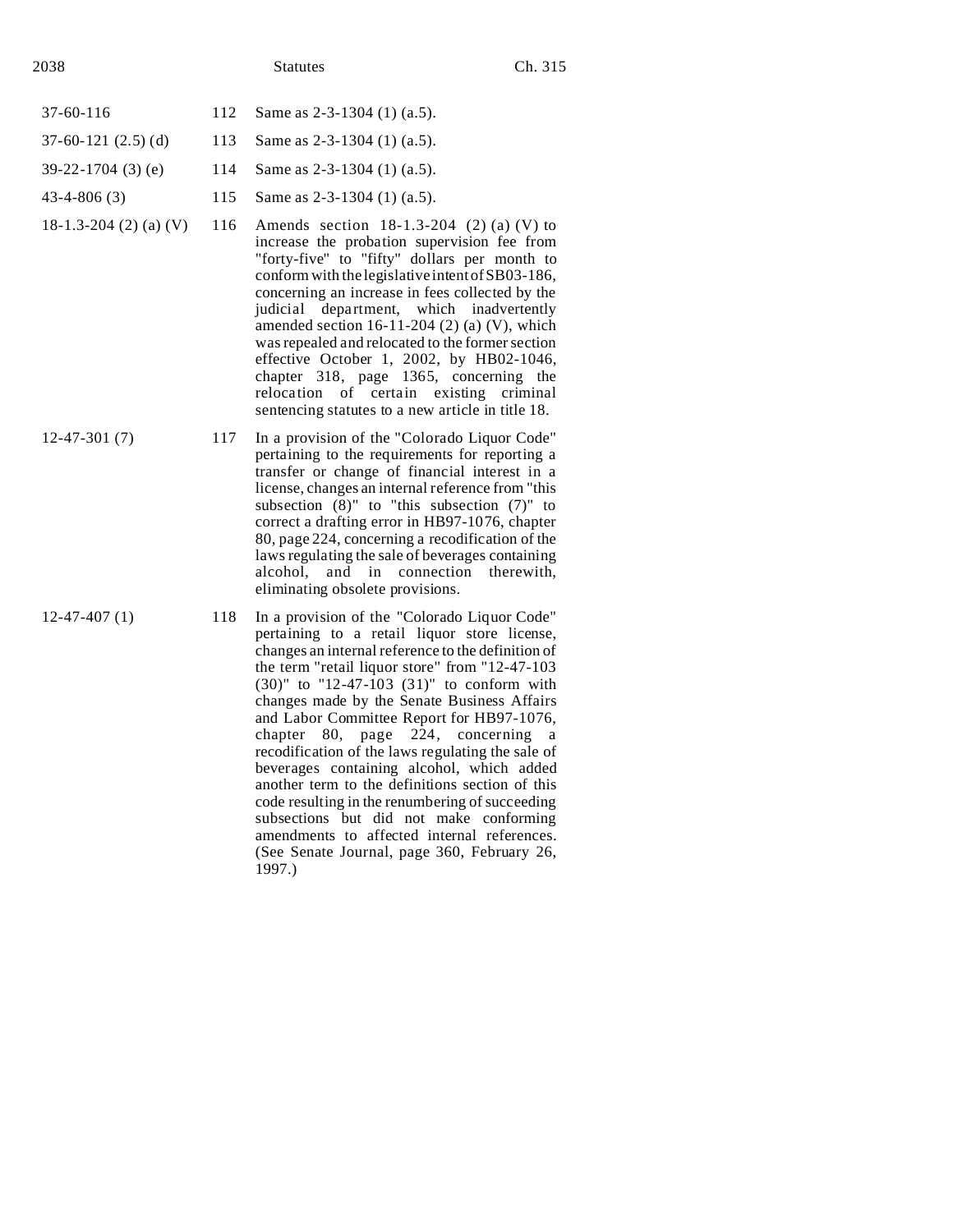| | | |
|---|---|---|
| 37-60-116 | 112 | Same as 2-3-1304 (1) (a.5). |
| 37-60-121 (2.5) (d) | 113 | Same as 2-3-1304 (1) (a.5). |
| 39-22-1704 (3) (e) | 114 | Same as 2-3-1304 (1) (a.5). |
| 43-4-806 (3) | 115 | Same as 2-3-1304 (1) (a.5). |
| 18-1.3-204 (2) (a) (V) | 116 | Amends section 18-1.3-204 (2) (a) (V) to increase the probation supervision fee from "forty-five" to "fifty" dollars per month to conform with the legislative intent of SB03-186, concerning an increase in fees collected by the judicial department, which inadvertently amended section 16-11-204 (2) (a) (V), which was repealed and relocated to the former section effective October 1, 2002, by HB02-1046, chapter 318, page 1365, concerning the relocation of certain existing criminal sentencing statutes to a new article in title 18. |
| 12-47-301 (7) | 117 | In a provision of the "Colorado Liquor Code" pertaining to the requirements for reporting a transfer or change of financial interest in a license, changes an internal reference from "this subsection (8)" to "this subsection (7)" to correct a drafting error in HB97-1076, chapter 80, page 224, concerning a recodification of the laws regulating the sale of beverages containing alcohol, and in connection therewith, eliminating obsolete provisions. |
| 12-47-407 (1) | 118 | In a provision of the "Colorado Liquor Code" pertaining to a retail liquor store license, changes an internal reference to the definition of the term "retail liquor store" from "12-47-103 (30)" to "12-47-103 (31)" to conform with changes made by the Senate Business Affairs and Labor Committee Report for HB97-1076, chapter 80, page 224, concerning a recodification of the laws regulating the sale of beverages containing alcohol, which added another term to the definitions section of this code resulting in the renumbering of succeeding subsections but did not make conforming amendments to affected internal references. (See Senate Journal, page 360, February 26, 1997.) |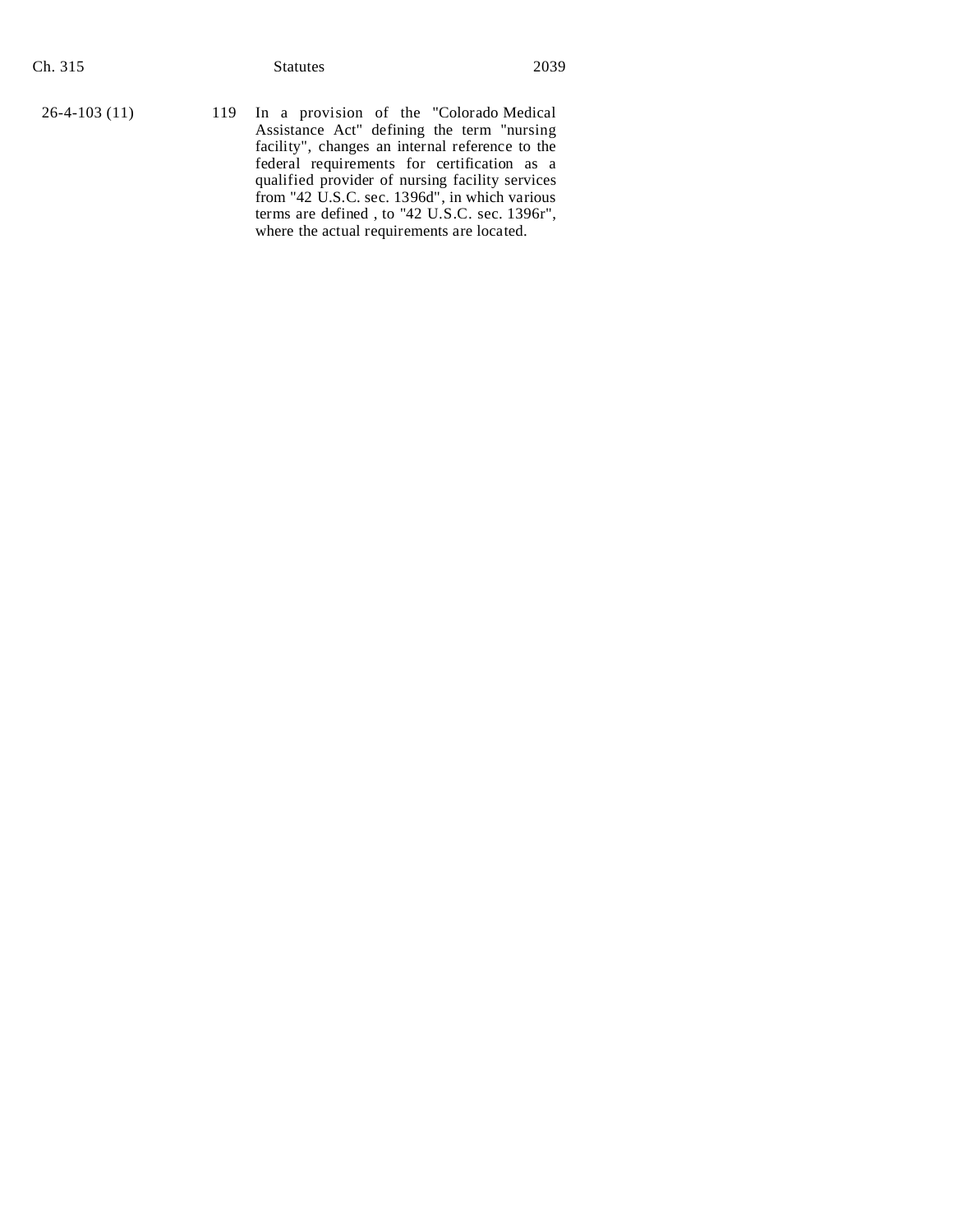| | | |
|---|---|---|
| 26-4-103 (11) | 119 | In a provision of the "Colorado Medical Assistance Act" defining the term "nursing facility", changes an internal reference to the federal requirements for certification as a qualified provider of nursing facility services from "42 U.S.C. sec. 1396d", in which various terms are defined , to "42 U.S.C. sec. 1396r", where the actual requirements are located. |